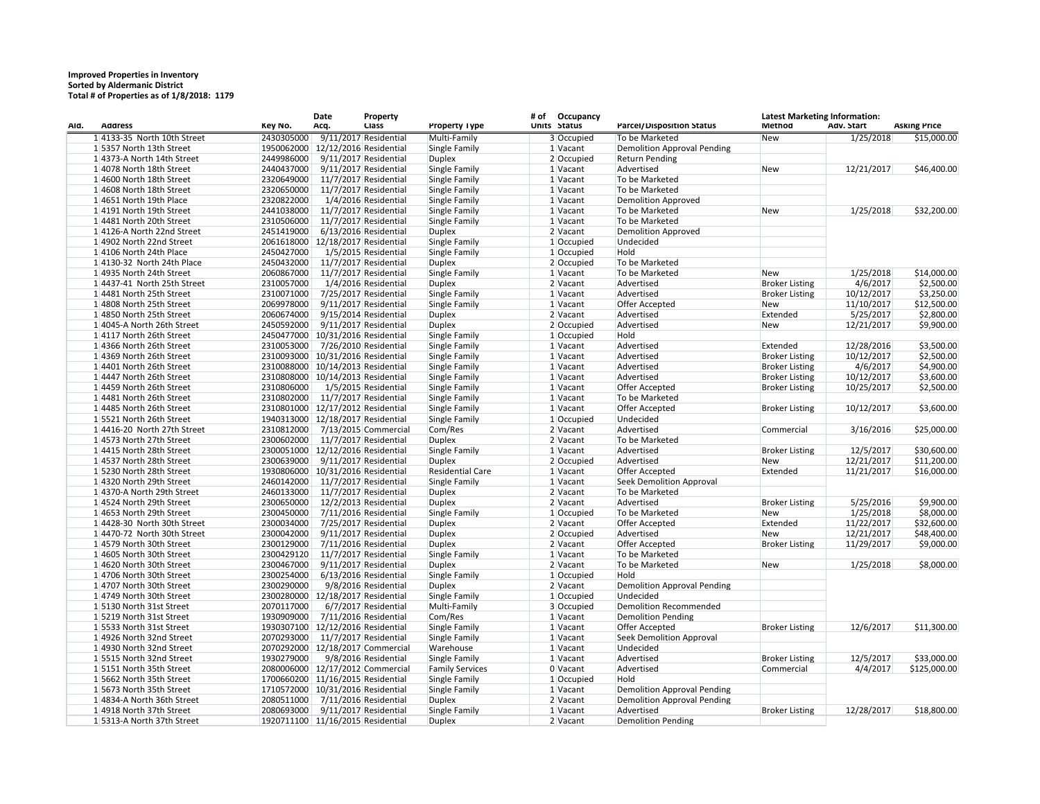**Improved Properties in Inventory**
**Sorted by Aldermanic District**
**Total # of Properties as of 1/8/2018: 1179**

| Ald. | Address | Key No. | Date Acq. | Property Class | Property Type | # of Units | Occupancy Status | Parcel/Disposition Status | Latest Marketing Information: Method | Adv. Start | Asking Price |
|---|---|---|---|---|---|---|---|---|---|---|---|
| 1 | 4133-35 North 10th Street | 2430305000 | 9/11/2017 | Residential | Multi-Family | 3 | Occupied | To be Marketed | New | 1/25/2018 | $15,000.00 |
| 1 | 5357 North 13th Street | 1950062000 | 12/12/2016 | Residential | Single Family | 1 | Vacant | Demolition Approval Pending | | | |
| 1 | 4373-A North 14th Street | 2449986000 | 9/11/2017 | Residential | Duplex | 2 | Occupied | Return Pending | | | |
| 1 | 4078 North 18th Street | 2440437000 | 9/11/2017 | Residential | Single Family | 1 | Vacant | Advertised | New | 12/21/2017 | $46,400.00 |
| 1 | 4600 North 18th Street | 2320649000 | 11/7/2017 | Residential | Single Family | 1 | Vacant | To be Marketed | | | |
| 1 | 4608 North 18th Street | 2320650000 | 11/7/2017 | Residential | Single Family | 1 | Vacant | To be Marketed | | | |
| 1 | 4651 North 19th Place | 2320822000 | 1/4/2016 | Residential | Single Family | 1 | Vacant | Demolition Approved | | | |
| 1 | 4191 North 19th Street | 2441038000 | 11/7/2017 | Residential | Single Family | 1 | Vacant | To be Marketed | New | 1/25/2018 | $32,200.00 |
| 1 | 4481 North 20th Street | 2310506000 | 11/7/2017 | Residential | Single Family | 1 | Vacant | To be Marketed | | | |
| 1 | 4126-A North 22nd Street | 2451419000 | 6/13/2016 | Residential | Duplex | 2 | Vacant | Demolition Approved | | | |
| 1 | 4902 North 22nd Street | 2061618000 | 12/18/2017 | Residential | Single Family | 1 | Occupied | Undecided | | | |
| 1 | 4106 North 24th Place | 2450427000 | 1/5/2015 | Residential | Single Family | 1 | Occupied | Hold | | | |
| 1 | 4130-32 North 24th Place | 2450432000 | 11/7/2017 | Residential | Duplex | 2 | Occupied | To be Marketed | | | |
| 1 | 4935 North 24th Street | 2060867000 | 11/7/2017 | Residential | Single Family | 1 | Vacant | To be Marketed | New | 1/25/2018 | $14,000.00 |
| 1 | 4437-41 North 25th Street | 2310057000 | 1/4/2016 | Residential | Duplex | 2 | Vacant | Advertised | Broker Listing | 4/6/2017 | $2,500.00 |
| 1 | 4481 North 25th Street | 2310071000 | 7/25/2017 | Residential | Single Family | 1 | Vacant | Advertised | Broker Listing | 10/12/2017 | $3,250.00 |
| 1 | 4808 North 25th Street | 2069978000 | 9/11/2017 | Residential | Single Family | 1 | Vacant | Offer Accepted | New | 11/10/2017 | $12,500.00 |
| 1 | 4850 North 25th Street | 2060674000 | 9/15/2014 | Residential | Duplex | 2 | Vacant | Advertised | Extended | 5/25/2017 | $2,800.00 |
| 1 | 4045-A North 26th Street | 2450592000 | 9/11/2017 | Residential | Duplex | 2 | Occupied | Advertised | New | 12/21/2017 | $9,900.00 |
| 1 | 4117 North 26th Street | 2450477000 | 10/31/2016 | Residential | Single Family | 1 | Occupied | Hold | | | |
| 1 | 4366 North 26th Street | 2310053000 | 7/26/2010 | Residential | Single Family | 1 | Vacant | Advertised | Extended | 12/28/2016 | $3,500.00 |
| 1 | 4369 North 26th Street | 2310093000 | 10/31/2016 | Residential | Single Family | 1 | Vacant | Advertised | Broker Listing | 10/12/2017 | $2,500.00 |
| 1 | 4401 North 26th Street | 2310088000 | 10/14/2013 | Residential | Single Family | 1 | Vacant | Advertised | Broker Listing | 4/6/2017 | $4,900.00 |
| 1 | 4447 North 26th Street | 2310808000 | 10/14/2013 | Residential | Single Family | 1 | Vacant | Advertised | Broker Listing | 10/12/2017 | $3,600.00 |
| 1 | 4459 North 26th Street | 2310806000 | 1/5/2015 | Residential | Single Family | 1 | Vacant | Offer Accepted | Broker Listing | 10/25/2017 | $2,500.00 |
| 1 | 4481 North 26th Street | 2310802000 | 11/7/2017 | Residential | Single Family | 1 | Vacant | To be Marketed | | | |
| 1 | 4485 North 26th Street | 2310801000 | 12/17/2012 | Residential | Single Family | 1 | Vacant | Offer Accepted | Broker Listing | 10/12/2017 | $3,600.00 |
| 1 | 5521 North 26th Street | 1940313000 | 12/18/2017 | Residential | Single Family | 1 | Occupied | Undecided | | | |
| 1 | 4416-20 North 27th Street | 2310812000 | 7/13/2015 | Commercial | Com/Res | 2 | Vacant | Advertised | Commercial | 3/16/2016 | $25,000.00 |
| 1 | 4573 North 27th Street | 2300602000 | 11/7/2017 | Residential | Duplex | 2 | Vacant | To be Marketed | | | |
| 1 | 4415 North 28th Street | 2300051000 | 12/12/2016 | Residential | Single Family | 1 | Vacant | Advertised | Broker Listing | 12/5/2017 | $30,600.00 |
| 1 | 4537 North 28th Street | 2300639000 | 9/11/2017 | Residential | Duplex | 2 | Occupied | Advertised | New | 12/21/2017 | $11,200.00 |
| 1 | 5230 North 28th Street | 1930806000 | 10/31/2016 | Residential | Residential Care | 1 | Vacant | Offer Accepted | Extended | 11/21/2017 | $16,000.00 |
| 1 | 4320 North 29th Street | 2460142000 | 11/7/2017 | Residential | Single Family | 1 | Vacant | Seek Demolition Approval | | | |
| 1 | 4370-A North 29th Street | 2460133000 | 11/7/2017 | Residential | Duplex | 2 | Vacant | To be Marketed | | | |
| 1 | 4524 North 29th Street | 2300650000 | 12/2/2013 | Residential | Duplex | 2 | Vacant | Advertised | Broker Listing | 5/25/2016 | $9,900.00 |
| 1 | 4653 North 29th Street | 2300450000 | 7/11/2016 | Residential | Single Family | 1 | Occupied | To be Marketed | New | 1/25/2018 | $8,000.00 |
| 1 | 4428-30 North 30th Street | 2300034000 | 7/25/2017 | Residential | Duplex | 2 | Vacant | Offer Accepted | Extended | 11/22/2017 | $32,600.00 |
| 1 | 4470-72 North 30th Street | 2300042000 | 9/11/2017 | Residential | Duplex | 2 | Occupied | Advertised | New | 12/21/2017 | $48,400.00 |
| 1 | 4579 North 30th Street | 2300129000 | 7/11/2016 | Residential | Duplex | 2 | Vacant | Offer Accepted | Broker Listing | 11/29/2017 | $9,000.00 |
| 1 | 4605 North 30th Street | 2300429120 | 11/7/2017 | Residential | Single Family | 1 | Vacant | To be Marketed | | | |
| 1 | 4620 North 30th Street | 2300467000 | 9/11/2017 | Residential | Duplex | 2 | Vacant | To be Marketed | New | 1/25/2018 | $8,000.00 |
| 1 | 4706 North 30th Street | 2300254000 | 6/13/2016 | Residential | Single Family | 1 | Occupied | Hold | | | |
| 1 | 4707 North 30th Street | 2300290000 | 9/8/2016 | Residential | Duplex | 2 | Vacant | Demolition Approval Pending | | | |
| 1 | 4749 North 30th Street | 2300280000 | 12/18/2017 | Residential | Single Family | 1 | Occupied | Undecided | | | |
| 1 | 5130 North 31st Street | 2070117000 | 6/7/2017 | Residential | Multi-Family | 3 | Occupied | Demolition Recommended | | | |
| 1 | 5219 North 31st Street | 1930909000 | 7/11/2016 | Residential | Com/Res | 1 | Vacant | Demolition Pending | | | |
| 1 | 5533 North 31st Street | 1930307100 | 12/12/2016 | Residential | Single Family | 1 | Vacant | Offer Accepted | Broker Listing | 12/6/2017 | $11,300.00 |
| 1 | 4926 North 32nd Street | 2070293000 | 11/7/2017 | Residential | Single Family | 1 | Vacant | Seek Demolition Approval | | | |
| 1 | 4930 North 32nd Street | 2070292000 | 12/18/2017 | Commercial | Warehouse | 1 | Vacant | Undecided | | | |
| 1 | 5515 North 32nd Street | 1930279000 | 9/8/2016 | Residential | Single Family | 1 | Vacant | Advertised | Broker Listing | 12/5/2017 | $33,000.00 |
| 1 | 5151 North 35th Street | 2080006000 | 12/17/2012 | Commercial | Family Services | 0 | Vacant | Advertised | Commercial | 4/4/2017 | $125,000.00 |
| 1 | 5662 North 35th Street | 1700660200 | 11/16/2015 | Residential | Single Family | 1 | Occupied | Hold | | | |
| 1 | 5673 North 35th Street | 1710572000 | 10/31/2016 | Residential | Single Family | 1 | Vacant | Demolition Approval Pending | | | |
| 1 | 4834-A North 36th Street | 2080511000 | 7/11/2016 | Residential | Duplex | 2 | Vacant | Demolition Approval Pending | | | |
| 1 | 4918 North 37th Street | 2080693000 | 9/11/2017 | Residential | Single Family | 1 | Vacant | Advertised | Broker Listing | 12/28/2017 | $18,800.00 |
| 1 | 5313-A North 37th Street | 1920711100 | 11/16/2015 | Residential | Duplex | 2 | Vacant | Demolition Pending | | | |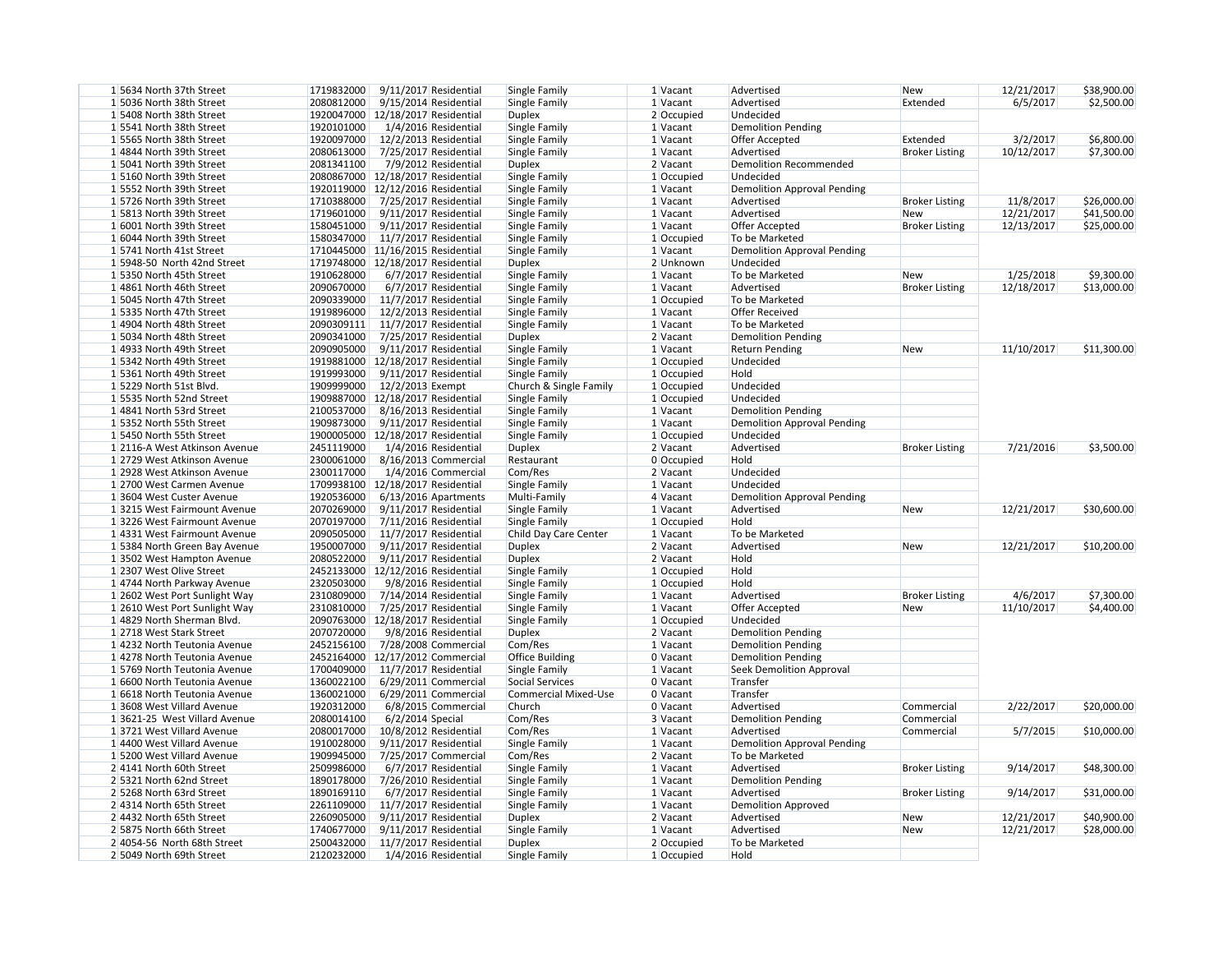| | | | | | | | | | | | |
|---|---|---|---|---|---|---|---|---|---|---|---|
| 1 | 5634 North 37th Street | 1719832000 | 9/11/2017 | Residential | Single Family | 1 | Vacant | Advertised | New | 12/21/2017 | $38,900.00 |
| 1 | 5036 North 38th Street | 2080812000 | 9/15/2014 | Residential | Single Family | 1 | Vacant | Advertised | Extended | 6/5/2017 | $2,500.00 |
| 1 | 5408 North 38th Street | 1920047000 | 12/18/2017 | Residential | Duplex | 2 | Occupied | Undecided | | | |
| 1 | 5541 North 38th Street | 1920101000 | 1/4/2016 | Residential | Single Family | 1 | Vacant | Demolition Pending | | | |
| 1 | 5565 North 38th Street | 1920097000 | 12/2/2013 | Residential | Single Family | 1 | Vacant | Offer Accepted | Extended | 3/2/2017 | $6,800.00 |
| 1 | 4844 North 39th Street | 2080613000 | 7/25/2017 | Residential | Single Family | 1 | Vacant | Advertised | Broker Listing | 10/12/2017 | $7,300.00 |
| 1 | 5041 North 39th Street | 2081341100 | 7/9/2012 | Residential | Duplex | 2 | Vacant | Demolition Recommended | | | |
| 1 | 5160 North 39th Street | 2080867000 | 12/18/2017 | Residential | Single Family | 1 | Occupied | Undecided | | | |
| 1 | 5552 North 39th Street | 1920119000 | 12/12/2016 | Residential | Single Family | 1 | Vacant | Demolition Approval Pending | | | |
| 1 | 5726 North 39th Street | 1710388000 | 7/25/2017 | Residential | Single Family | 1 | Vacant | Advertised | Broker Listing | 11/8/2017 | $26,000.00 |
| 1 | 5813 North 39th Street | 1719601000 | 9/11/2017 | Residential | Single Family | 1 | Vacant | Advertised | New | 12/21/2017 | $41,500.00 |
| 1 | 6001 North 39th Street | 1580451000 | 9/11/2017 | Residential | Single Family | 1 | Vacant | Offer Accepted | Broker Listing | 12/13/2017 | $25,000.00 |
| 1 | 6044 North 39th Street | 1580347000 | 11/7/2017 | Residential | Single Family | 1 | Occupied | To be Marketed | | | |
| 1 | 5741 North 41st Street | 1710445000 | 11/16/2015 | Residential | Single Family | 1 | Vacant | Demolition Approval Pending | | | |
| 1 | 5948-50 North 42nd Street | 1719748000 | 12/18/2017 | Residential | Duplex | 2 | Unknown | Undecided | | | |
| 1 | 5350 North 45th Street | 1910628000 | 6/7/2017 | Residential | Single Family | 1 | Vacant | To be Marketed | New | 1/25/2018 | $9,300.00 |
| 1 | 4861 North 46th Street | 2090670000 | 6/7/2017 | Residential | Single Family | 1 | Vacant | Advertised | Broker Listing | 12/18/2017 | $13,000.00 |
| 1 | 5045 North 47th Street | 2090339000 | 11/7/2017 | Residential | Single Family | 1 | Occupied | To be Marketed | | | |
| 1 | 5335 North 47th Street | 1919896000 | 12/2/2013 | Residential | Single Family | 1 | Vacant | Offer Received | | | |
| 1 | 4904 North 48th Street | 2090309111 | 11/7/2017 | Residential | Single Family | 1 | Vacant | To be Marketed | | | |
| 1 | 5034 North 48th Street | 2090341000 | 7/25/2017 | Residential | Duplex | 2 | Vacant | Demolition Pending | | | |
| 1 | 4933 North 49th Street | 2090905000 | 9/11/2017 | Residential | Single Family | 1 | Vacant | Return Pending | New | 11/10/2017 | $11,300.00 |
| 1 | 5342 North 49th Street | 1919881000 | 12/18/2017 | Residential | Single Family | 1 | Occupied | Undecided | | | |
| 1 | 5361 North 49th Street | 1919993000 | 9/11/2017 | Residential | Single Family | 1 | Occupied | Hold | | | |
| 1 | 5229 North 51st Blvd. | 1909999000 | 12/2/2013 | Exempt | Church & Single Family | 1 | Occupied | Undecided | | | |
| 1 | 5535 North 52nd Street | 1909887000 | 12/18/2017 | Residential | Single Family | 1 | Occupied | Undecided | | | |
| 1 | 4841 North 53rd Street | 2100537000 | 8/16/2013 | Residential | Single Family | 1 | Vacant | Demolition Pending | | | |
| 1 | 5352 North 55th Street | 1909873000 | 9/11/2017 | Residential | Single Family | 1 | Vacant | Demolition Approval Pending | | | |
| 1 | 5450 North 55th Street | 1900005000 | 12/18/2017 | Residential | Single Family | 1 | Occupied | Undecided | | | |
| 1 | 2116-A West Atkinson Avenue | 2451119000 | 1/4/2016 | Residential | Duplex | 2 | Vacant | Advertised | Broker Listing | 7/21/2016 | $3,500.00 |
| 1 | 2729 West Atkinson Avenue | 2300061000 | 8/16/2013 | Commercial | Restaurant | 0 | Occupied | Hold | | | |
| 1 | 2928 West Atkinson Avenue | 2300117000 | 1/4/2016 | Commercial | Com/Res | 2 | Vacant | Undecided | | | |
| 1 | 2700 West Carmen Avenue | 1709938100 | 12/18/2017 | Residential | Single Family | 1 | Vacant | Undecided | | | |
| 1 | 3604 West Custer Avenue | 1920536000 | 6/13/2016 | Apartments | Multi-Family | 4 | Vacant | Demolition Approval Pending | | | |
| 1 | 3215 West Fairmount Avenue | 2070269000 | 9/11/2017 | Residential | Single Family | 1 | Vacant | Advertised | New | 12/21/2017 | $30,600.00 |
| 1 | 3226 West Fairmount Avenue | 2070197000 | 7/11/2016 | Residential | Single Family | 1 | Occupied | Hold | | | |
| 1 | 4331 West Fairmount Avenue | 2090505000 | 11/7/2017 | Residential | Child Day Care Center | 1 | Vacant | To be Marketed | | | |
| 1 | 5384 North Green Bay Avenue | 1950007000 | 9/11/2017 | Residential | Duplex | 2 | Vacant | Advertised | New | 12/21/2017 | $10,200.00 |
| 1 | 3502 West Hampton Avenue | 2080522000 | 9/11/2017 | Residential | Duplex | 2 | Vacant | Hold | | | |
| 1 | 2307 West Olive Street | 2452133000 | 12/12/2016 | Residential | Single Family | 1 | Occupied | Hold | | | |
| 1 | 4744 North Parkway Avenue | 2320503000 | 9/8/2016 | Residential | Single Family | 1 | Occupied | Hold | | | |
| 1 | 2602 West Port Sunlight Way | 2310809000 | 7/14/2014 | Residential | Single Family | 1 | Vacant | Advertised | Broker Listing | 4/6/2017 | $7,300.00 |
| 1 | 2610 West Port Sunlight Way | 2310810000 | 7/25/2017 | Residential | Single Family | 1 | Vacant | Offer Accepted | New | 11/10/2017 | $4,400.00 |
| 1 | 4829 North Sherman Blvd. | 2090763000 | 12/18/2017 | Residential | Single Family | 1 | Occupied | Undecided | | | |
| 1 | 2718 West Stark Street | 2070720000 | 9/8/2016 | Residential | Duplex | 2 | Vacant | Demolition Pending | | | |
| 1 | 4232 North Teutonia Avenue | 2452156100 | 7/28/2008 | Commercial | Com/Res | 1 | Vacant | Demolition Pending | | | |
| 1 | 4278 North Teutonia Avenue | 2452164000 | 12/17/2012 | Commercial | Office Building | 0 | Vacant | Demolition Pending | | | |
| 1 | 5769 North Teutonia Avenue | 1700409000 | 11/7/2017 | Residential | Single Family | 1 | Vacant | Seek Demolition Approval | | | |
| 1 | 6600 North Teutonia Avenue | 1360022100 | 6/29/2011 | Commercial | Social Services | 0 | Vacant | Transfer | | | |
| 1 | 6618 North Teutonia Avenue | 1360021000 | 6/29/2011 | Commercial | Commercial Mixed-Use | 0 | Vacant | Transfer | | | |
| 1 | 3608 West Villard Avenue | 1920312000 | 6/8/2015 | Commercial | Church | 0 | Vacant | Advertised | Commercial | 2/22/2017 | $20,000.00 |
| 1 | 3621-25 West Villard Avenue | 2080014100 | 6/2/2014 | Special | Com/Res | 3 | Vacant | Demolition Pending | Commercial | | |
| 1 | 3721 West Villard Avenue | 2080017000 | 10/8/2012 | Residential | Com/Res | 1 | Vacant | Advertised | Commercial | 5/7/2015 | $10,000.00 |
| 1 | 4400 West Villard Avenue | 1910028000 | 9/11/2017 | Residential | Single Family | 1 | Vacant | Demolition Approval Pending | | | |
| 1 | 5200 West Villard Avenue | 1909945000 | 7/25/2017 | Commercial | Com/Res | 2 | Vacant | To be Marketed | | | |
| 2 | 4141 North 60th Street | 2509986000 | 6/7/2017 | Residential | Single Family | 1 | Vacant | Advertised | Broker Listing | 9/14/2017 | $48,300.00 |
| 2 | 5321 North 62nd Street | 1890178000 | 7/26/2010 | Residential | Single Family | 1 | Vacant | Demolition Pending | | | |
| 2 | 5268 North 63rd Street | 1890169110 | 6/7/2017 | Residential | Single Family | 1 | Vacant | Advertised | Broker Listing | 9/14/2017 | $31,000.00 |
| 2 | 4314 North 65th Street | 2261109000 | 11/7/2017 | Residential | Single Family | 1 | Vacant | Demolition Approved | | | |
| 2 | 4432 North 65th Street | 2260905000 | 9/11/2017 | Residential | Duplex | 2 | Vacant | Advertised | New | 12/21/2017 | $40,900.00 |
| 2 | 5875 North 66th Street | 1740677000 | 9/11/2017 | Residential | Single Family | 1 | Vacant | Advertised | New | 12/21/2017 | $28,000.00 |
| 2 | 4054-56 North 68th Street | 2500432000 | 11/7/2017 | Residential | Duplex | 2 | Occupied | To be Marketed | | | |
| 2 | 5049 North 69th Street | 2120232000 | 1/4/2016 | Residential | Single Family | 1 | Occupied | Hold | | | |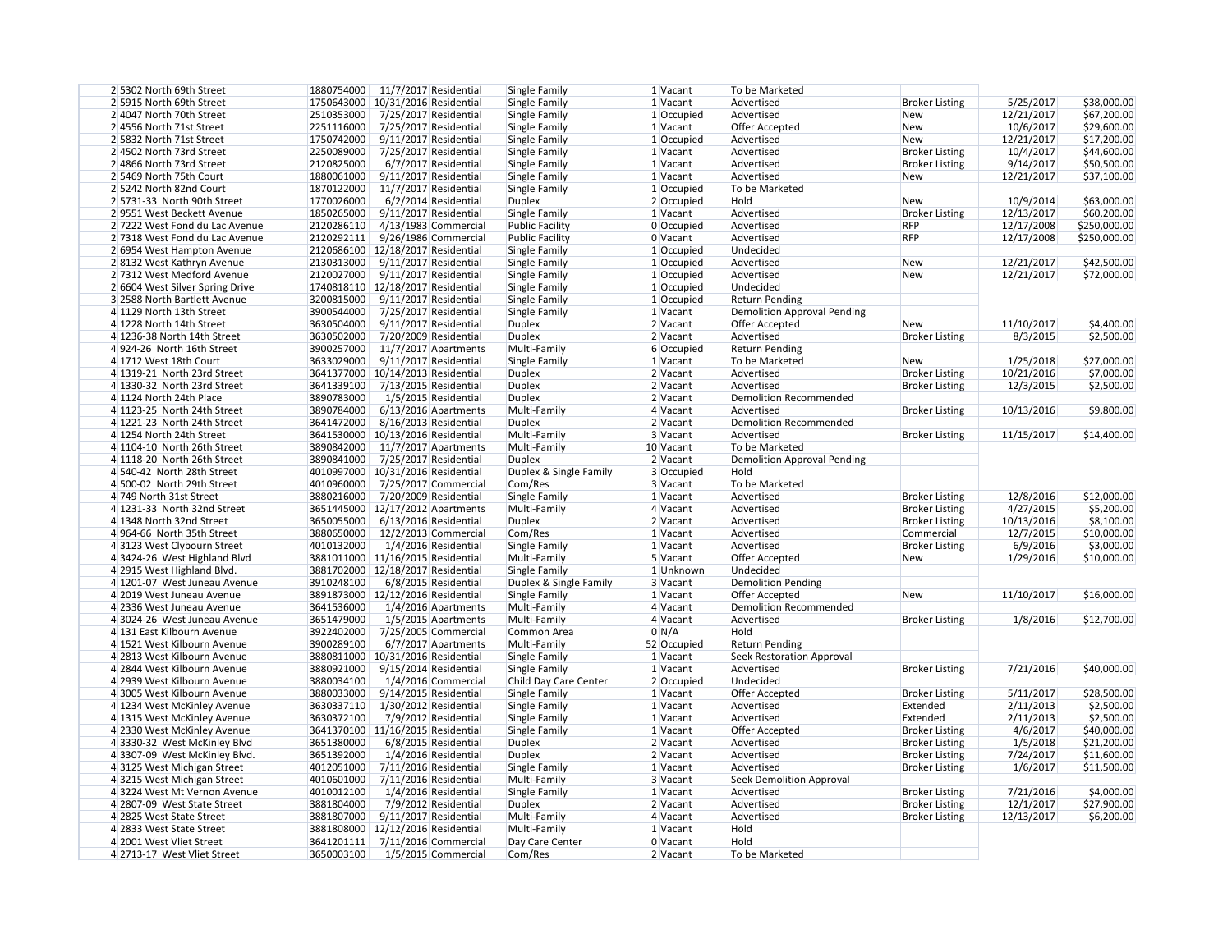| | | | | | | | | | | | |
|---|---|---|---|---|---|---|---|---|---|---|---|
| 2 | 5302 North 69th Street | 1880754000 | 11/7/2017 | Residential | Single Family | 1 | Vacant | To be Marketed | | | |
| 2 | 5915 North 69th Street | 1750643000 | 10/31/2016 | Residential | Single Family | 1 | Vacant | Advertised | Broker Listing | 5/25/2017 | $38,000.00 |
| 2 | 4047 North 70th Street | 2510353000 | 7/25/2017 | Residential | Single Family | 1 | Occupied | Advertised | New | 12/21/2017 | $67,200.00 |
| 2 | 4556 North 71st Street | 2251116000 | 7/25/2017 | Residential | Single Family | 1 | Vacant | Offer Accepted | New | 10/6/2017 | $29,600.00 |
| 2 | 5832 North 71st Street | 1750742000 | 9/11/2017 | Residential | Single Family | 1 | Occupied | Advertised | New | 12/21/2017 | $17,200.00 |
| 2 | 4502 North 73rd Street | 2250089000 | 7/25/2017 | Residential | Single Family | 1 | Vacant | Advertised | Broker Listing | 10/4/2017 | $44,600.00 |
| 2 | 4866 North 73rd Street | 2120825000 | 6/7/2017 | Residential | Single Family | 1 | Vacant | Advertised | Broker Listing | 9/14/2017 | $50,500.00 |
| 2 | 5469 North 75th Court | 1880061000 | 9/11/2017 | Residential | Single Family | 1 | Vacant | Advertised | New | 12/21/2017 | $37,100.00 |
| 2 | 5242 North 82nd Court | 1870122000 | 11/7/2017 | Residential | Single Family | 1 | Occupied | To be Marketed | | | |
| 2 | 5731-33 North 90th Street | 1770026000 | 6/2/2014 | Residential | Duplex | 2 | Occupied | Hold | New | 10/9/2014 | $63,000.00 |
| 2 | 9551 West Beckett Avenue | 1850265000 | 9/11/2017 | Residential | Single Family | 1 | Vacant | Advertised | Broker Listing | 12/13/2017 | $60,200.00 |
| 2 | 7222 West Fond du Lac Avenue | 2120286110 | 4/13/1983 | Commercial | Public Facility | 0 | Occupied | Advertised | RFP | 12/17/2008 | $250,000.00 |
| 2 | 7318 West Fond du Lac Avenue | 2120292111 | 9/26/1986 | Commercial | Public Facility | 0 | Vacant | Advertised | RFP | 12/17/2008 | $250,000.00 |
| 2 | 6954 West Hampton Avenue | 2120686100 | 12/18/2017 | Residential | Single Family | 1 | Occupied | Undecided | | | |
| 2 | 8132 West Kathryn Avenue | 2130313000 | 9/11/2017 | Residential | Single Family | 1 | Occupied | Advertised | New | 12/21/2017 | $42,500.00 |
| 2 | 7312 West Medford Avenue | 2120027000 | 9/11/2017 | Residential | Single Family | 1 | Occupied | Advertised | New | 12/21/2017 | $72,000.00 |
| 2 | 6604 West Silver Spring Drive | 1740818110 | 12/18/2017 | Residential | Single Family | 1 | Occupied | Undecided | | | |
| 3 | 2588 North Bartlett Avenue | 3200815000 | 9/11/2017 | Residential | Single Family | 1 | Occupied | Return Pending | | | |
| 4 | 1129 North 13th Street | 3900544000 | 7/25/2017 | Residential | Single Family | 1 | Vacant | Demolition Approval Pending | | | |
| 4 | 1228 North 14th Street | 3630504000 | 9/11/2017 | Residential | Duplex | 2 | Vacant | Offer Accepted | New | 11/10/2017 | $4,400.00 |
| 4 | 1236-38 North 14th Street | 3630502000 | 7/20/2009 | Residential | Duplex | 2 | Vacant | Advertised | Broker Listing | 8/3/2015 | $2,500.00 |
| 4 | 924-26 North 16th Street | 3900257000 | 11/7/2017 | Apartments | Multi-Family | 6 | Occupied | Return Pending | | | |
| 4 | 1712 West 18th Court | 3633029000 | 9/11/2017 | Residential | Single Family | 1 | Vacant | To be Marketed | New | 1/25/2018 | $27,000.00 |
| 4 | 1319-21 North 23rd Street | 3641377000 | 10/14/2013 | Residential | Duplex | 2 | Vacant | Advertised | Broker Listing | 10/21/2016 | $7,000.00 |
| 4 | 1330-32 North 23rd Street | 3641339100 | 7/13/2015 | Residential | Duplex | 2 | Vacant | Advertised | Broker Listing | 12/3/2015 | $2,500.00 |
| 4 | 1124 North 24th Place | 3890783000 | 1/5/2015 | Residential | Duplex | 2 | Vacant | Demolition Recommended | | | |
| 4 | 1123-25 North 24th Street | 3890784000 | 6/13/2016 | Apartments | Multi-Family | 4 | Vacant | Advertised | Broker Listing | 10/13/2016 | $9,800.00 |
| 4 | 1221-23 North 24th Street | 3641472000 | 8/16/2013 | Residential | Duplex | 2 | Vacant | Demolition Recommended | | | |
| 4 | 1254 North 24th Street | 3641530000 | 10/13/2016 | Residential | Multi-Family | 3 | Vacant | Advertised | Broker Listing | 11/15/2017 | $14,400.00 |
| 4 | 1104-10 North 26th Street | 3890842000 | 11/7/2017 | Apartments | Multi-Family | 10 | Vacant | To be Marketed | | | |
| 4 | 1118-20 North 26th Street | 3890841000 | 7/25/2017 | Residential | Duplex | 2 | Vacant | Demolition Approval Pending | | | |
| 4 | 540-42 North 28th Street | 4010997000 | 10/31/2016 | Residential | Duplex & Single Family | 3 | Occupied | Hold | | | |
| 4 | 500-02 North 29th Street | 4010960000 | 7/25/2017 | Commercial | Com/Res | 3 | Vacant | To be Marketed | | | |
| 4 | 749 North 31st Street | 3880216000 | 7/20/2009 | Residential | Single Family | 1 | Vacant | Advertised | Broker Listing | 12/8/2016 | $12,000.00 |
| 4 | 1231-33 North 32nd Street | 3651445000 | 12/17/2012 | Apartments | Multi-Family | 4 | Vacant | Advertised | Broker Listing | 4/27/2015 | $5,200.00 |
| 4 | 1348 North 32nd Street | 3650055000 | 6/13/2016 | Residential | Duplex | 2 | Vacant | Advertised | Broker Listing | 10/13/2016 | $8,100.00 |
| 4 | 964-66 North 35th Street | 3880650000 | 12/2/2013 | Commercial | Com/Res | 1 | Vacant | Advertised | Commercial | 12/7/2015 | $10,000.00 |
| 4 | 3123 West Clybourn Street | 4010132000 | 1/4/2016 | Residential | Single Family | 1 | Vacant | Advertised | Broker Listing | 6/9/2016 | $3,000.00 |
| 4 | 3424-26 West Highland Blvd | 3881011000 | 11/16/2015 | Residential | Multi-Family | 5 | Vacant | Offer Accepted | New | 1/29/2016 | $10,000.00 |
| 4 | 2915 West Highland Blvd. | 3881702000 | 12/18/2017 | Residential | Single Family | 1 | Unknown | Undecided | | | |
| 4 | 1201-07 West Juneau Avenue | 3910248100 | 6/8/2015 | Residential | Duplex & Single Family | 3 | Vacant | Demolition Pending | | | |
| 4 | 2019 West Juneau Avenue | 3891873000 | 12/12/2016 | Residential | Single Family | 1 | Vacant | Offer Accepted | New | 11/10/2017 | $16,000.00 |
| 4 | 2336 West Juneau Avenue | 3641536000 | 1/4/2016 | Apartments | Multi-Family | 4 | Vacant | Demolition Recommended | | | |
| 4 | 3024-26 West Juneau Avenue | 3651479000 | 1/5/2015 | Apartments | Multi-Family | 4 | Vacant | Advertised | Broker Listing | 1/8/2016 | $12,700.00 |
| 4 | 131 East Kilbourn Avenue | 3922402000 | 7/25/2005 | Commercial | Common Area | 0 | N/A | Hold | | | |
| 4 | 1521 West Kilbourn Avenue | 3900289100 | 6/7/2017 | Apartments | Multi-Family | 52 | Occupied | Return Pending | | | |
| 4 | 2813 West Kilbourn Avenue | 3880811000 | 10/31/2016 | Residential | Single Family | 1 | Vacant | Seek Restoration Approval | | | |
| 4 | 2844 West Kilbourn Avenue | 3880921000 | 9/15/2014 | Residential | Single Family | 1 | Vacant | Advertised | Broker Listing | 7/21/2016 | $40,000.00 |
| 4 | 2939 West Kilbourn Avenue | 3880034100 | 1/4/2016 | Commercial | Child Day Care Center | 2 | Occupied | Undecided | | | |
| 4 | 3005 West Kilbourn Avenue | 3880033000 | 9/14/2015 | Residential | Single Family | 1 | Vacant | Offer Accepted | Broker Listing | 5/11/2017 | $28,500.00 |
| 4 | 1234 West McKinley Avenue | 3630337110 | 1/30/2012 | Residential | Single Family | 1 | Vacant | Advertised | Extended | 2/11/2013 | $2,500.00 |
| 4 | 1315 West McKinley Avenue | 3630372100 | 7/9/2012 | Residential | Single Family | 1 | Vacant | Advertised | Extended | 2/11/2013 | $2,500.00 |
| 4 | 2330 West McKinley Avenue | 3641370100 | 11/16/2015 | Residential | Single Family | 1 | Vacant | Offer Accepted | Broker Listing | 4/6/2017 | $40,000.00 |
| 4 | 3330-32 West McKinley Blvd | 3651380000 | 6/8/2015 | Residential | Duplex | 2 | Vacant | Advertised | Broker Listing | 1/5/2018 | $21,200.00 |
| 4 | 3307-09 West McKinley Blvd. | 3651392000 | 1/4/2016 | Residential | Duplex | 2 | Vacant | Advertised | Broker Listing | 7/24/2017 | $11,600.00 |
| 4 | 3125 West Michigan Street | 4012051000 | 7/11/2016 | Residential | Single Family | 1 | Vacant | Advertised | Broker Listing | 1/6/2017 | $11,500.00 |
| 4 | 3215 West Michigan Street | 4010601000 | 7/11/2016 | Residential | Multi-Family | 3 | Vacant | Seek Demolition Approval | | | |
| 4 | 3224 West Mt Vernon Avenue | 4010012100 | 1/4/2016 | Residential | Single Family | 1 | Vacant | Advertised | Broker Listing | 7/21/2016 | $4,000.00 |
| 4 | 2807-09 West State Street | 3881804000 | 7/9/2012 | Residential | Duplex | 2 | Vacant | Advertised | Broker Listing | 12/1/2017 | $27,900.00 |
| 4 | 2825 West State Street | 3881807000 | 9/11/2017 | Residential | Multi-Family | 4 | Vacant | Advertised | Broker Listing | 12/13/2017 | $6,200.00 |
| 4 | 2833 West State Street | 3881808000 | 12/12/2016 | Residential | Multi-Family | 1 | Vacant | Hold | | | |
| 4 | 2001 West Vliet Street | 3641201111 | 7/11/2016 | Commercial | Day Care Center | 0 | Vacant | Hold | | | |
| 4 | 2713-17 West Vliet Street | 3650003100 | 1/5/2015 | Commercial | Com/Res | 2 | Vacant | To be Marketed | | | |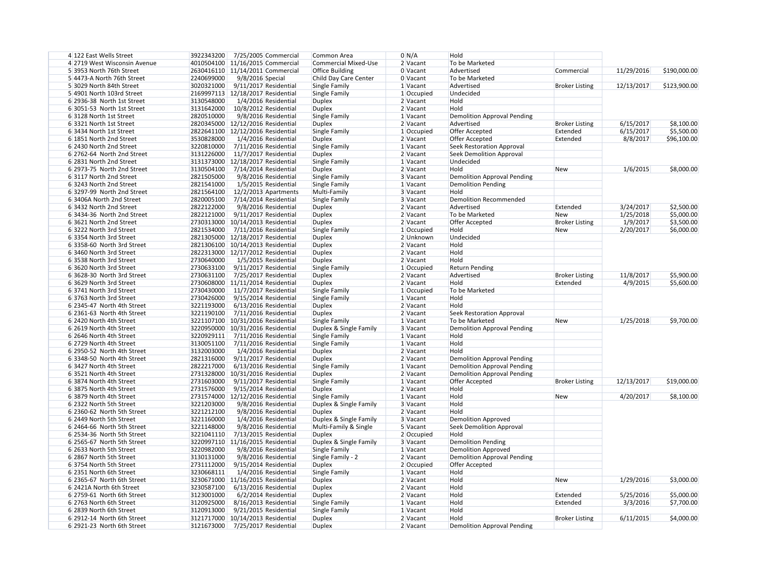| | | | | | | | | | | | |
|---|---|---|---|---|---|---|---|---|---|---|---|
| 4 | 122 East Wells Street | 3922343200 | 7/25/2005 | Commercial | Common Area | 0 | N/A | Hold | | | |
| 4 | 2719 West Wisconsin Avenue | 4010504100 | 11/16/2015 | Commercial | Commercial Mixed-Use | 2 | Vacant | To be Marketed | | | |
| 5 | 3953 North 76th Street | 2630416110 | 11/14/2011 | Commercial | Office Building | 0 | Vacant | Advertised | Commercial | 11/29/2016 | $190,000.00 |
| 5 | 4473-A North 76th Street | 2240699000 | 9/8/2016 | Special | Child Day Care Center | 0 | Vacant | To be Marketed | | | |
| 5 | 3029 North 84th Street | 3020321000 | 9/11/2017 | Residential | Single Family | 1 | Vacant | Advertised | Broker Listing | 12/13/2017 | $123,900.00 |
| 5 | 4901 North 103rd Street | 2169997113 | 12/18/2017 | Residential | Single Family | 1 | Occupied | Undecided | | | |
| 6 | 2936-38 North 1st Street | 3130548000 | 1/4/2016 | Residential | Duplex | 2 | Vacant | Hold | | | |
| 6 | 3051-53 North 1st Street | 3131642000 | 10/8/2012 | Residential | Duplex | 2 | Vacant | Hold | | | |
| 6 | 3128 North 1st Street | 2820510000 | 9/8/2016 | Residential | Single Family | 1 | Vacant | Demolition Approval Pending | | | |
| 6 | 3321 North 1st Street | 2820345000 | 12/12/2016 | Residential | Duplex | 2 | Vacant | Advertised | Broker Listing | 6/15/2017 | $8,100.00 |
| 6 | 3434 North 1st Street | 2822641100 | 12/12/2016 | Residential | Single Family | 1 | Occupied | Offer Accepted | Extended | 6/15/2017 | $5,500.00 |
| 6 | 1851 North 2nd Street | 3530828000 | 1/4/2016 | Residential | Duplex | 2 | Vacant | Offer Accepted | Extended | 8/8/2017 | $96,100.00 |
| 6 | 2430 North 2nd Street | 3220810000 | 7/11/2016 | Residential | Single Family | 1 | Vacant | Seek Restoration Approval | | | |
| 6 | 2762-64 North 2nd Street | 3131226000 | 11/7/2017 | Residential | Duplex | 2 | Vacant | Seek Demolition Approval | | | |
| 6 | 2831 North 2nd Street | 3131373000 | 12/18/2017 | Residential | Single Family | 1 | Vacant | Undecided | | | |
| 6 | 2973-75 North 2nd Street | 3130504100 | 7/14/2014 | Residential | Duplex | 2 | Vacant | Hold | New | 1/6/2015 | $8,000.00 |
| 6 | 3117 North 2nd Street | 2821505000 | 9/8/2016 | Residential | Single Family | 3 | Vacant | Demolition Approval Pending | | | |
| 6 | 3243 North 2nd Street | 2821541000 | 1/5/2015 | Residential | Single Family | 1 | Vacant | Demolition Pending | | | |
| 6 | 3297-99 North 2nd Street | 2821564100 | 12/2/2013 | Apartments | Multi-Family | 3 | Vacant | Hold | | | |
| 6 | 3406A North 2nd Street | 2820005100 | 7/14/2014 | Residential | Single Family | 3 | Vacant | Demolition Recommended | | | |
| 6 | 3432 North 2nd Street | 2822122000 | 9/8/2016 | Residential | Duplex | 2 | Vacant | Advertised | Extended | 3/24/2017 | $2,500.00 |
| 6 | 3434-36 North 2nd Street | 2822121000 | 9/11/2017 | Residential | Duplex | 2 | Vacant | To be Marketed | New | 1/25/2018 | $5,000.00 |
| 6 | 3621 North 2nd Street | 2730313000 | 10/14/2013 | Residential | Duplex | 2 | Vacant | Offer Accepted | Broker Listing | 1/9/2017 | $3,500.00 |
| 6 | 3222 North 3rd Street | 2821534000 | 7/11/2016 | Residential | Single Family | 1 | Occupied | Hold | New | 2/20/2017 | $6,000.00 |
| 6 | 3354 North 3rd Street | 2821305000 | 12/18/2017 | Residential | Duplex | 2 | Unknown | Undecided | | | |
| 6 | 3358-60 North 3rd Street | 2821306100 | 10/14/2013 | Residential | Duplex | 2 | Vacant | Hold | | | |
| 6 | 3460 North 3rd Street | 2822313000 | 12/17/2012 | Residential | Duplex | 2 | Vacant | Hold | | | |
| 6 | 3538 North 3rd Street | 2730640000 | 1/5/2015 | Residential | Duplex | 2 | Vacant | Hold | | | |
| 6 | 3620 North 3rd Street | 2730633100 | 9/11/2017 | Residential | Single Family | 1 | Occupied | Return Pending | | | |
| 6 | 3628-30 North 3rd Street | 2730631100 | 7/25/2017 | Residential | Duplex | 2 | Vacant | Advertised | Broker Listing | 11/8/2017 | $5,900.00 |
| 6 | 3629 North 3rd Street | 2730608000 | 11/11/2014 | Residential | Duplex | 2 | Vacant | Hold | Extended | 4/9/2015 | $5,600.00 |
| 6 | 3741 North 3rd Street | 2730430000 | 11/7/2017 | Residential | Single Family | 1 | Occupied | To be Marketed | | | |
| 6 | 3763 North 3rd Street | 2730426000 | 9/15/2014 | Residential | Single Family | 1 | Vacant | Hold | | | |
| 6 | 2345-47 North 4th Street | 3221193000 | 6/13/2016 | Residential | Duplex | 2 | Vacant | Hold | | | |
| 6 | 2361-63 North 4th Street | 3221190100 | 7/11/2016 | Residential | Duplex | 2 | Vacant | Seek Restoration Approval | | | |
| 6 | 2420 North 4th Street | 3221107100 | 10/31/2016 | Residential | Single Family | 1 | Vacant | To be Marketed | New | 1/25/2018 | $9,700.00 |
| 6 | 2619 North 4th Street | 3220950000 | 10/31/2016 | Residential | Duplex & Single Family | 3 | Vacant | Demolition Approval Pending | | | |
| 6 | 2646 North 4th Street | 3220929111 | 7/11/2016 | Residential | Single Family | 1 | Vacant | Hold | | | |
| 6 | 2729 North 4th Street | 3130051100 | 7/11/2016 | Residential | Single Family | 1 | Vacant | Hold | | | |
| 6 | 2950-52 North 4th Street | 3132003000 | 1/4/2016 | Residential | Duplex | 2 | Vacant | Hold | | | |
| 6 | 3348-50 North 4th Street | 2821316000 | 9/11/2017 | Residential | Duplex | 2 | Vacant | Demolition Approval Pending | | | |
| 6 | 3427 North 4th Street | 2822217000 | 6/13/2016 | Residential | Single Family | 1 | Vacant | Demolition Approval Pending | | | |
| 6 | 3521 North 4th Street | 2731328000 | 10/31/2016 | Residential | Duplex | 2 | Vacant | Demolition Approval Pending | | | |
| 6 | 3874 North 4th Street | 2731603000 | 9/11/2017 | Residential | Single Family | 1 | Vacant | Offer Accepted | Broker Listing | 12/13/2017 | $19,000.00 |
| 6 | 3875 North 4th Street | 2731576000 | 9/15/2014 | Residential | Duplex | 2 | Vacant | Hold | | | |
| 6 | 3879 North 4th Street | 2731574000 | 12/12/2016 | Residential | Single Family | 1 | Vacant | Hold | New | 4/20/2017 | $8,100.00 |
| 6 | 2322 North 5th Street | 3221203000 | 9/8/2016 | Residential | Duplex & Single Family | 3 | Vacant | Hold | | | |
| 6 | 2360-62 North 5th Street | 3221212100 | 9/8/2016 | Residential | Duplex | 2 | Vacant | Hold | | | |
| 6 | 2449 North 5th Street | 3221160000 | 1/4/2016 | Residential | Duplex & Single Family | 3 | Vacant | Demolition Approved | | | |
| 6 | 2464-66 North 5th Street | 3221148000 | 9/8/2016 | Residential | Multi-Family & Single | 5 | Vacant | Seek Demolition Approval | | | |
| 6 | 2534-36 North 5th Street | 3221041110 | 7/13/2015 | Residential | Duplex | 2 | Occupied | Hold | | | |
| 6 | 2565-67 North 5th Street | 3220997110 | 11/16/2015 | Residential | Duplex & Single Family | 3 | Vacant | Demolition Pending | | | |
| 6 | 2633 North 5th Street | 3220982000 | 9/8/2016 | Residential | Single Family | 1 | Vacant | Demolition Approved | | | |
| 6 | 2867 North 5th Street | 3130131000 | 9/8/2016 | Residential | Single Family - 2 | 2 | Vacant | Demolition Approval Pending | | | |
| 6 | 3754 North 5th Street | 2731112000 | 9/15/2014 | Residential | Duplex | 2 | Occupied | Offer Accepted | | | |
| 6 | 2351 North 6th Street | 3230668111 | 1/4/2016 | Residential | Single Family | 1 | Vacant | Hold | | | |
| 6 | 2365-67 North 6th Street | 3230671000 | 11/16/2015 | Residential | Duplex | 2 | Vacant | Hold | New | 1/29/2016 | $3,000.00 |
| 6 | 2421A North 6th Street | 3230587100 | 6/13/2016 | Residential | Duplex | 2 | Vacant | Hold | | | |
| 6 | 2759-61 North 6th Street | 3123001000 | 6/2/2014 | Residential | Duplex | 2 | Vacant | Hold | Extended | 5/25/2016 | $5,000.00 |
| 6 | 2763 North 6th Street | 3120925000 | 8/16/2013 | Residential | Single Family | 1 | Vacant | Hold | Extended | 3/3/2016 | $7,700.00 |
| 6 | 2839 North 6th Street | 3120913000 | 9/21/2015 | Residential | Single Family | 1 | Vacant | Hold | | | |
| 6 | 2912-14 North 6th Street | 3121717000 | 10/14/2013 | Residential | Duplex | 2 | Vacant | Hold | Broker Listing | 6/11/2015 | $4,000.00 |
| 6 | 2921-23 North 6th Street | 3121673000 | 7/25/2017 | Residential | Duplex | 2 | Vacant | Demolition Approval Pending | | | |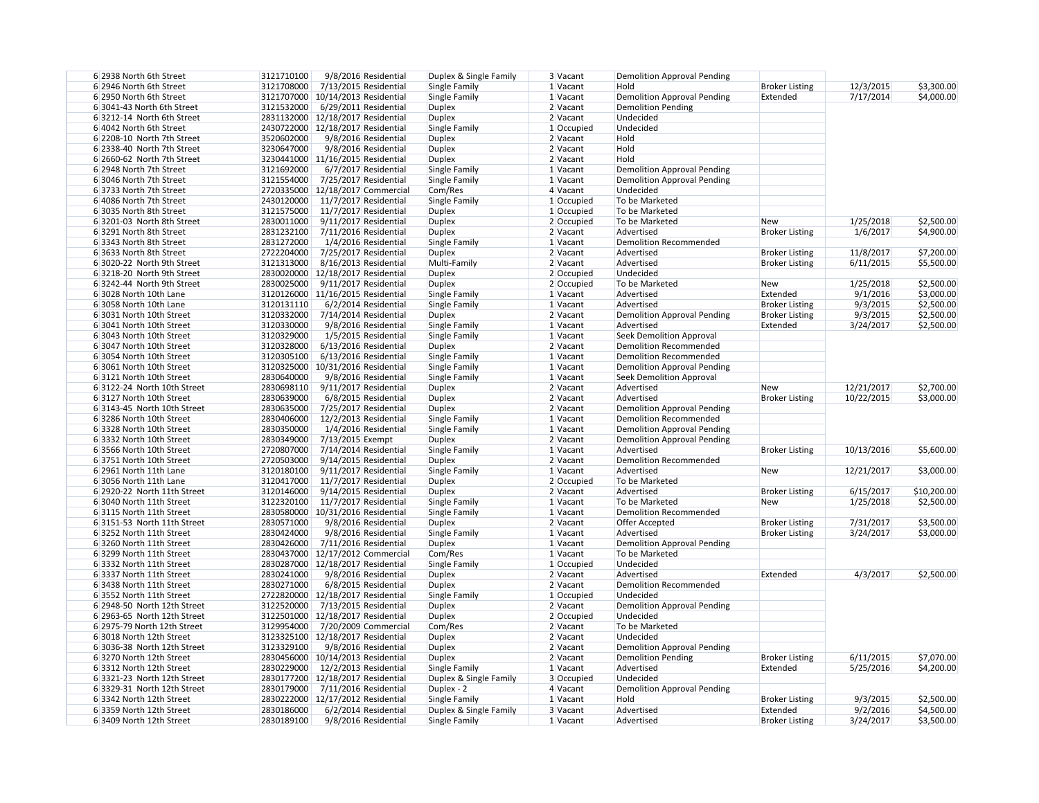| | | | | | | | | | | |
|---|---|---|---|---|---|---|---|---|---|---|
| 6 | 2938 North 6th Street | 3121710100 | 9/8/2016 | Residential | Duplex & Single Family | 3 | Vacant | Demolition Approval Pending | | | |
| 6 | 2946 North 6th Street | 3121708000 | 7/13/2015 | Residential | Single Family | 1 | Vacant | Hold | Broker Listing | 12/3/2015 | $3,300.00 |
| 6 | 2950 North 6th Street | 3121707000 | 10/14/2013 | Residential | Single Family | 1 | Vacant | Demolition Approval Pending | Extended | 7/17/2014 | $4,000.00 |
| 6 | 3041-43 North 6th Street | 3121532000 | 6/29/2011 | Residential | Duplex | 2 | Vacant | Demolition Pending | | | |
| 6 | 3212-14 North 6th Street | 2831132000 | 12/18/2017 | Residential | Duplex | 2 | Vacant | Undecided | | | |
| 6 | 4042 North 6th Street | 2430722000 | 12/18/2017 | Residential | Single Family | 1 | Occupied | Undecided | | | |
| 6 | 2208-10 North 7th Street | 3520602000 | 9/8/2016 | Residential | Duplex | 2 | Vacant | Hold | | | |
| 6 | 2338-40 North 7th Street | 3230647000 | 9/8/2016 | Residential | Duplex | 2 | Vacant | Hold | | | |
| 6 | 2660-62 North 7th Street | 3230441000 | 11/16/2015 | Residential | Duplex | 2 | Vacant | Hold | | | |
| 6 | 2948 North 7th Street | 3121692000 | 6/7/2017 | Residential | Single Family | 1 | Vacant | Demolition Approval Pending | | | |
| 6 | 3046 North 7th Street | 3121554000 | 7/25/2017 | Residential | Single Family | 1 | Vacant | Demolition Approval Pending | | | |
| 6 | 3733 North 7th Street | 2720335000 | 12/18/2017 | Commercial | Com/Res | 4 | Vacant | Undecided | | | |
| 6 | 4086 North 7th Street | 2430120000 | 11/7/2017 | Residential | Single Family | 1 | Occupied | To be Marketed | | | |
| 6 | 3035 North 8th Street | 3121575000 | 11/7/2017 | Residential | Duplex | 1 | Occupied | To be Marketed | | | |
| 6 | 3201-03 North 8th Street | 2830011000 | 9/11/2017 | Residential | Duplex | 2 | Occupied | To be Marketed | New | 1/25/2018 | $2,500.00 |
| 6 | 3291 North 8th Street | 2831232100 | 7/11/2016 | Residential | Duplex | 2 | Vacant | Advertised | Broker Listing | 1/6/2017 | $4,900.00 |
| 6 | 3343 North 8th Street | 2831272000 | 1/4/2016 | Residential | Single Family | 1 | Vacant | Demolition Recommended | | | |
| 6 | 3633 North 8th Street | 2722204000 | 7/25/2017 | Residential | Duplex | 2 | Vacant | Advertised | Broker Listing | 11/8/2017 | $7,200.00 |
| 6 | 3020-22 North 9th Street | 3121313000 | 8/16/2013 | Residential | Multi-Family | 2 | Vacant | Advertised | Broker Listing | 6/11/2015 | $5,500.00 |
| 6 | 3218-20 North 9th Street | 2830020000 | 12/18/2017 | Residential | Duplex | 2 | Occupied | Undecided | | | |
| 6 | 3242-44 North 9th Street | 2830025000 | 9/11/2017 | Residential | Duplex | 2 | Occupied | To be Marketed | New | 1/25/2018 | $2,500.00 |
| 6 | 3028 North 10th Lane | 3120126000 | 11/16/2015 | Residential | Single Family | 1 | Vacant | Advertised | Extended | 9/1/2016 | $3,000.00 |
| 6 | 3058 North 10th Lane | 3120131110 | 6/2/2014 | Residential | Single Family | 1 | Vacant | Advertised | Broker Listing | 9/3/2015 | $2,500.00 |
| 6 | 3031 North 10th Street | 3120332000 | 7/14/2014 | Residential | Duplex | 2 | Vacant | Demolition Approval Pending | Broker Listing | 9/3/2015 | $2,500.00 |
| 6 | 3041 North 10th Street | 3120330000 | 9/8/2016 | Residential | Single Family | 1 | Vacant | Advertised | Extended | 3/24/2017 | $2,500.00 |
| 6 | 3043 North 10th Street | 3120329000 | 1/5/2015 | Residential | Single Family | 1 | Vacant | Seek Demolition Approval | | | |
| 6 | 3047 North 10th Street | 3120328000 | 6/13/2016 | Residential | Duplex | 2 | Vacant | Demolition Recommended | | | |
| 6 | 3054 North 10th Street | 3120305100 | 6/13/2016 | Residential | Single Family | 1 | Vacant | Demolition Recommended | | | |
| 6 | 3061 North 10th Street | 3120325000 | 10/31/2016 | Residential | Single Family | 1 | Vacant | Demolition Approval Pending | | | |
| 6 | 3121 North 10th Street | 2830640000 | 9/8/2016 | Residential | Single Family | 1 | Vacant | Seek Demolition Approval | | | |
| 6 | 3122-24 North 10th Street | 2830698110 | 9/11/2017 | Residential | Duplex | 2 | Vacant | Advertised | New | 12/21/2017 | $2,700.00 |
| 6 | 3127 North 10th Street | 2830639000 | 6/8/2015 | Residential | Duplex | 2 | Vacant | Advertised | Broker Listing | 10/22/2015 | $3,000.00 |
| 6 | 3143-45 North 10th Street | 2830635000 | 7/25/2017 | Residential | Duplex | 2 | Vacant | Demolition Approval Pending | | | |
| 6 | 3286 North 10th Street | 2830406000 | 12/2/2013 | Residential | Single Family | 1 | Vacant | Demolition Recommended | | | |
| 6 | 3328 North 10th Street | 2830350000 | 1/4/2016 | Residential | Single Family | 1 | Vacant | Demolition Approval Pending | | | |
| 6 | 3332 North 10th Street | 2830349000 | 7/13/2015 | Exempt | Duplex | 2 | Vacant | Demolition Approval Pending | | | |
| 6 | 3566 North 10th Street | 2720807000 | 7/14/2014 | Residential | Single Family | 1 | Vacant | Advertised | Broker Listing | 10/13/2016 | $5,600.00 |
| 6 | 3751 North 10th Street | 2720503000 | 9/14/2015 | Residential | Duplex | 2 | Vacant | Demolition Recommended | | | |
| 6 | 2961 North 11th Lane | 3120180100 | 9/11/2017 | Residential | Single Family | 1 | Vacant | Advertised | New | 12/21/2017 | $3,000.00 |
| 6 | 3056 North 11th Lane | 3120417000 | 11/7/2017 | Residential | Duplex | 2 | Occupied | To be Marketed | | | |
| 6 | 2920-22 North 11th Street | 3120146000 | 9/14/2015 | Residential | Duplex | 2 | Vacant | Advertised | Broker Listing | 6/15/2017 | $10,200.00 |
| 6 | 3040 North 11th Street | 3122320100 | 11/7/2017 | Residential | Single Family | 1 | Vacant | To be Marketed | New | 1/25/2018 | $2,500.00 |
| 6 | 3115 North 11th Street | 2830580000 | 10/31/2016 | Residential | Single Family | 1 | Vacant | Demolition Recommended | | | |
| 6 | 3151-53 North 11th Street | 2830571000 | 9/8/2016 | Residential | Duplex | 2 | Vacant | Offer Accepted | Broker Listing | 7/31/2017 | $3,500.00 |
| 6 | 3252 North 11th Street | 2830424000 | 9/8/2016 | Residential | Single Family | 1 | Vacant | Advertised | Broker Listing | 3/24/2017 | $3,000.00 |
| 6 | 3260 North 11th Street | 2830426000 | 7/11/2016 | Residential | Duplex | 1 | Vacant | Demolition Approval Pending | | | |
| 6 | 3299 North 11th Street | 2830437000 | 12/17/2012 | Commercial | Com/Res | 1 | Vacant | To be Marketed | | | |
| 6 | 3332 North 11th Street | 2830287000 | 12/18/2017 | Residential | Single Family | 1 | Occupied | Undecided | | | |
| 6 | 3337 North 11th Street | 2830241000 | 9/8/2016 | Residential | Duplex | 2 | Vacant | Advertised | Extended | 4/3/2017 | $2,500.00 |
| 6 | 3438 North 11th Street | 2830271000 | 6/8/2015 | Residential | Duplex | 2 | Vacant | Demolition Recommended | | | |
| 6 | 3552 North 11th Street | 2722820000 | 12/18/2017 | Residential | Single Family | 1 | Occupied | Undecided | | | |
| 6 | 2948-50 North 12th Street | 3122520000 | 7/13/2015 | Residential | Duplex | 2 | Vacant | Demolition Approval Pending | | | |
| 6 | 2963-65 North 12th Street | 3122501000 | 12/18/2017 | Residential | Duplex | 2 | Occupied | Undecided | | | |
| 6 | 2975-79 North 12th Street | 3129954000 | 7/20/2009 | Commercial | Com/Res | 2 | Vacant | To be Marketed | | | |
| 6 | 3018 North 12th Street | 3123325100 | 12/18/2017 | Residential | Duplex | 2 | Vacant | Undecided | | | |
| 6 | 3036-38 North 12th Street | 3123329100 | 9/8/2016 | Residential | Duplex | 2 | Vacant | Demolition Approval Pending | | | |
| 6 | 3270 North 12th Street | 2830456000 | 10/14/2013 | Residential | Duplex | 2 | Vacant | Demolition Pending | Broker Listing | 6/11/2015 | $7,070.00 |
| 6 | 3312 North 12th Street | 2830229000 | 12/2/2013 | Residential | Single Family | 1 | Vacant | Advertised | Extended | 5/25/2016 | $4,200.00 |
| 6 | 3321-23 North 12th Street | 2830177200 | 12/18/2017 | Residential | Duplex & Single Family | 3 | Occupied | Undecided | | | |
| 6 | 3329-31 North 12th Street | 2830179000 | 7/11/2016 | Residential | Duplex - 2 | 4 | Vacant | Demolition Approval Pending | | | |
| 6 | 3342 North 12th Street | 2830222000 | 12/17/2012 | Residential | Single Family | 1 | Vacant | Hold | Broker Listing | 9/3/2015 | $2,500.00 |
| 6 | 3359 North 12th Street | 2830186000 | 6/2/2014 | Residential | Duplex & Single Family | 3 | Vacant | Advertised | Extended | 9/2/2016 | $4,500.00 |
| 6 | 3409 North 12th Street | 2830189100 | 9/8/2016 | Residential | Single Family | 1 | Vacant | Advertised | Broker Listing | 3/24/2017 | $3,500.00 |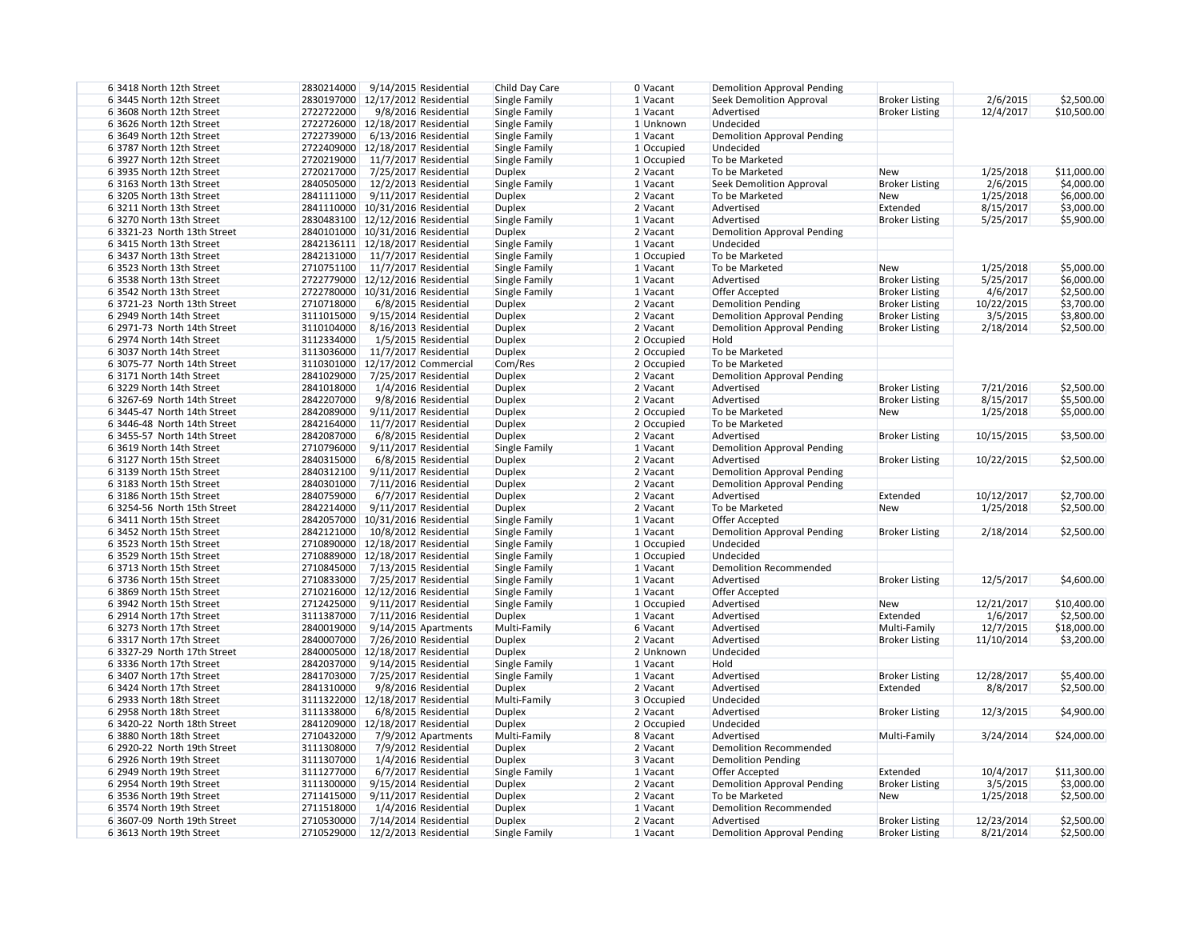| | | | | | | | | | | |
|---|---|---|---|---|---|---|---|---|---|---|
| 6 | 3418 North 12th Street | 2830214000 | 9/14/2015 | Residential | Child Day Care | 0 | Vacant | Demolition Approval Pending | | | |
| 6 | 3445 North 12th Street | 2830197000 | 12/17/2012 | Residential | Single Family | 1 | Vacant | Seek Demolition Approval | Broker Listing | 2/6/2015 | $2,500.00 |
| 6 | 3608 North 12th Street | 2722722000 | 9/8/2016 | Residential | Single Family | 1 | Vacant | Advertised | Broker Listing | 12/4/2017 | $10,500.00 |
| 6 | 3626 North 12th Street | 2722726000 | 12/18/2017 | Residential | Single Family | 1 | Unknown | Undecided | | | |
| 6 | 3649 North 12th Street | 2722739000 | 6/13/2016 | Residential | Single Family | 1 | Vacant | Demolition Approval Pending | | | |
| 6 | 3787 North 12th Street | 2722409000 | 12/18/2017 | Residential | Single Family | 1 | Occupied | Undecided | | | |
| 6 | 3927 North 12th Street | 2720219000 | 11/7/2017 | Residential | Single Family | 1 | Occupied | To be Marketed | | | |
| 6 | 3935 North 12th Street | 2720217000 | 7/25/2017 | Residential | Duplex | 2 | Vacant | To be Marketed | New | 1/25/2018 | $11,000.00 |
| 6 | 3163 North 13th Street | 2840505000 | 12/2/2013 | Residential | Single Family | 1 | Vacant | Seek Demolition Approval | Broker Listing | 2/6/2015 | $4,000.00 |
| 6 | 3205 North 13th Street | 2841111000 | 9/11/2017 | Residential | Duplex | 2 | Vacant | To be Marketed | New | 1/25/2018 | $6,000.00 |
| 6 | 3211 North 13th Street | 2841110000 | 10/31/2016 | Residential | Duplex | 2 | Vacant | Advertised | Extended | 8/15/2017 | $3,000.00 |
| 6 | 3270 North 13th Street | 2830483100 | 12/12/2016 | Residential | Single Family | 1 | Vacant | Advertised | Broker Listing | 5/25/2017 | $5,900.00 |
| 6 | 3321-23 North 13th Street | 2840101000 | 10/31/2016 | Residential | Duplex | 2 | Vacant | Demolition Approval Pending | | | |
| 6 | 3415 North 13th Street | 2842136111 | 12/18/2017 | Residential | Single Family | 1 | Vacant | Undecided | | | |
| 6 | 3437 North 13th Street | 2842131000 | 11/7/2017 | Residential | Single Family | 1 | Occupied | To be Marketed | | | |
| 6 | 3523 North 13th Street | 2710751100 | 11/7/2017 | Residential | Single Family | 1 | Vacant | To be Marketed | New | 1/25/2018 | $5,000.00 |
| 6 | 3538 North 13th Street | 2722779000 | 12/12/2016 | Residential | Single Family | 1 | Vacant | Advertised | Broker Listing | 5/25/2017 | $6,000.00 |
| 6 | 3542 North 13th Street | 2722780000 | 10/31/2016 | Residential | Single Family | 1 | Vacant | Offer Accepted | Broker Listing | 4/6/2017 | $2,500.00 |
| 6 | 3721-23 North 13th Street | 2710718000 | 6/8/2015 | Residential | Duplex | 2 | Vacant | Demolition Pending | Broker Listing | 10/22/2015 | $3,700.00 |
| 6 | 2949 North 14th Street | 3111015000 | 9/15/2014 | Residential | Duplex | 2 | Vacant | Demolition Approval Pending | Broker Listing | 3/5/2015 | $3,800.00 |
| 6 | 2971-73 North 14th Street | 3110104000 | 8/16/2013 | Residential | Duplex | 2 | Vacant | Demolition Approval Pending | Broker Listing | 2/18/2014 | $2,500.00 |
| 6 | 2974 North 14th Street | 3112334000 | 1/5/2015 | Residential | Duplex | 2 | Occupied | Hold | | | |
| 6 | 3037 North 14th Street | 3113036000 | 11/7/2017 | Residential | Duplex | 2 | Occupied | To be Marketed | | | |
| 6 | 3075-77 North 14th Street | 3110301000 | 12/17/2012 | Commercial | Com/Res | 2 | Occupied | To be Marketed | | | |
| 6 | 3171 North 14th Street | 2841029000 | 7/25/2017 | Residential | Duplex | 2 | Vacant | Demolition Approval Pending | | | |
| 6 | 3229 North 14th Street | 2841018000 | 1/4/2016 | Residential | Duplex | 2 | Vacant | Advertised | Broker Listing | 7/21/2016 | $2,500.00 |
| 6 | 3267-69 North 14th Street | 2842207000 | 9/8/2016 | Residential | Duplex | 2 | Vacant | Advertised | Broker Listing | 8/15/2017 | $5,500.00 |
| 6 | 3445-47 North 14th Street | 2842089000 | 9/11/2017 | Residential | Duplex | 2 | Occupied | To be Marketed | New | 1/25/2018 | $5,000.00 |
| 6 | 3446-48 North 14th Street | 2842164000 | 11/7/2017 | Residential | Duplex | 2 | Occupied | To be Marketed | | | |
| 6 | 3455-57 North 14th Street | 2842087000 | 6/8/2015 | Residential | Duplex | 2 | Vacant | Advertised | Broker Listing | 10/15/2015 | $3,500.00 |
| 6 | 3619 North 14th Street | 2710796000 | 9/11/2017 | Residential | Single Family | 1 | Vacant | Demolition Approval Pending | | | |
| 6 | 3127 North 15th Street | 2840315000 | 6/8/2015 | Residential | Duplex | 2 | Vacant | Advertised | Broker Listing | 10/22/2015 | $2,500.00 |
| 6 | 3139 North 15th Street | 2840312100 | 9/11/2017 | Residential | Duplex | 2 | Vacant | Demolition Approval Pending | | | |
| 6 | 3183 North 15th Street | 2840301000 | 7/11/2016 | Residential | Duplex | 2 | Vacant | Demolition Approval Pending | | | |
| 6 | 3186 North 15th Street | 2840759000 | 6/7/2017 | Residential | Duplex | 2 | Vacant | Advertised | Extended | 10/12/2017 | $2,700.00 |
| 6 | 3254-56 North 15th Street | 2842214000 | 9/11/2017 | Residential | Duplex | 2 | Vacant | To be Marketed | New | 1/25/2018 | $2,500.00 |
| 6 | 3411 North 15th Street | 2842057000 | 10/31/2016 | Residential | Single Family | 1 | Vacant | Offer Accepted | | | |
| 6 | 3452 North 15th Street | 2842121000 | 10/8/2012 | Residential | Single Family | 1 | Vacant | Demolition Approval Pending | Broker Listing | 2/18/2014 | $2,500.00 |
| 6 | 3523 North 15th Street | 2710890000 | 12/18/2017 | Residential | Single Family | 1 | Occupied | Undecided | | | |
| 6 | 3529 North 15th Street | 2710889000 | 12/18/2017 | Residential | Single Family | 1 | Occupied | Undecided | | | |
| 6 | 3713 North 15th Street | 2710845000 | 7/13/2015 | Residential | Single Family | 1 | Vacant | Demolition Recommended | | | |
| 6 | 3736 North 15th Street | 2710833000 | 7/25/2017 | Residential | Single Family | 1 | Vacant | Advertised | Broker Listing | 12/5/2017 | $4,600.00 |
| 6 | 3869 North 15th Street | 2710216000 | 12/12/2016 | Residential | Single Family | 1 | Vacant | Offer Accepted | | | |
| 6 | 3942 North 15th Street | 2712425000 | 9/11/2017 | Residential | Single Family | 1 | Occupied | Advertised | New | 12/21/2017 | $10,400.00 |
| 6 | 2914 North 17th Street | 3111387000 | 7/11/2016 | Residential | Duplex | 1 | Vacant | Advertised | Extended | 1/6/2017 | $2,500.00 |
| 6 | 3273 North 17th Street | 2840019000 | 9/14/2015 | Apartments | Multi-Family | 6 | Vacant | Advertised | Multi-Family | 12/7/2015 | $18,000.00 |
| 6 | 3317 North 17th Street | 2840007000 | 7/26/2010 | Residential | Duplex | 2 | Vacant | Advertised | Broker Listing | 11/10/2014 | $3,200.00 |
| 6 | 3327-29 North 17th Street | 2840005000 | 12/18/2017 | Residential | Duplex | 2 | Unknown | Undecided | | | |
| 6 | 3336 North 17th Street | 2842037000 | 9/14/2015 | Residential | Single Family | 1 | Vacant | Hold | | | |
| 6 | 3407 North 17th Street | 2841703000 | 7/25/2017 | Residential | Single Family | 1 | Vacant | Advertised | Broker Listing | 12/28/2017 | $5,400.00 |
| 6 | 3424 North 17th Street | 2841310000 | 9/8/2016 | Residential | Duplex | 2 | Vacant | Advertised | Extended | 8/8/2017 | $2,500.00 |
| 6 | 2933 North 18th Street | 3111322000 | 12/18/2017 | Residential | Multi-Family | 3 | Occupied | Undecided | | | |
| 6 | 2958 North 18th Street | 3111338000 | 6/8/2015 | Residential | Duplex | 2 | Vacant | Advertised | Broker Listing | 12/3/2015 | $4,900.00 |
| 6 | 3420-22 North 18th Street | 2841209000 | 12/18/2017 | Residential | Duplex | 2 | Occupied | Undecided | | | |
| 6 | 3880 North 18th Street | 2710432000 | 7/9/2012 | Apartments | Multi-Family | 8 | Vacant | Advertised | Multi-Family | 3/24/2014 | $24,000.00 |
| 6 | 2920-22 North 19th Street | 3111308000 | 7/9/2012 | Residential | Duplex | 2 | Vacant | Demolition Recommended | | | |
| 6 | 2926 North 19th Street | 3111307000 | 1/4/2016 | Residential | Duplex | 3 | Vacant | Demolition Pending | | | |
| 6 | 2949 North 19th Street | 3111277000 | 6/7/2017 | Residential | Single Family | 1 | Vacant | Offer Accepted | Extended | 10/4/2017 | $11,300.00 |
| 6 | 2954 North 19th Street | 3111300000 | 9/15/2014 | Residential | Duplex | 2 | Vacant | Demolition Approval Pending | Broker Listing | 3/5/2015 | $3,000.00 |
| 6 | 3536 North 19th Street | 2711415000 | 9/11/2017 | Residential | Duplex | 2 | Vacant | To be Marketed | New | 1/25/2018 | $2,500.00 |
| 6 | 3574 North 19th Street | 2711518000 | 1/4/2016 | Residential | Duplex | 1 | Vacant | Demolition Recommended | | | |
| 6 | 3607-09 North 19th Street | 2710530000 | 7/14/2014 | Residential | Duplex | 2 | Vacant | Advertised | Broker Listing | 12/23/2014 | $2,500.00 |
| 6 | 3613 North 19th Street | 2710529000 | 12/2/2013 | Residential | Single Family | 1 | Vacant | Demolition Approval Pending | Broker Listing | 8/21/2014 | $2,500.00 |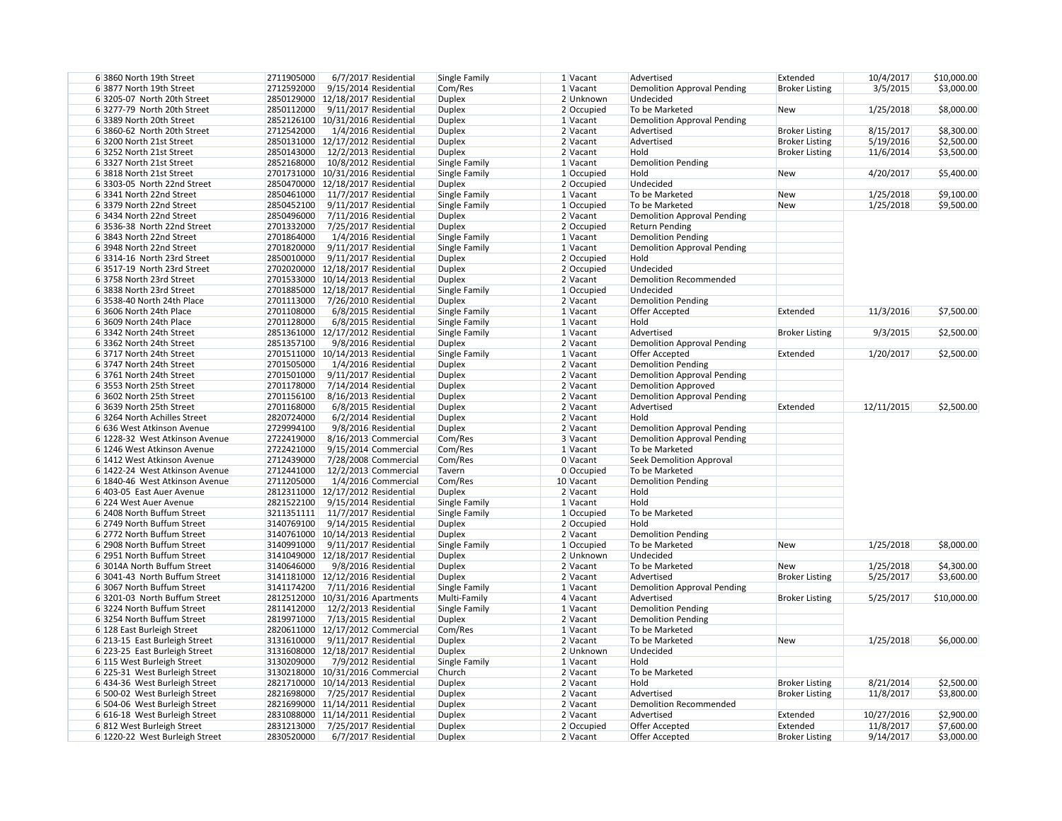| | | | | | | | | | | | |
|---|---|---|---|---|---|---|---|---|---|---|---|
| 6 | 3860 North 19th Street | 2711905000 | 6/7/2017 | Residential | Single Family | 1 | Vacant | Advertised | Extended | 10/4/2017 | $10,000.00 |
| 6 | 3877 North 19th Street | 2712592000 | 9/15/2014 | Residential | Com/Res | 1 | Vacant | Demolition Approval Pending | Broker Listing | 3/5/2015 | $3,000.00 |
| 6 | 3205-07 North 20th Street | 2850129000 | 12/18/2017 | Residential | Duplex | 2 | Unknown | Undecided | | | |
| 6 | 3277-79 North 20th Street | 2850112000 | 9/11/2017 | Residential | Duplex | 2 | Occupied | To be Marketed | New | 1/25/2018 | $8,000.00 |
| 6 | 3389 North 20th Street | 2852126100 | 10/31/2016 | Residential | Duplex | 1 | Vacant | Demolition Approval Pending | | | |
| 6 | 3860-62 North 20th Street | 2712542000 | 1/4/2016 | Residential | Duplex | 2 | Vacant | Advertised | Broker Listing | 8/15/2017 | $8,300.00 |
| 6 | 3200 North 21st Street | 2850131000 | 12/17/2012 | Residential | Duplex | 2 | Vacant | Advertised | Broker Listing | 5/19/2016 | $2,500.00 |
| 6 | 3252 North 21st Street | 2850143000 | 12/2/2013 | Residential | Duplex | 2 | Vacant | Hold | Broker Listing | 11/6/2014 | $3,500.00 |
| 6 | 3327 North 21st Street | 2852168000 | 10/8/2012 | Residential | Single Family | 1 | Vacant | Demolition Pending | | | |
| 6 | 3818 North 21st Street | 2701731000 | 10/31/2016 | Residential | Single Family | 1 | Occupied | Hold | New | 4/20/2017 | $5,400.00 |
| 6 | 3303-05 North 22nd Street | 2850470000 | 12/18/2017 | Residential | Duplex | 2 | Occupied | Undecided | | | |
| 6 | 3341 North 22nd Street | 2850461000 | 11/7/2017 | Residential | Single Family | 1 | Vacant | To be Marketed | New | 1/25/2018 | $9,100.00 |
| 6 | 3379 North 22nd Street | 2850452100 | 9/11/2017 | Residential | Single Family | 1 | Occupied | To be Marketed | New | 1/25/2018 | $9,500.00 |
| 6 | 3434 North 22nd Street | 2850496000 | 7/11/2016 | Residential | Duplex | 2 | Vacant | Demolition Approval Pending | | | |
| 6 | 3536-38 North 22nd Street | 2701332000 | 7/25/2017 | Residential | Duplex | 2 | Occupied | Return Pending | | | |
| 6 | 3843 North 22nd Street | 2701864000 | 1/4/2016 | Residential | Single Family | 1 | Vacant | Demolition Pending | | | |
| 6 | 3948 North 22nd Street | 2701820000 | 9/11/2017 | Residential | Single Family | 1 | Vacant | Demolition Approval Pending | | | |
| 6 | 3314-16 North 23rd Street | 2850010000 | 9/11/2017 | Residential | Duplex | 2 | Occupied | Hold | | | |
| 6 | 3517-19 North 23rd Street | 2702020000 | 12/18/2017 | Residential | Duplex | 2 | Occupied | Undecided | | | |
| 6 | 3758 North 23rd Street | 2701533000 | 10/14/2013 | Residential | Duplex | 2 | Vacant | Demolition Recommended | | | |
| 6 | 3838 North 23rd Street | 2701885000 | 12/18/2017 | Residential | Single Family | 1 | Occupied | Undecided | | | |
| 6 | 3538-40 North 24th Place | 2701113000 | 7/26/2010 | Residential | Duplex | 2 | Vacant | Demolition Pending | | | |
| 6 | 3606 North 24th Place | 2701108000 | 6/8/2015 | Residential | Single Family | 1 | Vacant | Offer Accepted | Extended | 11/3/2016 | $7,500.00 |
| 6 | 3609 North 24th Place | 2701128000 | 6/8/2015 | Residential | Single Family | 1 | Vacant | Hold | | | |
| 6 | 3342 North 24th Street | 2851361000 | 12/17/2012 | Residential | Single Family | 1 | Vacant | Advertised | Broker Listing | 9/3/2015 | $2,500.00 |
| 6 | 3362 North 24th Street | 2851357100 | 9/8/2016 | Residential | Duplex | 2 | Vacant | Demolition Approval Pending | | | |
| 6 | 3717 North 24th Street | 2701511000 | 10/14/2013 | Residential | Single Family | 1 | Vacant | Offer Accepted | Extended | 1/20/2017 | $2,500.00 |
| 6 | 3747 North 24th Street | 2701505000 | 1/4/2016 | Residential | Duplex | 2 | Vacant | Demolition Pending | | | |
| 6 | 3761 North 24th Street | 2701501000 | 9/11/2017 | Residential | Duplex | 2 | Vacant | Demolition Approval Pending | | | |
| 6 | 3553 North 25th Street | 2701178000 | 7/14/2014 | Residential | Duplex | 2 | Vacant | Demolition Approved | | | |
| 6 | 3602 North 25th Street | 2701156100 | 8/16/2013 | Residential | Duplex | 2 | Vacant | Demolition Approval Pending | | | |
| 6 | 3639 North 25th Street | 2701168000 | 6/8/2015 | Residential | Duplex | 2 | Vacant | Advertised | Extended | 12/11/2015 | $2,500.00 |
| 6 | 3264 North Achilles Street | 2820724000 | 6/2/2014 | Residential | Duplex | 2 | Vacant | Hold | | | |
| 6 | 636 West Atkinson Avenue | 2729994100 | 9/8/2016 | Residential | Duplex | 2 | Vacant | Demolition Approval Pending | | | |
| 6 | 1228-32 West Atkinson Avenue | 2722419000 | 8/16/2013 | Commercial | Com/Res | 3 | Vacant | Demolition Approval Pending | | | |
| 6 | 1246 West Atkinson Avenue | 2722421000 | 9/15/2014 | Commercial | Com/Res | 1 | Vacant | To be Marketed | | | |
| 6 | 1412 West Atkinson Avenue | 2712439000 | 7/28/2008 | Commercial | Com/Res | 0 | Vacant | Seek Demolition Approval | | | |
| 6 | 1422-24 West Atkinson Avenue | 2712441000 | 12/2/2013 | Commercial | Tavern | 0 | Occupied | To be Marketed | | | |
| 6 | 1840-46 West Atkinson Avenue | 2711205000 | 1/4/2016 | Commercial | Com/Res | 10 | Vacant | Demolition Pending | | | |
| 6 | 403-05 East Auer Avenue | 2812311000 | 12/17/2012 | Residential | Duplex | 2 | Vacant | Hold | | | |
| 6 | 224 West Auer Avenue | 2821522100 | 9/15/2014 | Residential | Single Family | 1 | Vacant | Hold | | | |
| 6 | 2408 North Buffum Street | 3211351111 | 11/7/2017 | Residential | Single Family | 1 | Occupied | To be Marketed | | | |
| 6 | 2749 North Buffum Street | 3140769100 | 9/14/2015 | Residential | Duplex | 2 | Occupied | Hold | | | |
| 6 | 2772 North Buffum Street | 3140761000 | 10/14/2013 | Residential | Duplex | 2 | Vacant | Demolition Pending | | | |
| 6 | 2908 North Buffum Street | 3140991000 | 9/11/2017 | Residential | Single Family | 1 | Occupied | To be Marketed | New | 1/25/2018 | $8,000.00 |
| 6 | 2951 North Buffum Street | 3141049000 | 12/18/2017 | Residential | Duplex | 2 | Unknown | Undecided | | | |
| 6 | 3014A North Buffum Street | 3140646000 | 9/8/2016 | Residential | Duplex | 2 | Vacant | To be Marketed | New | 1/25/2018 | $4,300.00 |
| 6 | 3041-43 North Buffum Street | 3141181000 | 12/12/2016 | Residential | Duplex | 2 | Vacant | Advertised | Broker Listing | 5/25/2017 | $3,600.00 |
| 6 | 3067 North Buffum Street | 3141174200 | 7/11/2016 | Residential | Single Family | 1 | Vacant | Demolition Approval Pending | | | |
| 6 | 3201-03 North Buffum Street | 2812512000 | 10/31/2016 | Apartments | Multi-Family | 4 | Vacant | Advertised | Broker Listing | 5/25/2017 | $10,000.00 |
| 6 | 3224 North Buffum Street | 2811412000 | 12/2/2013 | Residential | Single Family | 1 | Vacant | Demolition Pending | | | |
| 6 | 3254 North Buffum Street | 2819971000 | 7/13/2015 | Residential | Duplex | 2 | Vacant | Demolition Pending | | | |
| 6 | 128 East Burleigh Street | 2820611000 | 12/17/2012 | Commercial | Com/Res | 1 | Vacant | To be Marketed | | | |
| 6 | 213-15 East Burleigh Street | 3131610000 | 9/11/2017 | Residential | Duplex | 2 | Vacant | To be Marketed | New | 1/25/2018 | $6,000.00 |
| 6 | 223-25 East Burleigh Street | 3131608000 | 12/18/2017 | Residential | Duplex | 2 | Unknown | Undecided | | | |
| 6 | 115 West Burleigh Street | 3130209000 | 7/9/2012 | Residential | Single Family | 1 | Vacant | Hold | | | |
| 6 | 225-31 West Burleigh Street | 3130218000 | 10/31/2016 | Commercial | Church | 2 | Vacant | To be Marketed | | | |
| 6 | 434-36 West Burleigh Street | 2821710000 | 10/14/2013 | Residential | Duplex | 2 | Vacant | Hold | Broker Listing | 8/21/2014 | $2,500.00 |
| 6 | 500-02 West Burleigh Street | 2821698000 | 7/25/2017 | Residential | Duplex | 2 | Vacant | Advertised | Broker Listing | 11/8/2017 | $3,800.00 |
| 6 | 504-06 West Burleigh Street | 2821699000 | 11/14/2011 | Residential | Duplex | 2 | Vacant | Demolition Recommended | | | |
| 6 | 616-18 West Burleigh Street | 2831088000 | 11/14/2011 | Residential | Duplex | 2 | Vacant | Advertised | Extended | 10/27/2016 | $2,900.00 |
| 6 | 812 West Burleigh Street | 2831213000 | 7/25/2017 | Residential | Duplex | 2 | Occupied | Offer Accepted | Extended | 11/8/2017 | $7,600.00 |
| 6 | 1220-22 West Burleigh Street | 2830520000 | 6/7/2017 | Residential | Duplex | 2 | Vacant | Offer Accepted | Broker Listing | 9/14/2017 | $3,000.00 |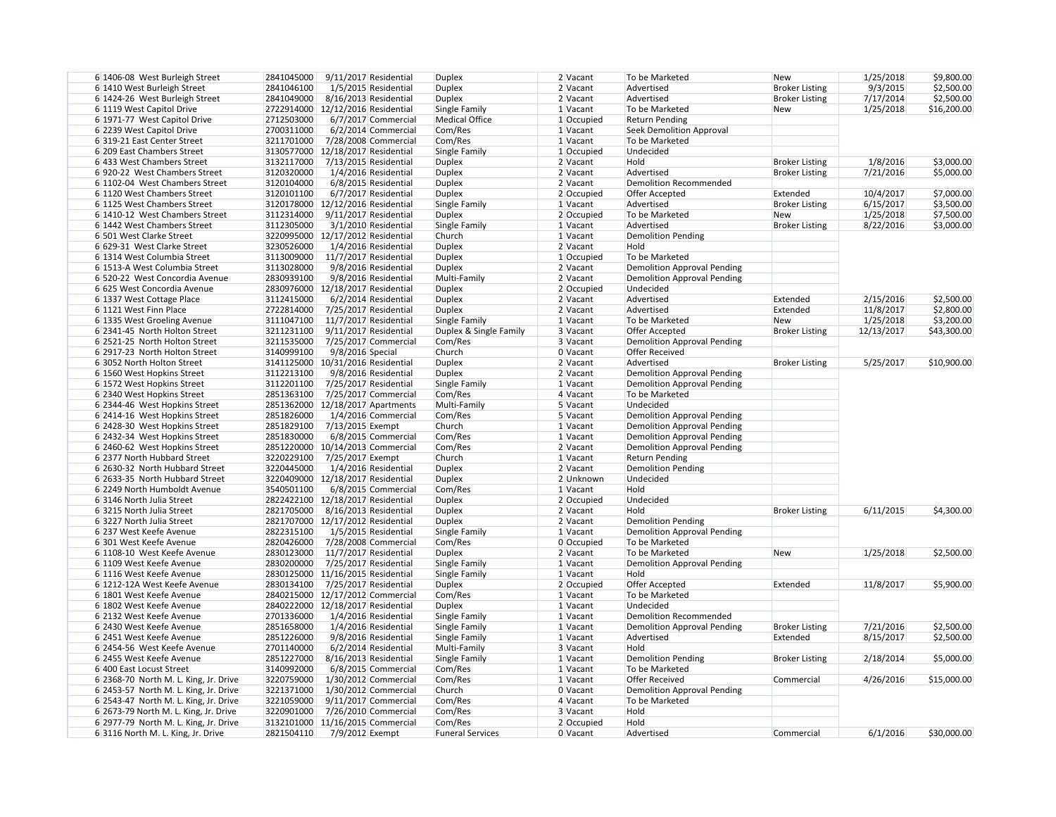| | | | | | | | | | | | |
|---|---|---|---|---|---|---|---|---|---|---|---|
| 6 | 1406-08 West Burleigh Street | 2841045000 | 9/11/2017 | Residential | Duplex | 2 | Vacant | To be Marketed | New | 1/25/2018 | $9,800.00 |
| 6 | 1410 West Burleigh Street | 2841046100 | 1/5/2015 | Residential | Duplex | 2 | Vacant | Advertised | Broker Listing | 9/3/2015 | $2,500.00 |
| 6 | 1424-26 West Burleigh Street | 2841049000 | 8/16/2013 | Residential | Duplex | 2 | Vacant | Advertised | Broker Listing | 7/17/2014 | $2,500.00 |
| 6 | 1119 West Capitol Drive | 2722914000 | 12/12/2016 | Residential | Single Family | 1 | Vacant | To be Marketed | New | 1/25/2018 | $16,200.00 |
| 6 | 1971-77 West Capitol Drive | 2712503000 | 6/7/2017 | Commercial | Medical Office | 1 | Occupied | Return Pending | | | |
| 6 | 2239 West Capitol Drive | 2700311000 | 6/2/2014 | Commercial | Com/Res | 1 | Vacant | Seek Demolition Approval | | | |
| 6 | 319-21 East Center Street | 3211701000 | 7/28/2008 | Commercial | Com/Res | 1 | Vacant | To be Marketed | | | |
| 6 | 209 East Chambers Street | 3130577000 | 12/18/2017 | Residential | Single Family | 1 | Occupied | Undecided | | | |
| 6 | 433 West Chambers Street | 3132117000 | 7/13/2015 | Residential | Duplex | 2 | Vacant | Hold | Broker Listing | 1/8/2016 | $3,000.00 |
| 6 | 920-22 West Chambers Street | 3120320000 | 1/4/2016 | Residential | Duplex | 2 | Vacant | Advertised | Broker Listing | 7/21/2016 | $5,000.00 |
| 6 | 1102-04 West Chambers Street | 3120104000 | 6/8/2015 | Residential | Duplex | 2 | Vacant | Demolition Recommended | | | |
| 6 | 1120 West Chambers Street | 3120101100 | 6/7/2017 | Residential | Duplex | 2 | Occupied | Offer Accepted | Extended | 10/4/2017 | $7,000.00 |
| 6 | 1125 West Chambers Street | 3120178000 | 12/12/2016 | Residential | Single Family | 1 | Vacant | Advertised | Broker Listing | 6/15/2017 | $3,500.00 |
| 6 | 1410-12 West Chambers Street | 3112314000 | 9/11/2017 | Residential | Duplex | 2 | Occupied | To be Marketed | New | 1/25/2018 | $7,500.00 |
| 6 | 1442 West Chambers Street | 3112305000 | 3/1/2010 | Residential | Single Family | 1 | Vacant | Advertised | Broker Listing | 8/22/2016 | $3,000.00 |
| 6 | 501 West Clarke Street | 3220995000 | 12/17/2012 | Residential | Church | 1 | Vacant | Demolition Pending | | | |
| 6 | 629-31 West Clarke Street | 3230526000 | 1/4/2016 | Residential | Duplex | 2 | Vacant | Hold | | | |
| 6 | 1314 West Columbia Street | 3113009000 | 11/7/2017 | Residential | Duplex | 1 | Occupied | To be Marketed | | | |
| 6 | 1513-A West Columbia Street | 3113028000 | 9/8/2016 | Residential | Duplex | 2 | Vacant | Demolition Approval Pending | | | |
| 6 | 520-22 West Concordia Avenue | 2830939100 | 9/8/2016 | Residential | Multi-Family | 2 | Vacant | Demolition Approval Pending | | | |
| 6 | 625 West Concordia Avenue | 2830976000 | 12/18/2017 | Residential | Duplex | 2 | Occupied | Undecided | | | |
| 6 | 1337 West Cottage Place | 3112415000 | 6/2/2014 | Residential | Duplex | 2 | Vacant | Advertised | Extended | 2/15/2016 | $2,500.00 |
| 6 | 1121 West Finn Place | 2722814000 | 7/25/2017 | Residential | Duplex | 2 | Vacant | Advertised | Extended | 11/8/2017 | $2,800.00 |
| 6 | 1335 West Groeling Avenue | 3111047100 | 11/7/2017 | Residential | Single Family | 1 | Vacant | To be Marketed | New | 1/25/2018 | $3,200.00 |
| 6 | 2341-45 North Holton Street | 3211231100 | 9/11/2017 | Residential | Duplex & Single Family | 3 | Vacant | Offer Accepted | Broker Listing | 12/13/2017 | $43,300.00 |
| 6 | 2521-25 North Holton Street | 3211535000 | 7/25/2017 | Commercial | Com/Res | 3 | Vacant | Demolition Approval Pending | | | |
| 6 | 2917-23 North Holton Street | 3140999100 | 9/8/2016 | Special | Church | 0 | Vacant | Offer Received | | | |
| 6 | 3052 North Holton Street | 3141125000 | 10/31/2016 | Residential | Duplex | 2 | Vacant | Advertised | Broker Listing | 5/25/2017 | $10,900.00 |
| 6 | 1560 West Hopkins Street | 3112213100 | 9/8/2016 | Residential | Duplex | 2 | Vacant | Demolition Approval Pending | | | |
| 6 | 1572 West Hopkins Street | 3112201100 | 7/25/2017 | Residential | Single Family | 1 | Vacant | Demolition Approval Pending | | | |
| 6 | 2340 West Hopkins Street | 2851363100 | 7/25/2017 | Commercial | Com/Res | 4 | Vacant | To be Marketed | | | |
| 6 | 2344-46 West Hopkins Street | 2851362000 | 12/18/2017 | Apartments | Multi-Family | 5 | Vacant | Undecided | | | |
| 6 | 2414-16 West Hopkins Street | 2851826000 | 1/4/2016 | Commercial | Com/Res | 5 | Vacant | Demolition Approval Pending | | | |
| 6 | 2428-30 West Hopkins Street | 2851829100 | 7/13/2015 | Exempt | Church | 1 | Vacant | Demolition Approval Pending | | | |
| 6 | 2432-34 West Hopkins Street | 2851830000 | 6/8/2015 | Commercial | Com/Res | 1 | Vacant | Demolition Approval Pending | | | |
| 6 | 2460-62 West Hopkins Street | 2851220000 | 10/14/2013 | Commercial | Com/Res | 2 | Vacant | Demolition Approval Pending | | | |
| 6 | 2377 North Hubbard Street | 3220229100 | 7/25/2017 | Exempt | Church | 1 | Vacant | Return Pending | | | |
| 6 | 2630-32 North Hubbard Street | 3220445000 | 1/4/2016 | Residential | Duplex | 2 | Vacant | Demolition Pending | | | |
| 6 | 2633-35 North Hubbard Street | 3220409000 | 12/18/2017 | Residential | Duplex | 2 | Unknown | Undecided | | | |
| 6 | 2249 North Humboldt Avenue | 3540501100 | 6/8/2015 | Commercial | Com/Res | 1 | Vacant | Hold | | | |
| 6 | 3146 North Julia Street | 2822422100 | 12/18/2017 | Residential | Duplex | 2 | Occupied | Undecided | | | |
| 6 | 3215 North Julia Street | 2821705000 | 8/16/2013 | Residential | Duplex | 2 | Vacant | Hold | Broker Listing | 6/11/2015 | $4,300.00 |
| 6 | 3227 North Julia Street | 2821707000 | 12/17/2012 | Residential | Duplex | 2 | Vacant | Demolition Pending | | | |
| 6 | 237 West Keefe Avenue | 2822315100 | 1/5/2015 | Residential | Single Family | 1 | Vacant | Demolition Approval Pending | | | |
| 6 | 301 West Keefe Avenue | 2820426000 | 7/28/2008 | Commercial | Com/Res | 0 | Occupied | To be Marketed | | | |
| 6 | 1108-10 West Keefe Avenue | 2830123000 | 11/7/2017 | Residential | Duplex | 2 | Vacant | To be Marketed | New | 1/25/2018 | $2,500.00 |
| 6 | 1109 West Keefe Avenue | 2830200000 | 7/25/2017 | Residential | Single Family | 1 | Vacant | Demolition Approval Pending | | | |
| 6 | 1116 West Keefe Avenue | 2830125000 | 11/16/2015 | Residential | Single Family | 1 | Vacant | Hold | | | |
| 6 | 1212-12A West Keefe Avenue | 2830134100 | 7/25/2017 | Residential | Duplex | 2 | Occupied | Offer Accepted | Extended | 11/8/2017 | $5,900.00 |
| 6 | 1801 West Keefe Avenue | 2840215000 | 12/17/2012 | Commercial | Com/Res | 1 | Vacant | To be Marketed | | | |
| 6 | 1802 West Keefe Avenue | 2840222000 | 12/18/2017 | Residential | Duplex | 1 | Vacant | Undecided | | | |
| 6 | 2132 West Keefe Avenue | 2701336000 | 1/4/2016 | Residential | Single Family | 1 | Vacant | Demolition Recommended | | | |
| 6 | 2430 West Keefe Avenue | 2851658000 | 1/4/2016 | Residential | Single Family | 1 | Vacant | Demolition Approval Pending | Broker Listing | 7/21/2016 | $2,500.00 |
| 6 | 2451 West Keefe Avenue | 2851226000 | 9/8/2016 | Residential | Single Family | 1 | Vacant | Advertised | Extended | 8/15/2017 | $2,500.00 |
| 6 | 2454-56 West Keefe Avenue | 2701140000 | 6/2/2014 | Residential | Multi-Family | 3 | Vacant | Hold | | | |
| 6 | 2455 West Keefe Avenue | 2851227000 | 8/16/2013 | Residential | Single Family | 1 | Vacant | Demolition Pending | Broker Listing | 2/18/2014 | $5,000.00 |
| 6 | 400 East Locust Street | 3140992000 | 6/8/2015 | Commercial | Com/Res | 1 | Vacant | To be Marketed | | | |
| 6 | 2368-70 North M. L. King, Jr. Drive | 3220759000 | 1/30/2012 | Commercial | Com/Res | 1 | Vacant | Offer Received | Commercial | 4/26/2016 | $15,000.00 |
| 6 | 2453-57 North M. L. King, Jr. Drive | 3221371000 | 1/30/2012 | Commercial | Church | 0 | Vacant | Demolition Approval Pending | | | |
| 6 | 2543-47 North M. L. King, Jr. Drive | 3221059000 | 9/11/2017 | Commercial | Com/Res | 4 | Vacant | To be Marketed | | | |
| 6 | 2673-79 North M. L. King, Jr. Drive | 3220901000 | 7/26/2010 | Commercial | Com/Res | 3 | Vacant | Hold | | | |
| 6 | 2977-79 North M. L. King, Jr. Drive | 3132101000 | 11/16/2015 | Commercial | Com/Res | 2 | Occupied | Hold | | | |
| 6 | 3116 North M. L. King, Jr. Drive | 2821504110 | 7/9/2012 | Exempt | Funeral Services | 0 | Vacant | Advertised | Commercial | 6/1/2016 | $30,000.00 |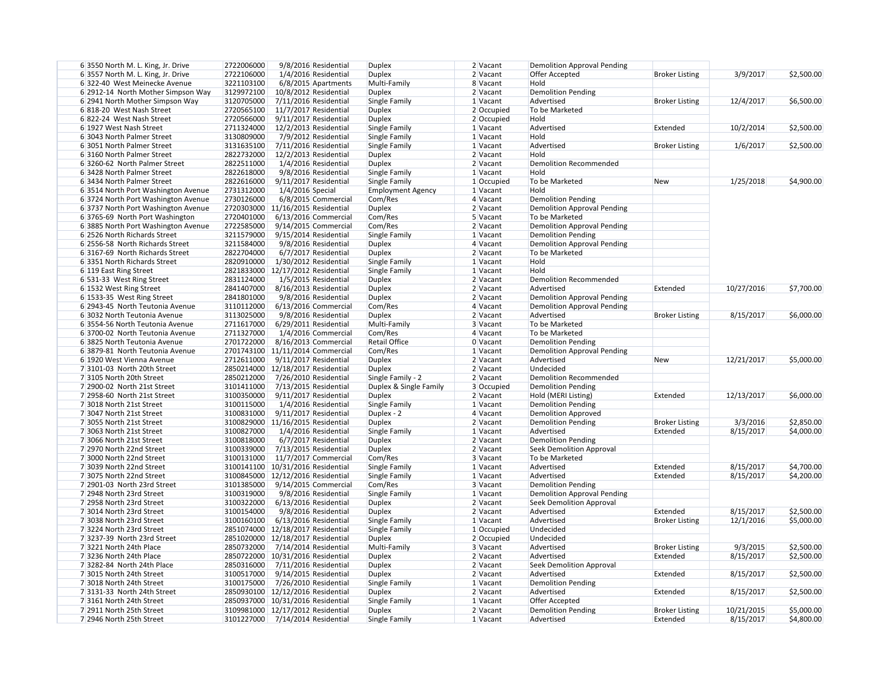| | | | | | | | | | | | |
|---|---|---|---|---|---|---|---|---|---|---|---|
| 6 | 3550 North M. L. King, Jr. Drive | 2722006000 | 9/8/2016 | Residential | Duplex | 2 | Vacant | Demolition Approval Pending | | | |
| 6 | 3557 North M. L. King, Jr. Drive | 2722106000 | 1/4/2016 | Residential | Duplex | 2 | Vacant | Offer Accepted | Broker Listing | 3/9/2017 | $2,500.00 |
| 6 | 322-40 West Meinecke Avenue | 3221103100 | 6/8/2015 | Apartments | Multi-Family | 8 | Vacant | Hold | | | |
| 6 | 2912-14 North Mother Simpson Way | 3129972100 | 10/8/2012 | Residential | Duplex | 2 | Vacant | Demolition Pending | | | |
| 6 | 2941 North Mother Simpson Way | 3120705000 | 7/11/2016 | Residential | Single Family | 1 | Vacant | Advertised | Broker Listing | 12/4/2017 | $6,500.00 |
| 6 | 818-20 West Nash Street | 2720565100 | 11/7/2017 | Residential | Duplex | 2 | Occupied | To be Marketed | | | |
| 6 | 822-24 West Nash Street | 2720566000 | 9/11/2017 | Residential | Duplex | 2 | Occupied | Hold | | | |
| 6 | 1927 West Nash Street | 2711324000 | 12/2/2013 | Residential | Single Family | 1 | Vacant | Advertised | Extended | 10/2/2014 | $2,500.00 |
| 6 | 3043 North Palmer Street | 3130809000 | 7/9/2012 | Residential | Single Family | 1 | Vacant | Hold | | | |
| 6 | 3051 North Palmer Street | 3131635100 | 7/11/2016 | Residential | Single Family | 1 | Vacant | Advertised | Broker Listing | 1/6/2017 | $2,500.00 |
| 6 | 3160 North Palmer Street | 2822732000 | 12/2/2013 | Residential | Duplex | 2 | Vacant | Hold | | | |
| 6 | 3260-62 North Palmer Street | 2822511000 | 1/4/2016 | Residential | Duplex | 2 | Vacant | Demolition Recommended | | | |
| 6 | 3428 North Palmer Street | 2822618000 | 9/8/2016 | Residential | Single Family | 1 | Vacant | Hold | | | |
| 6 | 3434 North Palmer Street | 2822616000 | 9/11/2017 | Residential | Single Family | 1 | Occupied | To be Marketed | New | 1/25/2018 | $4,900.00 |
| 6 | 3514 North Port Washington Avenue | 2731312000 | 1/4/2016 | Special | Employment Agency | 1 | Vacant | Hold | | | |
| 6 | 3724 North Port Washington Avenue | 2730126000 | 6/8/2015 | Commercial | Com/Res | 4 | Vacant | Demolition Pending | | | |
| 6 | 3737 North Port Washington Avenue | 2720303000 | 11/16/2015 | Residential | Duplex | 2 | Vacant | Demolition Approval Pending | | | |
| 6 | 3765-69 North Port Washington | 2720401000 | 6/13/2016 | Commercial | Com/Res | 5 | Vacant | To be Marketed | | | |
| 6 | 3885 North Port Washington Avenue | 2722585000 | 9/14/2015 | Commercial | Com/Res | 2 | Vacant | Demolition Approval Pending | | | |
| 6 | 2526 North Richards Street | 3211579000 | 9/15/2014 | Residential | Single Family | 1 | Vacant | Demolition Pending | | | |
| 6 | 2556-58 North Richards Street | 3211584000 | 9/8/2016 | Residential | Duplex | 4 | Vacant | Demolition Approval Pending | | | |
| 6 | 3167-69 North Richards Street | 2822704000 | 6/7/2017 | Residential | Duplex | 2 | Vacant | To be Marketed | | | |
| 6 | 3351 North Richards Street | 2820910000 | 1/30/2012 | Residential | Single Family | 1 | Vacant | Hold | | | |
| 6 | 119 East Ring Street | 2821833000 | 12/17/2012 | Residential | Single Family | 1 | Vacant | Hold | | | |
| 6 | 531-33 West Ring Street | 2831124000 | 1/5/2015 | Residential | Duplex | 2 | Vacant | Demolition Recommended | | | |
| 6 | 1532 West Ring Street | 2841407000 | 8/16/2013 | Residential | Duplex | 2 | Vacant | Advertised | Extended | 10/27/2016 | $7,700.00 |
| 6 | 1533-35 West Ring Street | 2841801000 | 9/8/2016 | Residential | Duplex | 2 | Vacant | Demolition Approval Pending | | | |
| 6 | 2943-45 North Teutonia Avenue | 3110112000 | 6/13/2016 | Commercial | Com/Res | 4 | Vacant | Demolition Approval Pending | | | |
| 6 | 3032 North Teutonia Avenue | 3113025000 | 9/8/2016 | Residential | Duplex | 2 | Vacant | Advertised | Broker Listing | 8/15/2017 | $6,000.00 |
| 6 | 3554-56 North Teutonia Avenue | 2711617000 | 6/29/2011 | Residential | Multi-Family | 3 | Vacant | To be Marketed | | | |
| 6 | 3700-02 North Teutonia Avenue | 2711327000 | 1/4/2016 | Commercial | Com/Res | 4 | Vacant | To be Marketed | | | |
| 6 | 3825 North Teutonia Avenue | 2701722000 | 8/16/2013 | Commercial | Retail Office | 0 | Vacant | Demolition Pending | | | |
| 6 | 3879-81 North Teutonia Avenue | 2701743100 | 11/11/2014 | Commercial | Com/Res | 1 | Vacant | Demolition Approval Pending | | | |
| 6 | 1920 West Vienna Avenue | 2712611000 | 9/11/2017 | Residential | Duplex | 2 | Vacant | Advertised | New | 12/21/2017 | $5,000.00 |
| 7 | 3101-03 North 20th Street | 2850214000 | 12/18/2017 | Residential | Duplex | 2 | Vacant | Undecided | | | |
| 7 | 3105 North 20th Street | 2850212000 | 7/26/2010 | Residential | Single Family - 2 | 2 | Vacant | Demolition Recommended | | | |
| 7 | 2900-02 North 21st Street | 3101411000 | 7/13/2015 | Residential | Duplex & Single Family | 3 | Occupied | Demolition Pending | | | |
| 7 | 2958-60 North 21st Street | 3100350000 | 9/11/2017 | Residential | Duplex | 2 | Vacant | Hold (MERI Listing) | Extended | 12/13/2017 | $6,000.00 |
| 7 | 3018 North 21st Street | 3100115000 | 1/4/2016 | Residential | Single Family | 1 | Vacant | Demolition Pending | | | |
| 7 | 3047 North 21st Street | 3100831000 | 9/11/2017 | Residential | Duplex - 2 | 4 | Vacant | Demolition Approved | | | |
| 7 | 3055 North 21st Street | 3100829000 | 11/16/2015 | Residential | Duplex | 2 | Vacant | Demolition Pending | Broker Listing | 3/3/2016 | $2,850.00 |
| 7 | 3063 North 21st Street | 3100827000 | 1/4/2016 | Residential | Single Family | 1 | Vacant | Advertised | Extended | 8/15/2017 | $4,000.00 |
| 7 | 3066 North 21st Street | 3100818000 | 6/7/2017 | Residential | Duplex | 2 | Vacant | Demolition Pending | | | |
| 7 | 2970 North 22nd Street | 3100339000 | 7/13/2015 | Residential | Duplex | 2 | Vacant | Seek Demolition Approval | | | |
| 7 | 3000 North 22nd Street | 3100131000 | 11/7/2017 | Commercial | Com/Res | 3 | Vacant | To be Marketed | | | |
| 7 | 3039 North 22nd Street | 3100141100 | 10/31/2016 | Residential | Single Family | 1 | Vacant | Advertised | Extended | 8/15/2017 | $4,700.00 |
| 7 | 3075 North 22nd Street | 3100845000 | 12/12/2016 | Residential | Single Family | 1 | Vacant | Advertised | Extended | 8/15/2017 | $4,200.00 |
| 7 | 2901-03 North 23rd Street | 3101385000 | 9/14/2015 | Commercial | Com/Res | 3 | Vacant | Demolition Pending | | | |
| 7 | 2948 North 23rd Street | 3100319000 | 9/8/2016 | Residential | Single Family | 1 | Vacant | Demolition Approval Pending | | | |
| 7 | 2958 North 23rd Street | 3100322000 | 6/13/2016 | Residential | Duplex | 2 | Vacant | Seek Demolition Approval | | | |
| 7 | 3014 North 23rd Street | 3100154000 | 9/8/2016 | Residential | Duplex | 2 | Vacant | Advertised | Extended | 8/15/2017 | $2,500.00 |
| 7 | 3038 North 23rd Street | 3100160100 | 6/13/2016 | Residential | Single Family | 1 | Vacant | Advertised | Broker Listing | 12/1/2016 | $5,000.00 |
| 7 | 3224 North 23rd Street | 2851074000 | 12/18/2017 | Residential | Single Family | 1 | Occupied | Undecided | | | |
| 7 | 3237-39 North 23rd Street | 2851020000 | 12/18/2017 | Residential | Duplex | 2 | Occupied | Undecided | | | |
| 7 | 3221 North 24th Place | 2850732000 | 7/14/2014 | Residential | Multi-Family | 3 | Vacant | Advertised | Broker Listing | 9/3/2015 | $2,500.00 |
| 7 | 3236 North 24th Place | 2850722000 | 10/31/2016 | Residential | Duplex | 2 | Vacant | Advertised | Extended | 8/15/2017 | $2,500.00 |
| 7 | 3282-84 North 24th Place | 2850316000 | 7/11/2016 | Residential | Duplex | 2 | Vacant | Seek Demolition Approval | | | |
| 7 | 3015 North 24th Street | 3100517000 | 9/14/2015 | Residential | Duplex | 2 | Vacant | Advertised | Extended | 8/15/2017 | $2,500.00 |
| 7 | 3018 North 24th Street | 3100175000 | 7/26/2010 | Residential | Single Family | 1 | Vacant | Demolition Pending | | | |
| 7 | 3131-33 North 24th Street | 2850930100 | 12/12/2016 | Residential | Duplex | 2 | Vacant | Advertised | Extended | 8/15/2017 | $2,500.00 |
| 7 | 3161 North 24th Street | 2850937000 | 10/31/2016 | Residential | Single Family | 1 | Vacant | Offer Accepted | | | |
| 7 | 2911 North 25th Street | 3109981000 | 12/17/2012 | Residential | Duplex | 2 | Vacant | Demolition Pending | Broker Listing | 10/21/2015 | $5,000.00 |
| 7 | 2946 North 25th Street | 3101227000 | 7/14/2014 | Residential | Single Family | 1 | Vacant | Advertised | Extended | 8/15/2017 | $4,800.00 |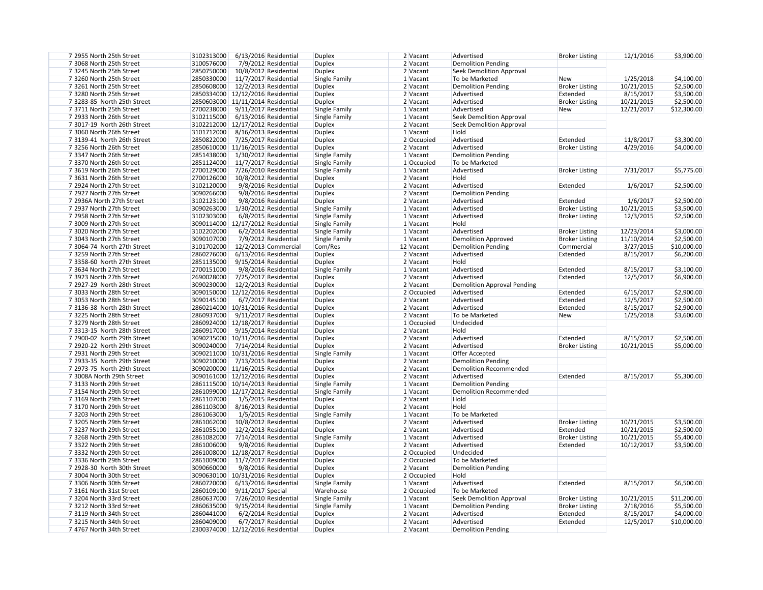| | | | | | | | | | | | |
|---|---|---|---|---|---|---|---|---|---|---|---|
| 7 | 2955 North 25th Street | 3102313000 | 6/13/2016 | Residential | Duplex | 2 | Vacant | Advertised | Broker Listing | 12/1/2016 | $3,900.00 |
| 7 | 3068 North 25th Street | 3100576000 | 7/9/2012 | Residential | Duplex | 2 | Vacant | Demolition Pending | | | |
| 7 | 3245 North 25th Street | 2850750000 | 10/8/2012 | Residential | Duplex | 2 | Vacant | Seek Demolition Approval | | | |
| 7 | 3260 North 25th Street | 2850330000 | 11/7/2017 | Residential | Single Family | 1 | Vacant | To be Marketed | New | 1/25/2018 | $4,100.00 |
| 7 | 3261 North 25th Street | 2850608000 | 12/2/2013 | Residential | Duplex | 2 | Vacant | Demolition Pending | Broker Listing | 10/21/2015 | $2,500.00 |
| 7 | 3280 North 25th Street | 2850334000 | 12/12/2016 | Residential | Duplex | 2 | Vacant | Advertised | Extended | 8/15/2017 | $3,500.00 |
| 7 | 3283-85 North 25th Street | 2850603000 | 11/11/2014 | Residential | Duplex | 2 | Vacant | Advertised | Broker Listing | 10/21/2015 | $2,500.00 |
| 7 | 3711 North 25th Street | 2700238000 | 9/11/2017 | Residential | Single Family | 1 | Vacant | Advertised | New | 12/21/2017 | $12,300.00 |
| 7 | 2933 North 26th Street | 3102115000 | 6/13/2016 | Residential | Single Family | 1 | Vacant | Seek Demolition Approval | | | |
| 7 | 3017-19 North 26th Street | 3102212000 | 12/17/2012 | Residential | Duplex | 2 | Vacant | Seek Demolition Approval | | | |
| 7 | 3060 North 26th Street | 3101712000 | 8/16/2013 | Residential | Duplex | 1 | Vacant | Hold | | | |
| 7 | 3139-41 North 26th Street | 2850822000 | 7/25/2017 | Residential | Duplex | 2 | Occupied | Advertised | Extended | 11/8/2017 | $3,300.00 |
| 7 | 3256 North 26th Street | 2850610000 | 11/16/2015 | Residential | Duplex | 2 | Vacant | Advertised | Broker Listing | 4/29/2016 | $4,000.00 |
| 7 | 3347 North 26th Street | 2851438000 | 1/30/2012 | Residential | Single Family | 1 | Vacant | Demolition Pending | | | |
| 7 | 3370 North 26th Street | 2851124000 | 11/7/2017 | Residential | Single Family | 1 | Occupied | To be Marketed | | | |
| 7 | 3619 North 26th Street | 2700129000 | 7/26/2010 | Residential | Single Family | 1 | Vacant | Advertised | Broker Listing | 7/31/2017 | $5,775.00 |
| 7 | 3631 North 26th Street | 2700126000 | 10/8/2012 | Residential | Duplex | 2 | Vacant | Hold | | | |
| 7 | 2924 North 27th Street | 3102120000 | 9/8/2016 | Residential | Duplex | 2 | Vacant | Advertised | Extended | 1/6/2017 | $2,500.00 |
| 7 | 2927 North 27th Street | 3090266000 | 9/8/2016 | Residential | Duplex | 2 | Vacant | Demolition Pending | | | |
| 7 | 2936A North 27th Street | 3102123100 | 9/8/2016 | Residential | Duplex | 2 | Vacant | Advertised | Extended | 1/6/2017 | $2,500.00 |
| 7 | 2937 North 27th Street | 3090263000 | 1/30/2012 | Residential | Single Family | 1 | Vacant | Advertised | Broker Listing | 10/21/2015 | $3,500.00 |
| 7 | 2958 North 27th Street | 3102303000 | 6/8/2015 | Residential | Single Family | 1 | Vacant | Advertised | Broker Listing | 12/3/2015 | $2,500.00 |
| 7 | 3009 North 27th Street | 3090114000 | 12/17/2012 | Residential | Single Family | 1 | Vacant | Hold | | | |
| 7 | 3020 North 27th Street | 3102202000 | 6/2/2014 | Residential | Single Family | 1 | Vacant | Advertised | Broker Listing | 12/23/2014 | $3,000.00 |
| 7 | 3043 North 27th Street | 3090107000 | 7/9/2012 | Residential | Single Family | 1 | Vacant | Demolition Approved | Broker Listing | 11/10/2014 | $2,500.00 |
| 7 | 3064-74 North 27th Street | 3101702000 | 12/2/2013 | Commercial | Com/Res | 12 | Vacant | Demolition Pending | Commercial | 3/27/2015 | $10,000.00 |
| 7 | 3259 North 27th Street | 2860276000 | 6/13/2016 | Residential | Duplex | 2 | Vacant | Advertised | Extended | 8/15/2017 | $6,200.00 |
| 7 | 3358-60 North 27th Street | 2851135000 | 9/15/2014 | Residential | Duplex | 2 | Vacant | Hold | | | |
| 7 | 3634 North 27th Street | 2700151000 | 9/8/2016 | Residential | Single Family | 1 | Vacant | Advertised | Extended | 8/15/2017 | $3,100.00 |
| 7 | 3923 North 27th Street | 2690028000 | 7/25/2017 | Residential | Duplex | 2 | Vacant | Advertised | Extended | 12/5/2017 | $6,900.00 |
| 7 | 2927-29 North 28th Street | 3090230000 | 12/2/2013 | Residential | Duplex | 2 | Vacant | Demolition Approval Pending | | | |
| 7 | 3033 North 28th Street | 3090150000 | 12/12/2016 | Residential | Duplex | 2 | Occupied | Advertised | Extended | 6/15/2017 | $2,900.00 |
| 7 | 3053 North 28th Street | 3090145100 | 6/7/2017 | Residential | Duplex | 2 | Vacant | Advertised | Extended | 12/5/2017 | $2,500.00 |
| 7 | 3136-38 North 28th Street | 2860214000 | 10/31/2016 | Residential | Duplex | 2 | Vacant | Advertised | Extended | 8/15/2017 | $2,900.00 |
| 7 | 3225 North 28th Street | 2860937000 | 9/11/2017 | Residential | Duplex | 2 | Vacant | To be Marketed | New | 1/25/2018 | $3,600.00 |
| 7 | 3279 North 28th Street | 2860924000 | 12/18/2017 | Residential | Duplex | 1 | Occupied | Undecided | | | |
| 7 | 3313-15 North 28th Street | 2860917000 | 9/15/2014 | Residential | Duplex | 2 | Vacant | Hold | | | |
| 7 | 2900-02 North 29th Street | 3090235000 | 10/31/2016 | Residential | Duplex | 2 | Vacant | Advertised | Extended | 8/15/2017 | $2,500.00 |
| 7 | 2920-22 North 29th Street | 3090240000 | 7/14/2014 | Residential | Duplex | 2 | Vacant | Advertised | Broker Listing | 10/21/2015 | $5,000.00 |
| 7 | 2931 North 29th Street | 3090211000 | 10/31/2016 | Residential | Single Family | 1 | Vacant | Offer Accepted | | | |
| 7 | 2933-35 North 29th Street | 3090210000 | 7/13/2015 | Residential | Duplex | 2 | Vacant | Demolition Pending | | | |
| 7 | 2973-75 North 29th Street | 3090200000 | 11/16/2015 | Residential | Duplex | 2 | Vacant | Demolition Recommended | | | |
| 7 | 3008A North 29th Street | 3090161000 | 12/12/2016 | Residential | Duplex | 2 | Vacant | Advertised | Extended | 8/15/2017 | $5,300.00 |
| 7 | 3133 North 29th Street | 2861115000 | 10/14/2013 | Residential | Single Family | 1 | Vacant | Demolition Pending | | | |
| 7 | 3154 North 29th Street | 2861099000 | 12/17/2012 | Residential | Single Family | 1 | Vacant | Demolition Recommended | | | |
| 7 | 3169 North 29th Street | 2861107000 | 1/5/2015 | Residential | Duplex | 2 | Vacant | Hold | | | |
| 7 | 3170 North 29th Street | 2861103000 | 8/16/2013 | Residential | Duplex | 2 | Vacant | Hold | | | |
| 7 | 3203 North 29th Street | 2861063000 | 1/5/2015 | Residential | Single Family | 1 | Vacant | To be Marketed | | | |
| 7 | 3205 North 29th Street | 2861062000 | 10/8/2012 | Residential | Duplex | 2 | Vacant | Advertised | Broker Listing | 10/21/2015 | $3,500.00 |
| 7 | 3237 North 29th Street | 2861055100 | 12/2/2013 | Residential | Duplex | 2 | Vacant | Advertised | Extended | 10/21/2015 | $2,500.00 |
| 7 | 3268 North 29th Street | 2861082000 | 7/14/2014 | Residential | Single Family | 1 | Vacant | Advertised | Broker Listing | 10/21/2015 | $5,400.00 |
| 7 | 3322 North 29th Street | 2861006000 | 9/8/2016 | Residential | Duplex | 2 | Vacant | Advertised | Extended | 10/12/2017 | $3,500.00 |
| 7 | 3332 North 29th Street | 2861008000 | 12/18/2017 | Residential | Duplex | 2 | Occupied | Undecided | | | |
| 7 | 3336 North 29th Street | 2861009000 | 11/7/2017 | Residential | Duplex | 2 | Occupied | To be Marketed | | | |
| 7 | 2928-30 North 30th Street | 3090660000 | 9/8/2016 | Residential | Duplex | 2 | Vacant | Demolition Pending | | | |
| 7 | 3004 North 30th Street | 3090630100 | 10/31/2016 | Residential | Duplex | 2 | Occupied | Hold | | | |
| 7 | 3306 North 30th Street | 2860720000 | 6/13/2016 | Residential | Single Family | 1 | Vacant | Advertised | Extended | 8/15/2017 | $6,500.00 |
| 7 | 3161 North 31st Street | 2860109100 | 9/11/2017 | Special | Warehouse | 2 | Occupied | To be Marketed | | | |
| 7 | 3204 North 33rd Street | 2860637000 | 7/26/2010 | Residential | Single Family | 1 | Vacant | Seek Demolition Approval | Broker Listing | 10/21/2015 | $11,200.00 |
| 7 | 3212 North 33rd Street | 2860635000 | 9/15/2014 | Residential | Single Family | 1 | Vacant | Demolition Pending | Broker Listing | 2/18/2016 | $5,500.00 |
| 7 | 3119 North 34th Street | 2860441000 | 6/2/2014 | Residential | Duplex | 2 | Vacant | Advertised | Extended | 8/15/2017 | $4,000.00 |
| 7 | 3215 North 34th Street | 2860409000 | 6/7/2017 | Residential | Duplex | 2 | Vacant | Advertised | Extended | 12/5/2017 | $10,000.00 |
| 7 | 4767 North 34th Street | 2300374000 | 12/12/2016 | Residential | Duplex | 2 | Vacant | Demolition Pending | | | |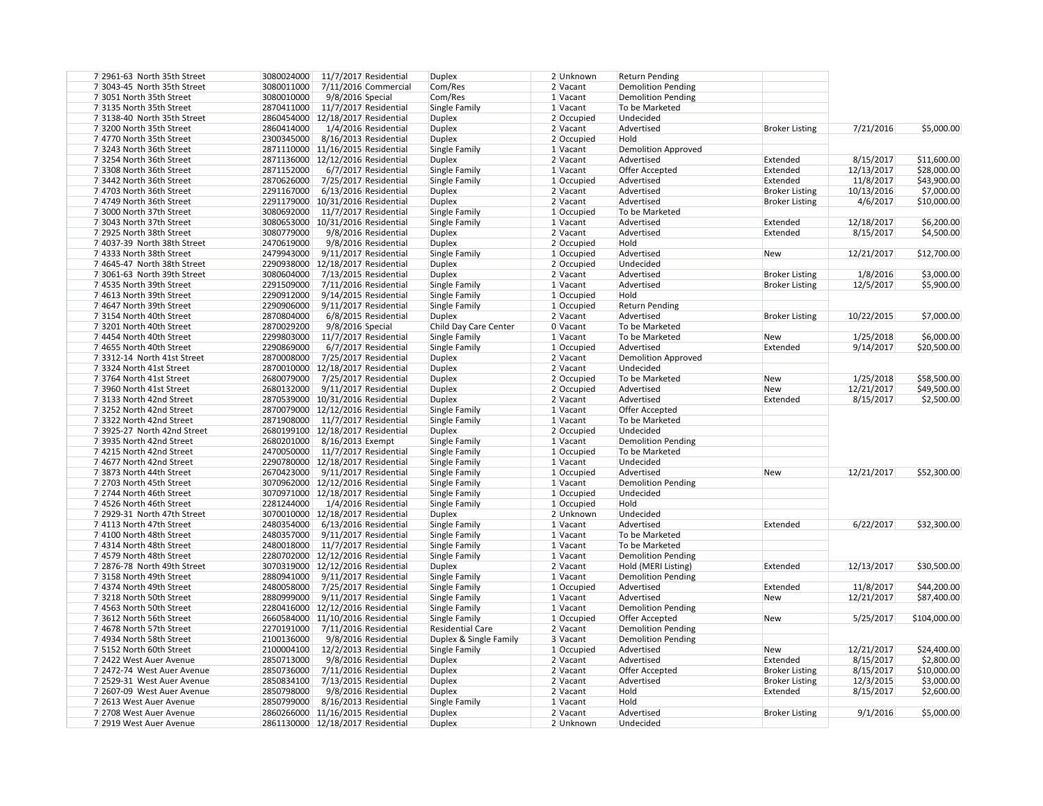| | | | | | | | | | | | |
|---|---|---|---|---|---|---|---|---|---|---|---|
| 7 | 2961-63 North 35th Street | 3080024000 | 11/7/2017 | Residential | Duplex | 2 | Unknown | Return Pending | | | |
| 7 | 3043-45 North 35th Street | 3080011000 | 7/11/2016 | Commercial | Com/Res | 2 | Vacant | Demolition Pending | | | |
| 7 | 3051 North 35th Street | 3080010000 | 9/8/2016 | Special | Com/Res | 1 | Vacant | Demolition Pending | | | |
| 7 | 3135 North 35th Street | 2870411000 | 11/7/2017 | Residential | Single Family | 1 | Vacant | To be Marketed | | | |
| 7 | 3138-40 North 35th Street | 2860454000 | 12/18/2017 | Residential | Duplex | 2 | Occupied | Undecided | | | |
| 7 | 3200 North 35th Street | 2860414000 | 1/4/2016 | Residential | Duplex | 2 | Vacant | Advertised | Broker Listing | 7/21/2016 | $5,000.00 |
| 7 | 4770 North 35th Street | 2300345000 | 8/16/2013 | Residential | Duplex | 2 | Occupied | Hold | | | |
| 7 | 3243 North 36th Street | 2871110000 | 11/16/2015 | Residential | Single Family | 1 | Vacant | Demolition Approved | | | |
| 7 | 3254 North 36th Street | 2871136000 | 12/12/2016 | Residential | Duplex | 2 | Vacant | Advertised | Extended | 8/15/2017 | $11,600.00 |
| 7 | 3308 North 36th Street | 2871152000 | 6/7/2017 | Residential | Single Family | 1 | Vacant | Offer Accepted | Extended | 12/13/2017 | $28,000.00 |
| 7 | 3442 North 36th Street | 2870626000 | 7/25/2017 | Residential | Single Family | 1 | Occupied | Advertised | Extended | 11/8/2017 | $43,900.00 |
| 7 | 4703 North 36th Street | 2291167000 | 6/13/2016 | Residential | Duplex | 2 | Vacant | Advertised | Broker Listing | 10/13/2016 | $7,000.00 |
| 7 | 4749 North 36th Street | 2291179000 | 10/31/2016 | Residential | Duplex | 2 | Vacant | Advertised | Broker Listing | 4/6/2017 | $10,000.00 |
| 7 | 3000 North 37th Street | 3080692000 | 11/7/2017 | Residential | Single Family | 1 | Occupied | To be Marketed | | | |
| 7 | 3043 North 37th Street | 3080653000 | 10/31/2016 | Residential | Single Family | 1 | Vacant | Advertised | Extended | 12/18/2017 | $6,200.00 |
| 7 | 2925 North 38th Street | 3080779000 | 9/8/2016 | Residential | Duplex | 2 | Vacant | Advertised | Extended | 8/15/2017 | $4,500.00 |
| 7 | 4037-39 North 38th Street | 2470619000 | 9/8/2016 | Residential | Duplex | 2 | Occupied | Hold | | | |
| 7 | 4333 North 38th Street | 2479943000 | 9/11/2017 | Residential | Single Family | 1 | Occupied | Advertised | New | 12/21/2017 | $12,700.00 |
| 7 | 4645-47 North 38th Street | 2290938000 | 12/18/2017 | Residential | Duplex | 2 | Occupied | Undecided | | | |
| 7 | 3061-63 North 39th Street | 3080604000 | 7/13/2015 | Residential | Duplex | 2 | Vacant | Advertised | Broker Listing | 1/8/2016 | $3,000.00 |
| 7 | 4535 North 39th Street | 2291509000 | 7/11/2016 | Residential | Single Family | 1 | Vacant | Advertised | Broker Listing | 12/5/2017 | $5,900.00 |
| 7 | 4613 North 39th Street | 2290912000 | 9/14/2015 | Residential | Single Family | 1 | Occupied | Hold | | | |
| 7 | 4647 North 39th Street | 2290906000 | 9/11/2017 | Residential | Single Family | 1 | Occupied | Return Pending | | | |
| 7 | 3154 North 40th Street | 2870804000 | 6/8/2015 | Residential | Duplex | 2 | Vacant | Advertised | Broker Listing | 10/22/2015 | $7,000.00 |
| 7 | 3201 North 40th Street | 2870029200 | 9/8/2016 | Special | Child Day Care Center | 0 | Vacant | To be Marketed | | | |
| 7 | 4454 North 40th Street | 2299803000 | 11/7/2017 | Residential | Single Family | 1 | Vacant | To be Marketed | New | 1/25/2018 | $6,000.00 |
| 7 | 4655 North 40th Street | 2290869000 | 6/7/2017 | Residential | Single Family | 1 | Occupied | Advertised | Extended | 9/14/2017 | $20,500.00 |
| 7 | 3312-14 North 41st Street | 2870008000 | 7/25/2017 | Residential | Duplex | 2 | Vacant | Demolition Approved | | | |
| 7 | 3324 North 41st Street | 2870010000 | 12/18/2017 | Residential | Duplex | 2 | Vacant | Undecided | | | |
| 7 | 3764 North 41st Street | 2680079000 | 7/25/2017 | Residential | Duplex | 2 | Occupied | To be Marketed | New | 1/25/2018 | $58,500.00 |
| 7 | 3960 North 41st Street | 2680132000 | 9/11/2017 | Residential | Duplex | 2 | Occupied | Advertised | New | 12/21/2017 | $49,500.00 |
| 7 | 3133 North 42nd Street | 2870539000 | 10/31/2016 | Residential | Duplex | 2 | Vacant | Advertised | Extended | 8/15/2017 | $2,500.00 |
| 7 | 3252 North 42nd Street | 2870079000 | 12/12/2016 | Residential | Single Family | 1 | Vacant | Offer Accepted | | | |
| 7 | 3322 North 42nd Street | 2871908000 | 11/7/2017 | Residential | Single Family | 1 | Vacant | To be Marketed | | | |
| 7 | 3925-27 North 42nd Street | 2680199100 | 12/18/2017 | Residential | Duplex | 2 | Occupied | Undecided | | | |
| 7 | 3935 North 42nd Street | 2680201000 | 8/16/2013 | Exempt | Single Family | 1 | Vacant | Demolition Pending | | | |
| 7 | 4215 North 42nd Street | 2470050000 | 11/7/2017 | Residential | Single Family | 1 | Occupied | To be Marketed | | | |
| 7 | 4677 North 42nd Street | 2290780000 | 12/18/2017 | Residential | Single Family | 1 | Vacant | Undecided | | | |
| 7 | 3873 North 44th Street | 2670423000 | 9/11/2017 | Residential | Single Family | 1 | Occupied | Advertised | New | 12/21/2017 | $52,300.00 |
| 7 | 2703 North 45th Street | 3070962000 | 12/12/2016 | Residential | Single Family | 1 | Vacant | Demolition Pending | | | |
| 7 | 2744 North 46th Street | 3070971000 | 12/18/2017 | Residential | Single Family | 1 | Occupied | Undecided | | | |
| 7 | 4526 North 46th Street | 2281244000 | 1/4/2016 | Residential | Single Family | 1 | Occupied | Hold | | | |
| 7 | 2929-31 North 47th Street | 3070010000 | 12/18/2017 | Residential | Duplex | 2 | Unknown | Undecided | | | |
| 7 | 4113 North 47th Street | 2480354000 | 6/13/2016 | Residential | Single Family | 1 | Vacant | Advertised | Extended | 6/22/2017 | $32,300.00 |
| 7 | 4100 North 48th Street | 2480357000 | 9/11/2017 | Residential | Single Family | 1 | Vacant | To be Marketed | | | |
| 7 | 4314 North 48th Street | 2480018000 | 11/7/2017 | Residential | Single Family | 1 | Vacant | To be Marketed | | | |
| 7 | 4579 North 48th Street | 2280702000 | 12/12/2016 | Residential | Single Family | 1 | Vacant | Demolition Pending | | | |
| 7 | 2876-78 North 49th Street | 3070319000 | 12/12/2016 | Residential | Duplex | 2 | Vacant | Hold (MERI Listing) | Extended | 12/13/2017 | $30,500.00 |
| 7 | 3158 North 49th Street | 2880941000 | 9/11/2017 | Residential | Single Family | 1 | Vacant | Demolition Pending | | | |
| 7 | 4374 North 49th Street | 2480058000 | 7/25/2017 | Residential | Single Family | 1 | Occupied | Advertised | Extended | 11/8/2017 | $44,200.00 |
| 7 | 3218 North 50th Street | 2880999000 | 9/11/2017 | Residential | Single Family | 1 | Vacant | Advertised | New | 12/21/2017 | $87,400.00 |
| 7 | 4563 North 50th Street | 2280416000 | 12/12/2016 | Residential | Single Family | 1 | Vacant | Demolition Pending | | | |
| 7 | 3612 North 56th Street | 2660584000 | 11/10/2016 | Residential | Single Family | 1 | Occupied | Offer Accepted | New | 5/25/2017 | $104,000.00 |
| 7 | 4678 North 57th Street | 2270191000 | 7/11/2016 | Residential | Residential Care | 2 | Vacant | Demolition Pending | | | |
| 7 | 4934 North 58th Street | 2100136000 | 9/8/2016 | Residential | Duplex & Single Family | 3 | Vacant | Demolition Pending | | | |
| 7 | 5152 North 60th Street | 2100004100 | 12/2/2013 | Residential | Single Family | 1 | Occupied | Advertised | New | 12/21/2017 | $24,400.00 |
| 7 | 2422 West Auer Avenue | 2850713000 | 9/8/2016 | Residential | Duplex | 2 | Vacant | Advertised | Extended | 8/15/2017 | $2,800.00 |
| 7 | 2472-74 West Auer Avenue | 2850736000 | 7/11/2016 | Residential | Duplex | 2 | Vacant | Offer Accepted | Broker Listing | 8/15/2017 | $10,000.00 |
| 7 | 2529-31 West Auer Avenue | 2850834100 | 7/13/2015 | Residential | Duplex | 2 | Vacant | Advertised | Broker Listing | 12/3/2015 | $3,000.00 |
| 7 | 2607-09 West Auer Avenue | 2850798000 | 9/8/2016 | Residential | Duplex | 2 | Vacant | Hold | Extended | 8/15/2017 | $2,600.00 |
| 7 | 2613 West Auer Avenue | 2850799000 | 8/16/2013 | Residential | Single Family | 1 | Vacant | Hold | | | |
| 7 | 2708 West Auer Avenue | 2860266000 | 11/16/2015 | Residential | Duplex | 2 | Vacant | Advertised | Broker Listing | 9/1/2016 | $5,000.00 |
| 7 | 2919 West Auer Avenue | 2861130000 | 12/18/2017 | Residential | Duplex | 2 | Unknown | Undecided | | | |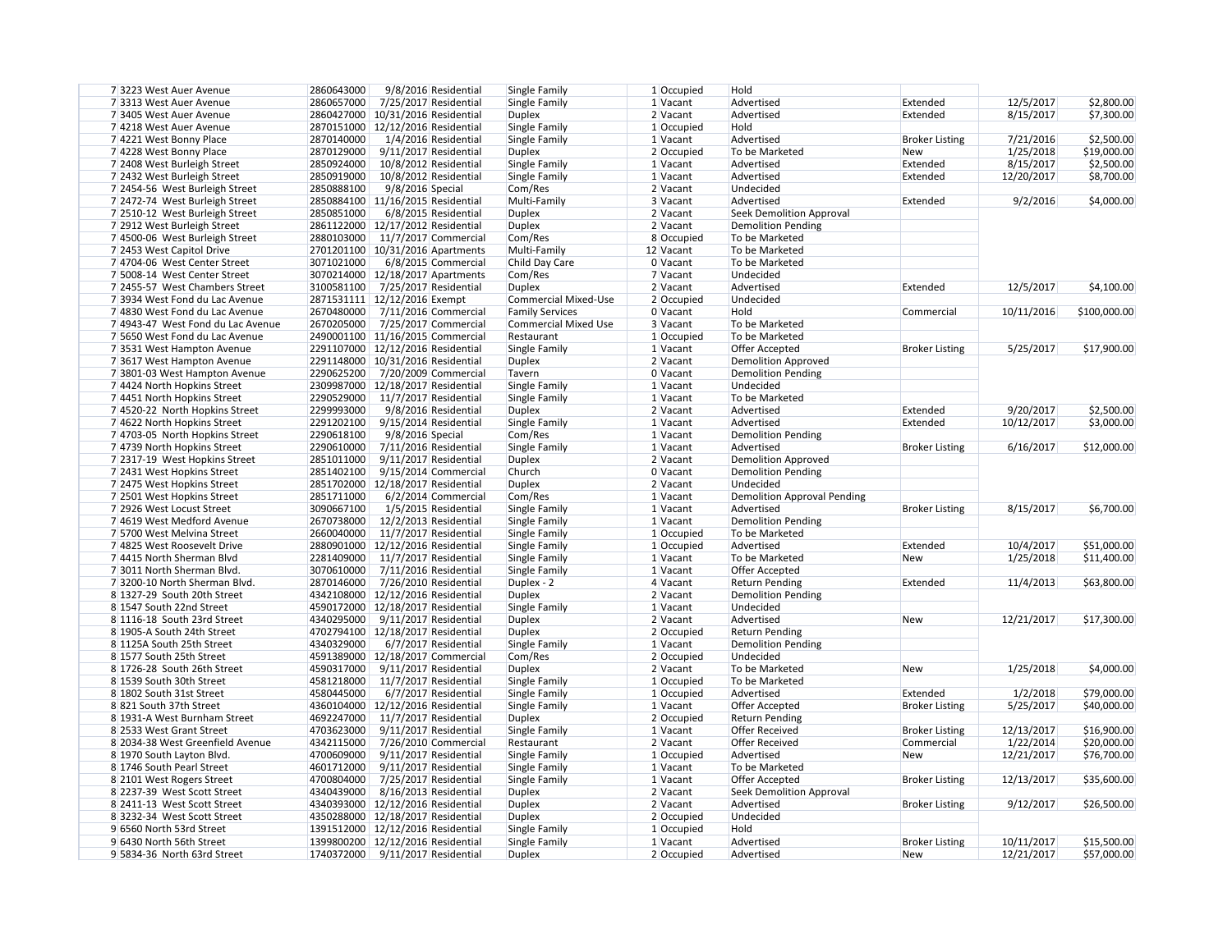| | | | | | | | | | | | |
|---|---|---|---|---|---|---|---|---|---|---|---|
| 7 | 3223 West Auer Avenue | 2860643000 | 9/8/2016 | Residential | Single Family | 1 | Occupied | Hold | | | |
| 7 | 3313 West Auer Avenue | 2860657000 | 7/25/2017 | Residential | Single Family | 1 | Vacant | Advertised | Extended | 12/5/2017 | $2,800.00 |
| 7 | 3405 West Auer Avenue | 2860427000 | 10/31/2016 | Residential | Duplex | 2 | Vacant | Advertised | Extended | 8/15/2017 | $7,300.00 |
| 7 | 4218 West Auer Avenue | 2870151000 | 12/12/2016 | Residential | Single Family | 1 | Occupied | Hold | | | |
| 7 | 4221 West Bonny Place | 2870140000 | 1/4/2016 | Residential | Single Family | 1 | Vacant | Advertised | Broker Listing | 7/21/2016 | $2,500.00 |
| 7 | 4228 West Bonny Place | 2870129000 | 9/11/2017 | Residential | Duplex | 2 | Occupied | To be Marketed | New | 1/25/2018 | $19,000.00 |
| 7 | 2408 West Burleigh Street | 2850924000 | 10/8/2012 | Residential | Single Family | 1 | Vacant | Advertised | Extended | 8/15/2017 | $2,500.00 |
| 7 | 2432 West Burleigh Street | 2850919000 | 10/8/2012 | Residential | Single Family | 1 | Vacant | Advertised | Extended | 12/20/2017 | $8,700.00 |
| 7 | 2454-56 West Burleigh Street | 2850888100 | 9/8/2016 | Special | Com/Res | 2 | Vacant | Undecided | | | |
| 7 | 2472-74 West Burleigh Street | 2850884100 | 11/16/2015 | Residential | Multi-Family | 3 | Vacant | Advertised | Extended | 9/2/2016 | $4,000.00 |
| 7 | 2510-12 West Burleigh Street | 2850851000 | 6/8/2015 | Residential | Duplex | 2 | Vacant | Seek Demolition Approval | | | |
| 7 | 2912 West Burleigh Street | 2861122000 | 12/17/2012 | Residential | Duplex | 2 | Vacant | Demolition Pending | | | |
| 7 | 4500-06 West Burleigh Street | 2880103000 | 11/7/2017 | Commercial | Com/Res | 8 | Occupied | To be Marketed | | | |
| 7 | 2453 West Capitol Drive | 2701201100 | 10/31/2016 | Apartments | Multi-Family | 12 | Vacant | To be Marketed | | | |
| 7 | 4704-06 West Center Street | 3071021000 | 6/8/2015 | Commercial | Child Day Care | 0 | Vacant | To be Marketed | | | |
| 7 | 5008-14 West Center Street | 3070214000 | 12/18/2017 | Apartments | Com/Res | 7 | Vacant | Undecided | | | |
| 7 | 2455-57 West Chambers Street | 3100581100 | 7/25/2017 | Residential | Duplex | 2 | Vacant | Advertised | Extended | 12/5/2017 | $4,100.00 |
| 7 | 3934 West Fond du Lac Avenue | 2871531111 | 12/12/2016 | Exempt | Commercial Mixed-Use | 2 | Occupied | Undecided | | | |
| 7 | 4830 West Fond du Lac Avenue | 2670480000 | 7/11/2016 | Commercial | Family Services | 0 | Vacant | Hold | Commercial | 10/11/2016 | $100,000.00 |
| 7 | 4943-47 West Fond du Lac Avenue | 2670205000 | 7/25/2017 | Commercial | Commercial Mixed Use | 3 | Vacant | To be Marketed | | | |
| 7 | 5650 West Fond du Lac Avenue | 2490001100 | 11/16/2015 | Commercial | Restaurant | 1 | Occupied | To be Marketed | | | |
| 7 | 3531 West Hampton Avenue | 2291107000 | 12/12/2016 | Residential | Single Family | 1 | Vacant | Offer Accepted | Broker Listing | 5/25/2017 | $17,900.00 |
| 7 | 3617 West Hampton Avenue | 2291148000 | 10/31/2016 | Residential | Duplex | 2 | Vacant | Demolition Approved | | | |
| 7 | 3801-03 West Hampton Avenue | 2290625200 | 7/20/2009 | Commercial | Tavern | 0 | Vacant | Demolition Pending | | | |
| 7 | 4424 North Hopkins Street | 2309987000 | 12/18/2017 | Residential | Single Family | 1 | Vacant | Undecided | | | |
| 7 | 4451 North Hopkins Street | 2290529000 | 11/7/2017 | Residential | Single Family | 1 | Vacant | To be Marketed | | | |
| 7 | 4520-22 North Hopkins Street | 2299993000 | 9/8/2016 | Residential | Duplex | 2 | Vacant | Advertised | Extended | 9/20/2017 | $2,500.00 |
| 7 | 4622 North Hopkins Street | 2291202100 | 9/15/2014 | Residential | Single Family | 1 | Vacant | Advertised | Extended | 10/12/2017 | $3,000.00 |
| 7 | 4703-05 North Hopkins Street | 2290618100 | 9/8/2016 | Special | Com/Res | 1 | Vacant | Demolition Pending | | | |
| 7 | 4739 North Hopkins Street | 2290610000 | 7/11/2016 | Residential | Single Family | 1 | Vacant | Advertised | Broker Listing | 6/16/2017 | $12,000.00 |
| 7 | 2317-19 West Hopkins Street | 2851011000 | 9/11/2017 | Residential | Duplex | 2 | Vacant | Demolition Approved | | | |
| 7 | 2431 West Hopkins Street | 2851402100 | 9/15/2014 | Commercial | Church | 0 | Vacant | Demolition Pending | | | |
| 7 | 2475 West Hopkins Street | 2851702000 | 12/18/2017 | Residential | Duplex | 2 | Vacant | Undecided | | | |
| 7 | 2501 West Hopkins Street | 2851711000 | 6/2/2014 | Commercial | Com/Res | 1 | Vacant | Demolition Approval Pending | | | |
| 7 | 2926 West Locust Street | 3090667100 | 1/5/2015 | Residential | Single Family | 1 | Vacant | Advertised | Broker Listing | 8/15/2017 | $6,700.00 |
| 7 | 4619 West Medford Avenue | 2670738000 | 12/2/2013 | Residential | Single Family | 1 | Vacant | Demolition Pending | | | |
| 7 | 5700 West Melvina Street | 2660040000 | 11/7/2017 | Residential | Single Family | 1 | Occupied | To be Marketed | | | |
| 7 | 4825 West Roosevelt Drive | 2880901000 | 12/12/2016 | Residential | Single Family | 1 | Occupied | Advertised | Extended | 10/4/2017 | $51,000.00 |
| 7 | 4415 North Sherman Blvd | 2281409000 | 11/7/2017 | Residential | Single Family | 1 | Vacant | To be Marketed | New | 1/25/2018 | $11,400.00 |
| 7 | 3011 North Sherman Blvd. | 3070610000 | 7/11/2016 | Residential | Single Family | 1 | Vacant | Offer Accepted | | | |
| 7 | 3200-10 North Sherman Blvd. | 2870146000 | 7/26/2010 | Residential | Duplex - 2 | 4 | Vacant | Return Pending | Extended | 11/4/2013 | $63,800.00 |
| 8 | 1327-29 South 20th Street | 4342108000 | 12/12/2016 | Residential | Duplex | 2 | Vacant | Demolition Pending | | | |
| 8 | 1547 South 22nd Street | 4590172000 | 12/18/2017 | Residential | Single Family | 1 | Vacant | Undecided | | | |
| 8 | 1116-18 South 23rd Street | 4340295000 | 9/11/2017 | Residential | Duplex | 2 | Vacant | Advertised | New | 12/21/2017 | $17,300.00 |
| 8 | 1905-A South 24th Street | 4702794100 | 12/18/2017 | Residential | Duplex | 2 | Occupied | Return Pending | | | |
| 8 | 1125A South 25th Street | 4340329000 | 6/7/2017 | Residential | Single Family | 1 | Vacant | Demolition Pending | | | |
| 8 | 1577 South 25th Street | 4591389000 | 12/18/2017 | Commercial | Com/Res | 2 | Occupied | Undecided | | | |
| 8 | 1726-28 South 26th Street | 4590317000 | 9/11/2017 | Residential | Duplex | 2 | Vacant | To be Marketed | New | 1/25/2018 | $4,000.00 |
| 8 | 1539 South 30th Street | 4581218000 | 11/7/2017 | Residential | Single Family | 1 | Occupied | To be Marketed | | | |
| 8 | 1802 South 31st Street | 4580445000 | 6/7/2017 | Residential | Single Family | 1 | Occupied | Advertised | Extended | 1/2/2018 | $79,000.00 |
| 8 | 821 South 37th Street | 4360104000 | 12/12/2016 | Residential | Single Family | 1 | Vacant | Offer Accepted | Broker Listing | 5/25/2017 | $40,000.00 |
| 8 | 1931-A West Burnham Street | 4692247000 | 11/7/2017 | Residential | Duplex | 2 | Occupied | Return Pending | | | |
| 8 | 2533 West Grant Street | 4703623000 | 9/11/2017 | Residential | Single Family | 1 | Vacant | Offer Received | Broker Listing | 12/13/2017 | $16,900.00 |
| 8 | 2034-38 West Greenfield Avenue | 4342115000 | 7/26/2010 | Commercial | Restaurant | 2 | Vacant | Offer Received | Commercial | 1/22/2014 | $20,000.00 |
| 8 | 1970 South Layton Blvd. | 4700609000 | 9/11/2017 | Residential | Single Family | 1 | Occupied | Advertised | New | 12/21/2017 | $76,700.00 |
| 8 | 1746 South Pearl Street | 4601712000 | 9/11/2017 | Residential | Single Family | 1 | Vacant | To be Marketed | | | |
| 8 | 2101 West Rogers Street | 4700804000 | 7/25/2017 | Residential | Single Family | 1 | Vacant | Offer Accepted | Broker Listing | 12/13/2017 | $35,600.00 |
| 8 | 2237-39 West Scott Street | 4340439000 | 8/16/2013 | Residential | Duplex | 2 | Vacant | Seek Demolition Approval | | | |
| 8 | 2411-13 West Scott Street | 4340393000 | 12/12/2016 | Residential | Duplex | 2 | Vacant | Advertised | Broker Listing | 9/12/2017 | $26,500.00 |
| 8 | 3232-34 West Scott Street | 4350288000 | 12/18/2017 | Residential | Duplex | 2 | Occupied | Undecided | | | |
| 9 | 6560 North 53rd Street | 1391512000 | 12/12/2016 | Residential | Single Family | 1 | Occupied | Hold | | | |
| 9 | 6430 North 56th Street | 1399800200 | 12/12/2016 | Residential | Single Family | 1 | Vacant | Advertised | Broker Listing | 10/11/2017 | $15,500.00 |
| 9 | 5834-36 North 63rd Street | 1740372000 | 9/11/2017 | Residential | Duplex | 2 | Occupied | Advertised | New | 12/21/2017 | $57,000.00 |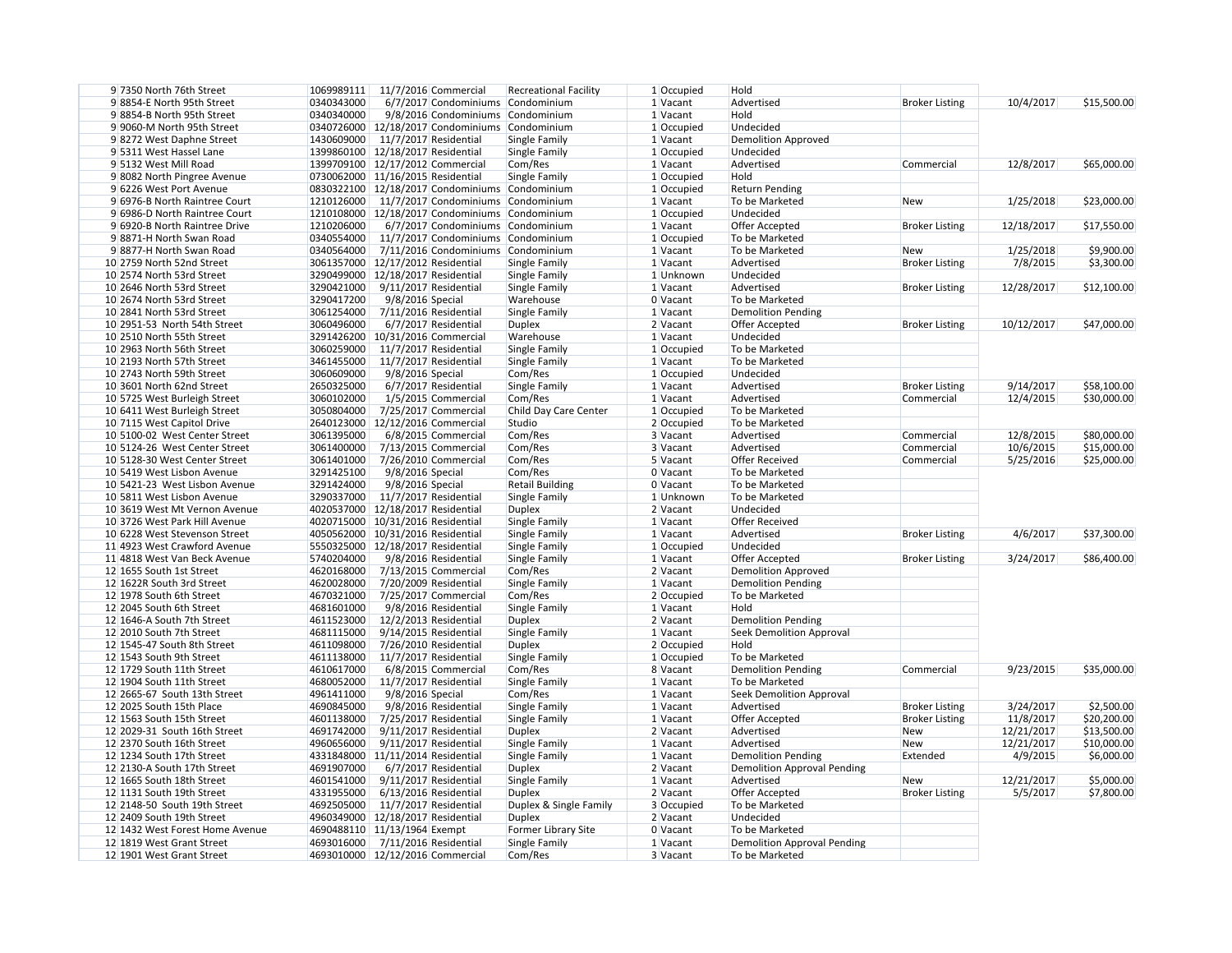| | | | | | | | | | | | |
|---|---|---|---|---|---|---|---|---|---|---|---|
| 9 | 7350 North 76th Street | 1069989111 | 11/7/2016 | Commercial | Recreational Facility | 1 | Occupied | Hold | | | |
| 9 | 8854-E North 95th Street | 0340343000 | 6/7/2017 | Condominiums | Condominium | 1 | Vacant | Advertised | Broker Listing | 10/4/2017 | $15,500.00 |
| 9 | 8854-B North 95th Street | 0340340000 | 9/8/2016 | Condominiums | Condominium | 1 | Vacant | Hold | | | |
| 9 | 9060-M North 95th Street | 0340726000 | 12/18/2017 | Condominiums | Condominium | 1 | Occupied | Undecided | | | |
| 9 | 8272 West Daphne Street | 1430609000 | 11/7/2017 | Residential | Single Family | 1 | Vacant | Demolition Approved | | | |
| 9 | 5311 West Hassel Lane | 1399860100 | 12/18/2017 | Residential | Single Family | 1 | Occupied | Undecided | | | |
| 9 | 5132 West Mill Road | 1399709100 | 12/17/2012 | Commercial | Com/Res | 1 | Vacant | Advertised | Commercial | 12/8/2017 | $65,000.00 |
| 9 | 8082 North Pingree Avenue | 0730062000 | 11/16/2015 | Residential | Single Family | 1 | Occupied | Hold | | | |
| 9 | 6226 West Port Avenue | 0830322100 | 12/18/2017 | Condominiums | Condominium | 1 | Occupied | Return Pending | | | |
| 9 | 6976-B North Raintree Court | 1210126000 | 11/7/2017 | Condominiums | Condominium | 1 | Vacant | To be Marketed | New | 1/25/2018 | $23,000.00 |
| 9 | 6986-D North Raintree Court | 1210108000 | 12/18/2017 | Condominiums | Condominium | 1 | Occupied | Undecided | | | |
| 9 | 6920-B North Raintree Drive | 1210206000 | 6/7/2017 | Condominiums | Condominium | 1 | Vacant | Offer Accepted | Broker Listing | 12/18/2017 | $17,550.00 |
| 9 | 8871-H North Swan Road | 0340554000 | 11/7/2017 | Condominiums | Condominium | 1 | Occupied | To be Marketed | | | |
| 9 | 8877-H North Swan Road | 0340564000 | 7/11/2016 | Condominiums | Condominium | 1 | Vacant | To be Marketed | New | 1/25/2018 | $9,900.00 |
| 10 | 2759 North 52nd Street | 3061357000 | 12/17/2012 | Residential | Single Family | 1 | Vacant | Advertised | Broker Listing | 7/8/2015 | $3,300.00 |
| 10 | 2574 North 53rd Street | 3290499000 | 12/18/2017 | Residential | Single Family | 1 | Unknown | Undecided | | | |
| 10 | 2646 North 53rd Street | 3290421000 | 9/11/2017 | Residential | Single Family | 1 | Vacant | Advertised | Broker Listing | 12/28/2017 | $12,100.00 |
| 10 | 2674 North 53rd Street | 3290417200 | 9/8/2016 | Special | Warehouse | 0 | Vacant | To be Marketed | | | |
| 10 | 2841 North 53rd Street | 3061254000 | 7/11/2016 | Residential | Single Family | 1 | Vacant | Demolition Pending | | | |
| 10 | 2951-53 North 54th Street | 3060496000 | 6/7/2017 | Residential | Duplex | 2 | Vacant | Offer Accepted | Broker Listing | 10/12/2017 | $47,000.00 |
| 10 | 2510 North 55th Street | 3291426200 | 10/31/2016 | Commercial | Warehouse | 1 | Vacant | Undecided | | | |
| 10 | 2963 North 56th Street | 3060259000 | 11/7/2017 | Residential | Single Family | 1 | Occupied | To be Marketed | | | |
| 10 | 2193 North 57th Street | 3461455000 | 11/7/2017 | Residential | Single Family | 1 | Vacant | To be Marketed | | | |
| 10 | 2743 North 59th Street | 3060609000 | 9/8/2016 | Special | Com/Res | 1 | Occupied | Undecided | | | |
| 10 | 3601 North 62nd Street | 2650325000 | 6/7/2017 | Residential | Single Family | 1 | Vacant | Advertised | Broker Listing | 9/14/2017 | $58,100.00 |
| 10 | 5725 West Burleigh Street | 3060102000 | 1/5/2015 | Commercial | Com/Res | 1 | Vacant | Advertised | Commercial | 12/4/2015 | $30,000.00 |
| 10 | 6411 West Burleigh Street | 3050804000 | 7/25/2017 | Commercial | Child Day Care Center | 1 | Occupied | To be Marketed | | | |
| 10 | 7115 West Capitol Drive | 2640123000 | 12/12/2016 | Commercial | Studio | 2 | Occupied | To be Marketed | | | |
| 10 | 5100-02 West Center Street | 3061395000 | 6/8/2015 | Commercial | Com/Res | 3 | Vacant | Advertised | Commercial | 12/8/2015 | $80,000.00 |
| 10 | 5124-26 West Center Street | 3061400000 | 7/13/2015 | Commercial | Com/Res | 3 | Vacant | Advertised | Commercial | 10/6/2015 | $15,000.00 |
| 10 | 5128-30 West Center Street | 3061401000 | 7/26/2010 | Commercial | Com/Res | 5 | Vacant | Offer Received | Commercial | 5/25/2016 | $25,000.00 |
| 10 | 5419 West Lisbon Avenue | 3291425100 | 9/8/2016 | Special | Com/Res | 0 | Vacant | To be Marketed | | | |
| 10 | 5421-23 West Lisbon Avenue | 3291424000 | 9/8/2016 | Special | Retail Building | 0 | Vacant | To be Marketed | | | |
| 10 | 5811 West Lisbon Avenue | 3290337000 | 11/7/2017 | Residential | Single Family | 1 | Unknown | To be Marketed | | | |
| 10 | 3619 West Mt Vernon Avenue | 4020537000 | 12/18/2017 | Residential | Duplex | 2 | Vacant | Undecided | | | |
| 10 | 3726 West Park Hill Avenue | 4020715000 | 10/31/2016 | Residential | Single Family | 1 | Vacant | Offer Received | | | |
| 10 | 6228 West Stevenson Street | 4050562000 | 10/31/2016 | Residential | Single Family | 1 | Vacant | Advertised | Broker Listing | 4/6/2017 | $37,300.00 |
| 11 | 4923 West Crawford Avenue | 5550325000 | 12/18/2017 | Residential | Single Family | 1 | Occupied | Undecided | | | |
| 11 | 4818 West Van Beck Avenue | 5740204000 | 9/8/2016 | Residential | Single Family | 1 | Vacant | Offer Accepted | Broker Listing | 3/24/2017 | $86,400.00 |
| 12 | 1655 South 1st Street | 4620168000 | 7/13/2015 | Commercial | Com/Res | 2 | Vacant | Demolition Approved | | | |
| 12 | 1622R South 3rd Street | 4620028000 | 7/20/2009 | Residential | Single Family | 1 | Vacant | Demolition Pending | | | |
| 12 | 1978 South 6th Street | 4670321000 | 7/25/2017 | Commercial | Com/Res | 2 | Occupied | To be Marketed | | | |
| 12 | 2045 South 6th Street | 4681601000 | 9/8/2016 | Residential | Single Family | 1 | Vacant | Hold | | | |
| 12 | 1646-A South 7th Street | 4611523000 | 12/2/2013 | Residential | Duplex | 2 | Vacant | Demolition Pending | | | |
| 12 | 2010 South 7th Street | 4681115000 | 9/14/2015 | Residential | Single Family | 1 | Vacant | Seek Demolition Approval | | | |
| 12 | 1545-47 South 8th Street | 4611098000 | 7/26/2010 | Residential | Duplex | 2 | Occupied | Hold | | | |
| 12 | 1543 South 9th Street | 4611138000 | 11/7/2017 | Residential | Single Family | 1 | Occupied | To be Marketed | | | |
| 12 | 1729 South 11th Street | 4610617000 | 6/8/2015 | Commercial | Com/Res | 8 | Vacant | Demolition Pending | Commercial | 9/23/2015 | $35,000.00 |
| 12 | 1904 South 11th Street | 4680052000 | 11/7/2017 | Residential | Single Family | 1 | Vacant | To be Marketed | | | |
| 12 | 2665-67 South 13th Street | 4961411000 | 9/8/2016 | Special | Com/Res | 1 | Vacant | Seek Demolition Approval | | | |
| 12 | 2025 South 15th Place | 4690845000 | 9/8/2016 | Residential | Single Family | 1 | Vacant | Advertised | Broker Listing | 3/24/2017 | $2,500.00 |
| 12 | 1563 South 15th Street | 4601138000 | 7/25/2017 | Residential | Single Family | 1 | Vacant | Offer Accepted | Broker Listing | 11/8/2017 | $20,200.00 |
| 12 | 2029-31 South 16th Street | 4691742000 | 9/11/2017 | Residential | Duplex | 2 | Vacant | Advertised | New | 12/21/2017 | $13,500.00 |
| 12 | 2370 South 16th Street | 4960656000 | 9/11/2017 | Residential | Single Family | 1 | Vacant | Advertised | New | 12/21/2017 | $10,000.00 |
| 12 | 1234 South 17th Street | 4331848000 | 11/11/2014 | Residential | Single Family | 1 | Vacant | Demolition Pending | Extended | 4/9/2015 | $6,000.00 |
| 12 | 2130-A South 17th Street | 4691907000 | 6/7/2017 | Residential | Duplex | 2 | Vacant | Demolition Approval Pending | | | |
| 12 | 1665 South 18th Street | 4601541000 | 9/11/2017 | Residential | Single Family | 1 | Vacant | Advertised | New | 12/21/2017 | $5,000.00 |
| 12 | 1131 South 19th Street | 4331955000 | 6/13/2016 | Residential | Duplex | 2 | Vacant | Offer Accepted | Broker Listing | 5/5/2017 | $7,800.00 |
| 12 | 2148-50 South 19th Street | 4692505000 | 11/7/2017 | Residential | Duplex & Single Family | 3 | Occupied | To be Marketed | | | |
| 12 | 2409 South 19th Street | 4960349000 | 12/18/2017 | Residential | Duplex | 2 | Vacant | Undecided | | | |
| 12 | 1432 West Forest Home Avenue | 4690488110 | 11/13/1964 | Exempt | Former Library Site | 0 | Vacant | To be Marketed | | | |
| 12 | 1819 West Grant Street | 4693016000 | 7/11/2016 | Residential | Single Family | 1 | Vacant | Demolition Approval Pending | | | |
| 12 | 1901 West Grant Street | 4693010000 | 12/12/2016 | Commercial | Com/Res | 3 | Vacant | To be Marketed | | | |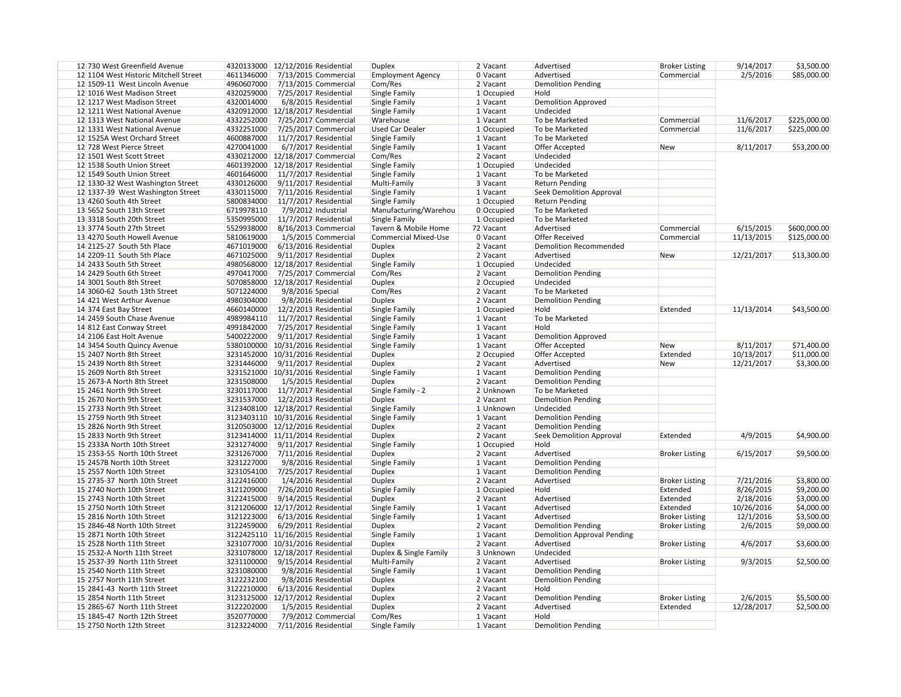| | | | | | | | | | | | |
|---|---|---|---|---|---|---|---|---|---|---|---|
| 12 | 730 West Greenfield Avenue | 4320133000 | 12/12/2016 | Residential | Duplex | 2 | Vacant | Advertised | Broker Listing | 9/14/2017 | $3,500.00 |
| 12 | 1104 West Historic Mitchell Street | 4611346000 | 7/13/2015 | Commercial | Employment Agency | 0 | Vacant | Advertised | Commercial | 2/5/2016 | $85,000.00 |
| 12 | 1509-11 West Lincoln Avenue | 4960607000 | 7/13/2015 | Commercial | Com/Res | 2 | Vacant | Demolition Pending | | | |
| 12 | 1016 West Madison Street | 4320259000 | 7/25/2017 | Residential | Single Family | 1 | Occupied | Hold | | | |
| 12 | 1217 West Madison Street | 4320014000 | 6/8/2015 | Residential | Single Family | 1 | Vacant | Demolition Approved | | | |
| 12 | 1211 West National Avenue | 4320912000 | 12/18/2017 | Residential | Single Family | 1 | Vacant | Undecided | | | |
| 12 | 1313 West National Avenue | 4332252000 | 7/25/2017 | Commercial | Warehouse | 1 | Vacant | To be Marketed | Commercial | 11/6/2017 | $225,000.00 |
| 12 | 1331 West National Avenue | 4332251000 | 7/25/2017 | Commercial | Used Car Dealer | 1 | Occupied | To be Marketed | Commercial | 11/6/2017 | $225,000.00 |
| 12 | 1525A West Orchard Street | 4600887000 | 11/7/2017 | Residential | Single Family | 1 | Vacant | To be Marketed | | | |
| 12 | 728 West Pierce Street | 4270041000 | 6/7/2017 | Residential | Single Family | 1 | Vacant | Offer Accepted | New | 8/11/2017 | $53,200.00 |
| 12 | 1501 West Scott Street | 4330212000 | 12/18/2017 | Commercial | Com/Res | 2 | Vacant | Undecided | | | |
| 12 | 1538 South Union Street | 4601392000 | 12/18/2017 | Residential | Single Family | 1 | Occupied | Undecided | | | |
| 12 | 1549 South Union Street | 4601646000 | 11/7/2017 | Residential | Single Family | 1 | Vacant | To be Marketed | | | |
| 12 | 1330-32 West Washington Street | 4330126000 | 9/11/2017 | Residential | Multi-Family | 3 | Vacant | Return Pending | | | |
| 12 | 1337-39 West Washington Street | 4330115000 | 7/11/2016 | Residential | Single Family | 1 | Vacant | Seek Demolition Approval | | | |
| 13 | 4260 South 4th Street | 5800834000 | 11/7/2017 | Residential | Single Family | 1 | Occupied | Return Pending | | | |
| 13 | 5652 South 13th Street | 6719978110 | 7/9/2012 | Industrial | Manufacturing/Warehou | 0 | Occupied | To be Marketed | | | |
| 13 | 3318 South 20th Street | 5350995000 | 11/7/2017 | Residential | Single Family | 1 | Occupied | To be Marketed | | | |
| 13 | 3774 South 27th Street | 5529938000 | 8/16/2013 | Commercial | Tavern & Mobile Home | 72 | Vacant | Advertised | Commercial | 6/15/2015 | $600,000.00 |
| 13 | 4270 South Howell Avenue | 5810619000 | 1/5/2015 | Commercial | Commercial Mixed-Use | 0 | Vacant | Offer Received | Commercial | 11/13/2015 | $125,000.00 |
| 14 | 2125-27 South 5th Place | 4671019000 | 6/13/2016 | Residential | Duplex | 2 | Vacant | Demolition Recommended | | | |
| 14 | 2209-11 South 5th Place | 4671025000 | 9/11/2017 | Residential | Duplex | 2 | Vacant | Advertised | New | 12/21/2017 | $13,300.00 |
| 14 | 2433 South 5th Street | 4980568000 | 12/18/2017 | Residential | Single Family | 1 | Occupied | Undecided | | | |
| 14 | 2429 South 6th Street | 4970417000 | 7/25/2017 | Commercial | Com/Res | 2 | Vacant | Demolition Pending | | | |
| 14 | 3001 South 8th Street | 5070858000 | 12/18/2017 | Residential | Duplex | 2 | Occupied | Undecided | | | |
| 14 | 3060-62 South 13th Street | 5071224000 | 9/8/2016 | Special | Com/Res | 2 | Vacant | To be Marketed | | | |
| 14 | 421 West Arthur Avenue | 4980304000 | 9/8/2016 | Residential | Duplex | 2 | Vacant | Demolition Pending | | | |
| 14 | 374 East Bay Street | 4660140000 | 12/2/2013 | Residential | Single Family | 1 | Occupied | Hold | Extended | 11/13/2014 | $43,500.00 |
| 14 | 2459 South Chase Avenue | 4989984110 | 11/7/2017 | Residential | Single Family | 1 | Vacant | To be Marketed | | | |
| 14 | 812 East Conway Street | 4991842000 | 7/25/2017 | Residential | Single Family | 1 | Vacant | Hold | | | |
| 14 | 2106 East Holt Avenue | 5400222000 | 9/11/2017 | Residential | Single Family | 1 | Vacant | Demolition Approved | | | |
| 14 | 3454 South Quincy Avenue | 5380100000 | 10/31/2016 | Residential | Single Family | 1 | Vacant | Offer Accepted | New | 8/11/2017 | $71,400.00 |
| 15 | 2407 North 8th Street | 3231452000 | 10/31/2016 | Residential | Duplex | 2 | Occupied | Offer Accepted | Extended | 10/13/2017 | $11,000.00 |
| 15 | 2439 North 8th Street | 3231446000 | 9/11/2017 | Residential | Duplex | 2 | Vacant | Advertised | New | 12/21/2017 | $3,300.00 |
| 15 | 2609 North 8th Street | 3231521000 | 10/31/2016 | Residential | Single Family | 1 | Vacant | Demolition Pending | | | |
| 15 | 2673-A North 8th Street | 3231508000 | 1/5/2015 | Residential | Duplex | 2 | Vacant | Demolition Pending | | | |
| 15 | 2461 North 9th Street | 3230117000 | 11/7/2017 | Residential | Single Family - 2 | 2 | Unknown | To be Marketed | | | |
| 15 | 2670 North 9th Street | 3231537000 | 12/2/2013 | Residential | Duplex | 2 | Vacant | Demolition Pending | | | |
| 15 | 2733 North 9th Street | 3123408100 | 12/18/2017 | Residential | Single Family | 1 | Unknown | Undecided | | | |
| 15 | 2759 North 9th Street | 3123403110 | 10/31/2016 | Residential | Single Family | 1 | Vacant | Demolition Pending | | | |
| 15 | 2826 North 9th Street | 3120503000 | 12/12/2016 | Residential | Duplex | 2 | Vacant | Demolition Pending | | | |
| 15 | 2833 North 9th Street | 3123414000 | 11/11/2014 | Residential | Duplex | 2 | Vacant | Seek Demolition Approval | Extended | 4/9/2015 | $4,900.00 |
| 15 | 2333A North 10th Street | 3231274000 | 9/11/2017 | Residential | Single Family | 1 | Occupied | Hold | | | |
| 15 | 2353-55 North 10th Street | 3231267000 | 7/11/2016 | Residential | Duplex | 2 | Vacant | Advertised | Broker Listing | 6/15/2017 | $9,500.00 |
| 15 | 2457B North 10th Street | 3231227000 | 9/8/2016 | Residential | Single Family | 1 | Vacant | Demolition Pending | | | |
| 15 | 2557 North 10th Street | 3231054100 | 7/25/2017 | Residential | Duplex | 1 | Vacant | Demolition Pending | | | |
| 15 | 2735-37 North 10th Street | 3122416000 | 1/4/2016 | Residential | Duplex | 2 | Vacant | Advertised | Broker Listing | 7/21/2016 | $3,800.00 |
| 15 | 2740 North 10th Street | 3121209000 | 7/26/2010 | Residential | Single Family | 1 | Occupied | Hold | Extended | 8/26/2015 | $9,200.00 |
| 15 | 2743 North 10th Street | 3122415000 | 9/14/2015 | Residential | Duplex | 2 | Vacant | Advertised | Extended | 2/18/2016 | $3,000.00 |
| 15 | 2750 North 10th Street | 3121206000 | 12/17/2012 | Residential | Single Family | 1 | Vacant | Advertised | Extended | 10/26/2016 | $4,000.00 |
| 15 | 2816 North 10th Street | 3121223000 | 6/13/2016 | Residential | Single Family | 1 | Vacant | Advertised | Broker Listing | 12/1/2016 | $3,500.00 |
| 15 | 2846-48 North 10th Street | 3122459000 | 6/29/2011 | Residential | Duplex | 2 | Vacant | Demolition Pending | Broker Listing | 2/6/2015 | $9,000.00 |
| 15 | 2871 North 10th Street | 3122425110 | 11/16/2015 | Residential | Single Family | 1 | Vacant | Demolition Approval Pending | | | |
| 15 | 2528 North 11th Street | 3231077000 | 10/31/2016 | Residential | Duplex | 2 | Vacant | Advertised | Broker Listing | 4/6/2017 | $3,600.00 |
| 15 | 2532-A North 11th Street | 3231078000 | 12/18/2017 | Residential | Duplex & Single Family | 3 | Unknown | Undecided | | | |
| 15 | 2537-39 North 11th Street | 3231100000 | 9/15/2014 | Residential | Multi-Family | 2 | Vacant | Advertised | Broker Listing | 9/3/2015 | $2,500.00 |
| 15 | 2540 North 11th Street | 3231080000 | 9/8/2016 | Residential | Single Family | 1 | Vacant | Demolition Pending | | | |
| 15 | 2757 North 11th Street | 3122232100 | 9/8/2016 | Residential | Duplex | 2 | Vacant | Demolition Pending | | | |
| 15 | 2841-43 North 11th Street | 3122210000 | 6/13/2016 | Residential | Duplex | 2 | Vacant | Hold | | | |
| 15 | 2854 North 11th Street | 3123125000 | 12/17/2012 | Residential | Duplex | 2 | Vacant | Demolition Pending | Broker Listing | 2/6/2015 | $5,500.00 |
| 15 | 2865-67 North 11th Street | 3122202000 | 1/5/2015 | Residential | Duplex | 2 | Vacant | Advertised | Extended | 12/28/2017 | $2,500.00 |
| 15 | 1845-47 North 12th Street | 3520770000 | 7/9/2012 | Commercial | Com/Res | 1 | Vacant | Hold | | | |
| 15 | 2750 North 12th Street | 3123224000 | 7/11/2016 | Residential | Single Family | 1 | Vacant | Demolition Pending | | | |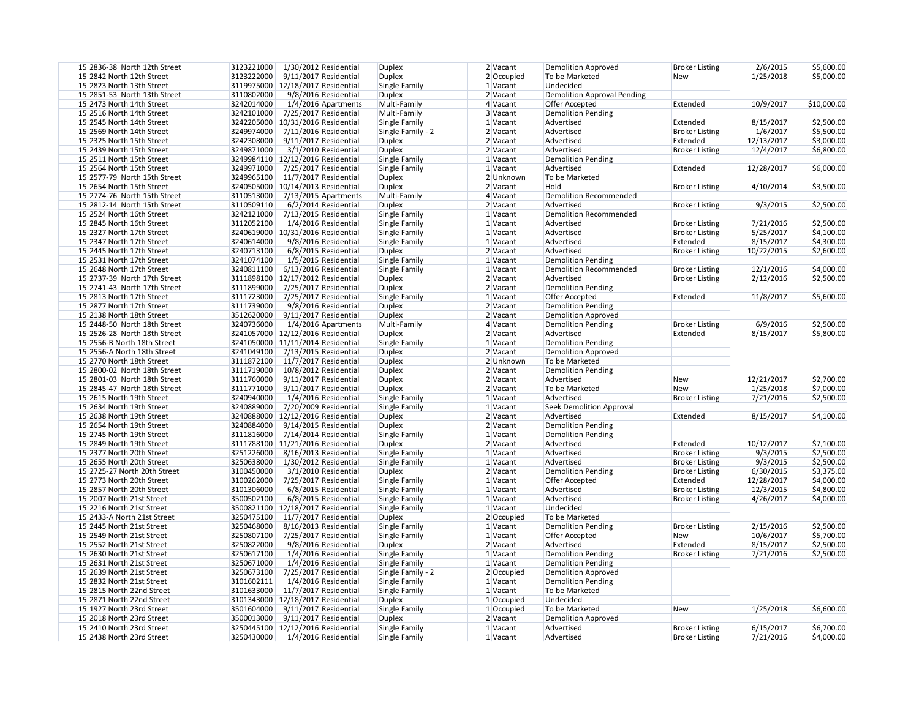| | | | | | | | | | | | |
|---|---|---|---|---|---|---|---|---|---|---|---|
| 15 | 2836-38 North 12th Street | 3123221000 | 1/30/2012 | Residential | Duplex | 2 | Vacant | Demolition Approved | Broker Listing | 2/6/2015 | $5,600.00 |
| 15 | 2842 North 12th Street | 3123222000 | 9/11/2017 | Residential | Duplex | 2 | Occupied | To be Marketed | New | 1/25/2018 | $5,000.00 |
| 15 | 2823 North 13th Street | 3119975000 | 12/18/2017 | Residential | Single Family | 1 | Vacant | Undecided | | | |
| 15 | 2851-53 North 13th Street | 3110802000 | 9/8/2016 | Residential | Duplex | 2 | Vacant | Demolition Approval Pending | | | |
| 15 | 2473 North 14th Street | 3242014000 | 1/4/2016 | Apartments | Multi-Family | 4 | Vacant | Offer Accepted | Extended | 10/9/2017 | $10,000.00 |
| 15 | 2516 North 14th Street | 3242101000 | 7/25/2017 | Residential | Multi-Family | 3 | Vacant | Demolition Pending | | | |
| 15 | 2545 North 14th Street | 3242205000 | 10/31/2016 | Residential | Single Family | 1 | Vacant | Advertised | Extended | 8/15/2017 | $2,500.00 |
| 15 | 2569 North 14th Street | 3249974000 | 7/11/2016 | Residential | Single Family - 2 | 2 | Vacant | Advertised | Broker Listing | 1/6/2017 | $5,500.00 |
| 15 | 2325 North 15th Street | 3242308000 | 9/11/2017 | Residential | Duplex | 2 | Vacant | Advertised | Extended | 12/13/2017 | $3,000.00 |
| 15 | 2439 North 15th Street | 3249871000 | 3/1/2010 | Residential | Duplex | 2 | Vacant | Advertised | Broker Listing | 12/4/2017 | $6,800.00 |
| 15 | 2511 North 15th Street | 3249984110 | 12/12/2016 | Residential | Single Family | 1 | Vacant | Demolition Pending | | | |
| 15 | 2564 North 15th Street | 3249971000 | 7/25/2017 | Residential | Single Family | 1 | Vacant | Advertised | Extended | 12/28/2017 | $6,000.00 |
| 15 | 2577-79 North 15th Street | 3249965100 | 11/7/2017 | Residential | Duplex | 2 | Unknown | To be Marketed | | | |
| 15 | 2654 North 15th Street | 3240505000 | 10/14/2013 | Residential | Duplex | 2 | Vacant | Hold | Broker Listing | 4/10/2014 | $3,500.00 |
| 15 | 2774-76 North 15th Street | 3110513000 | 7/13/2015 | Apartments | Multi-Family | 4 | Vacant | Demolition Recommended | | | |
| 15 | 2812-14 North 15th Street | 3110509110 | 6/2/2014 | Residential | Duplex | 2 | Vacant | Advertised | Broker Listing | 9/3/2015 | $2,500.00 |
| 15 | 2524 North 16th Street | 3242121000 | 7/13/2015 | Residential | Single Family | 1 | Vacant | Demolition Recommended | | | |
| 15 | 2845 North 16th Street | 3112052100 | 1/4/2016 | Residential | Single Family | 1 | Vacant | Advertised | Broker Listing | 7/21/2016 | $2,500.00 |
| 15 | 2327 North 17th Street | 3240619000 | 10/31/2016 | Residential | Single Family | 1 | Vacant | Advertised | Broker Listing | 5/25/2017 | $4,100.00 |
| 15 | 2347 North 17th Street | 3240614000 | 9/8/2016 | Residential | Single Family | 1 | Vacant | Advertised | Extended | 8/15/2017 | $4,300.00 |
| 15 | 2445 North 17th Street | 3240713100 | 6/8/2015 | Residential | Duplex | 2 | Vacant | Advertised | Broker Listing | 10/22/2015 | $2,600.00 |
| 15 | 2531 North 17th Street | 3241074100 | 1/5/2015 | Residential | Single Family | 1 | Vacant | Demolition Pending | | | |
| 15 | 2648 North 17th Street | 3240811100 | 6/13/2016 | Residential | Single Family | 1 | Vacant | Demolition Recommended | Broker Listing | 12/1/2016 | $4,000.00 |
| 15 | 2737-39 North 17th Street | 3111898100 | 12/17/2012 | Residential | Duplex | 2 | Vacant | Advertised | Broker Listing | 2/12/2016 | $2,500.00 |
| 15 | 2741-43 North 17th Street | 3111899000 | 7/25/2017 | Residential | Duplex | 2 | Vacant | Demolition Pending | | | |
| 15 | 2813 North 17th Street | 3111723000 | 7/25/2017 | Residential | Single Family | 1 | Vacant | Offer Accepted | Extended | 11/8/2017 | $5,600.00 |
| 15 | 2877 North 17th Street | 3111739000 | 9/8/2016 | Residential | Duplex | 2 | Vacant | Demolition Pending | | | |
| 15 | 2138 North 18th Street | 3512620000 | 9/11/2017 | Residential | Duplex | 2 | Vacant | Demolition Approved | | | |
| 15 | 2448-50 North 18th Street | 3240736000 | 1/4/2016 | Apartments | Multi-Family | 4 | Vacant | Demolition Pending | Broker Listing | 6/9/2016 | $2,500.00 |
| 15 | 2526-28 North 18th Street | 3241057000 | 12/12/2016 | Residential | Duplex | 2 | Vacant | Advertised | Extended | 8/15/2017 | $5,800.00 |
| 15 | 2556-B North 18th Street | 3241050000 | 11/11/2014 | Residential | Single Family | 1 | Vacant | Demolition Pending | | | |
| 15 | 2556-A North 18th Street | 3241049100 | 7/13/2015 | Residential | Duplex | 2 | Vacant | Demolition Approved | | | |
| 15 | 2770 North 18th Street | 3111872100 | 11/7/2017 | Residential | Duplex | 2 | Unknown | To be Marketed | | | |
| 15 | 2800-02 North 18th Street | 3111719000 | 10/8/2012 | Residential | Duplex | 2 | Vacant | Demolition Pending | | | |
| 15 | 2801-03 North 18th Street | 3111760000 | 9/11/2017 | Residential | Duplex | 2 | Vacant | Advertised | New | 12/21/2017 | $2,700.00 |
| 15 | 2845-47 North 18th Street | 3111771000 | 9/11/2017 | Residential | Duplex | 2 | Vacant | To be Marketed | New | 1/25/2018 | $7,000.00 |
| 15 | 2615 North 19th Street | 3240940000 | 1/4/2016 | Residential | Single Family | 1 | Vacant | Advertised | Broker Listing | 7/21/2016 | $2,500.00 |
| 15 | 2634 North 19th Street | 3240889000 | 7/20/2009 | Residential | Single Family | 1 | Vacant | Seek Demolition Approval | | | |
| 15 | 2638 North 19th Street | 3240888000 | 12/12/2016 | Residential | Duplex | 2 | Vacant | Advertised | Extended | 8/15/2017 | $4,100.00 |
| 15 | 2654 North 19th Street | 3240884000 | 9/14/2015 | Residential | Duplex | 2 | Vacant | Demolition Pending | | | |
| 15 | 2745 North 19th Street | 3111816000 | 7/14/2014 | Residential | Single Family | 1 | Vacant | Demolition Pending | | | |
| 15 | 2849 North 19th Street | 3111788100 | 11/21/2016 | Residential | Duplex | 2 | Vacant | Advertised | Extended | 10/12/2017 | $7,100.00 |
| 15 | 2377 North 20th Street | 3251226000 | 8/16/2013 | Residential | Single Family | 1 | Vacant | Advertised | Broker Listing | 9/3/2015 | $2,500.00 |
| 15 | 2655 North 20th Street | 3250638000 | 1/30/2012 | Residential | Single Family | 1 | Vacant | Advertised | Broker Listing | 9/3/2015 | $2,500.00 |
| 15 | 2725-27 North 20th Street | 3100450000 | 3/1/2010 | Residential | Duplex | 2 | Vacant | Demolition Pending | Broker Listing | 6/30/2015 | $3,375.00 |
| 15 | 2773 North 20th Street | 3100262000 | 7/25/2017 | Residential | Single Family | 1 | Vacant | Offer Accepted | Extended | 12/28/2017 | $4,000.00 |
| 15 | 2857 North 20th Street | 3101306000 | 6/8/2015 | Residential | Single Family | 1 | Vacant | Advertised | Broker Listing | 12/3/2015 | $4,800.00 |
| 15 | 2007 North 21st Street | 3500502100 | 6/8/2015 | Residential | Single Family | 1 | Vacant | Advertised | Broker Listing | 4/26/2017 | $4,000.00 |
| 15 | 2216 North 21st Street | 3500821100 | 12/18/2017 | Residential | Single Family | 1 | Vacant | Undecided | | | |
| 15 | 2433-A North 21st Street | 3250475100 | 11/7/2017 | Residential | Duplex | 2 | Occupied | To be Marketed | | | |
| 15 | 2445 North 21st Street | 3250468000 | 8/16/2013 | Residential | Single Family | 1 | Vacant | Demolition Pending | Broker Listing | 2/15/2016 | $2,500.00 |
| 15 | 2549 North 21st Street | 3250807100 | 7/25/2017 | Residential | Single Family | 1 | Vacant | Offer Accepted | New | 10/6/2017 | $5,700.00 |
| 15 | 2552 North 21st Street | 3250822000 | 9/8/2016 | Residential | Duplex | 2 | Vacant | Advertised | Extended | 8/15/2017 | $2,500.00 |
| 15 | 2630 North 21st Street | 3250617100 | 1/4/2016 | Residential | Single Family | 1 | Vacant | Demolition Pending | Broker Listing | 7/21/2016 | $2,500.00 |
| 15 | 2631 North 21st Street | 3250671000 | 1/4/2016 | Residential | Single Family | 1 | Vacant | Demolition Pending | | | |
| 15 | 2639 North 21st Street | 3250673100 | 7/25/2017 | Residential | Single Family - 2 | 2 | Occupied | Demolition Approved | | | |
| 15 | 2832 North 21st Street | 3101602111 | 1/4/2016 | Residential | Single Family | 1 | Vacant | Demolition Pending | | | |
| 15 | 2815 North 22nd Street | 3101633000 | 11/7/2017 | Residential | Single Family | 1 | Vacant | To be Marketed | | | |
| 15 | 2871 North 22nd Street | 3101343000 | 12/18/2017 | Residential | Duplex | 1 | Occupied | Undecided | | | |
| 15 | 1927 North 23rd Street | 3501604000 | 9/11/2017 | Residential | Single Family | 1 | Occupied | To be Marketed | New | 1/25/2018 | $6,600.00 |
| 15 | 2018 North 23rd Street | 3500013000 | 9/11/2017 | Residential | Duplex | 2 | Vacant | Demolition Approved | | | |
| 15 | 2410 North 23rd Street | 3250445100 | 12/12/2016 | Residential | Single Family | 1 | Vacant | Advertised | Broker Listing | 6/15/2017 | $6,700.00 |
| 15 | 2438 North 23rd Street | 3250430000 | 1/4/2016 | Residential | Single Family | 1 | Vacant | Advertised | Broker Listing | 7/21/2016 | $4,000.00 |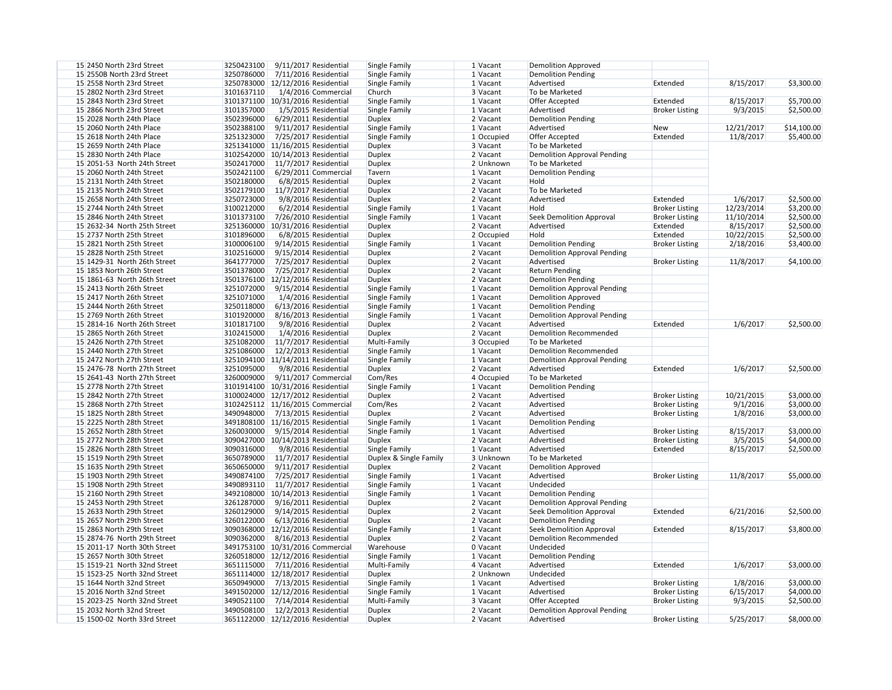| | | | | | | | | | | | |
|---|---|---|---|---|---|---|---|---|---|---|---|
| 15 | 2450 North 23rd Street | 3250423100 | 9/11/2017 | Residential | Single Family | 1 | Vacant | Demolition Approved | | | |
| 15 | 2550B North 23rd Street | 3250786000 | 7/11/2016 | Residential | Single Family | 1 | Vacant | Demolition Pending | | | |
| 15 | 2558 North 23rd Street | 3250783000 | 12/12/2016 | Residential | Single Family | 1 | Vacant | Advertised | Extended | 8/15/2017 | $3,300.00 |
| 15 | 2802 North 23rd Street | 3101637110 | 1/4/2016 | Commercial | Church | 3 | Vacant | To be Marketed | | | |
| 15 | 2843 North 23rd Street | 3101371100 | 10/31/2016 | Residential | Single Family | 1 | Vacant | Offer Accepted | Extended | 8/15/2017 | $5,700.00 |
| 15 | 2866 North 23rd Street | 3101357000 | 1/5/2015 | Residential | Single Family | 1 | Vacant | Advertised | Broker Listing | 9/3/2015 | $2,500.00 |
| 15 | 2028 North 24th Place | 3502396000 | 6/29/2011 | Residential | Duplex | 2 | Vacant | Demolition Pending | | | |
| 15 | 2060 North 24th Place | 3502388100 | 9/11/2017 | Residential | Single Family | 1 | Vacant | Advertised | New | 12/21/2017 | $14,100.00 |
| 15 | 2618 North 24th Place | 3251323000 | 7/25/2017 | Residential | Single Family | 1 | Occupied | Offer Accepted | Extended | 11/8/2017 | $5,400.00 |
| 15 | 2659 North 24th Place | 3251341000 | 11/16/2015 | Residential | Duplex | 3 | Vacant | To be Marketed | | | |
| 15 | 2830 North 24th Place | 3102542000 | 10/14/2013 | Residential | Duplex | 2 | Vacant | Demolition Approval Pending | | | |
| 15 | 2051-53 North 24th Street | 3502417000 | 11/7/2017 | Residential | Duplex | 2 | Unknown | To be Marketed | | | |
| 15 | 2060 North 24th Street | 3502421100 | 6/29/2011 | Commercial | Tavern | 1 | Vacant | Demolition Pending | | | |
| 15 | 2131 North 24th Street | 3502180000 | 6/8/2015 | Residential | Duplex | 2 | Vacant | Hold | | | |
| 15 | 2135 North 24th Street | 3502179100 | 11/7/2017 | Residential | Duplex | 2 | Vacant | To be Marketed | | | |
| 15 | 2658 North 24th Street | 3250723000 | 9/8/2016 | Residential | Duplex | 2 | Vacant | Advertised | Extended | 1/6/2017 | $2,500.00 |
| 15 | 2744 North 24th Street | 3100212000 | 6/2/2014 | Residential | Single Family | 1 | Vacant | Hold | Broker Listing | 12/23/2014 | $3,200.00 |
| 15 | 2846 North 24th Street | 3101373100 | 7/26/2010 | Residential | Single Family | 1 | Vacant | Seek Demolition Approval | Broker Listing | 11/10/2014 | $2,500.00 |
| 15 | 2632-34 North 25th Street | 3251360000 | 10/31/2016 | Residential | Duplex | 2 | Vacant | Advertised | Extended | 8/15/2017 | $2,500.00 |
| 15 | 2737 North 25th Street | 3101896000 | 6/8/2015 | Residential | Duplex | 2 | Occupied | Hold | Extended | 10/22/2015 | $2,500.00 |
| 15 | 2821 North 25th Street | 3100006100 | 9/14/2015 | Residential | Single Family | 1 | Vacant | Demolition Pending | Broker Listing | 2/18/2016 | $3,400.00 |
| 15 | 2828 North 25th Street | 3102516000 | 9/15/2014 | Residential | Duplex | 2 | Vacant | Demolition Approval Pending | | | |
| 15 | 1429-31 North 26th Street | 3641777000 | 7/25/2017 | Residential | Duplex | 2 | Vacant | Advertised | Broker Listing | 11/8/2017 | $4,100.00 |
| 15 | 1853 North 26th Street | 3501378000 | 7/25/2017 | Residential | Duplex | 2 | Vacant | Return Pending | | | |
| 15 | 1861-63 North 26th Street | 3501376100 | 12/12/2016 | Residential | Duplex | 2 | Vacant | Demolition Pending | | | |
| 15 | 2413 North 26th Street | 3251072000 | 9/15/2014 | Residential | Single Family | 1 | Vacant | Demolition Approval Pending | | | |
| 15 | 2417 North 26th Street | 3251071000 | 1/4/2016 | Residential | Single Family | 1 | Vacant | Demolition Approved | | | |
| 15 | 2444 North 26th Street | 3250118000 | 6/13/2016 | Residential | Single Family | 1 | Vacant | Demolition Pending | | | |
| 15 | 2769 North 26th Street | 3101920000 | 8/16/2013 | Residential | Single Family | 1 | Vacant | Demolition Approval Pending | | | |
| 15 | 2814-16 North 26th Street | 3101817100 | 9/8/2016 | Residential | Duplex | 2 | Vacant | Advertised | Extended | 1/6/2017 | $2,500.00 |
| 15 | 2865 North 26th Street | 3102415000 | 1/4/2016 | Residential | Duplex | 2 | Vacant | Demolition Recommended | | | |
| 15 | 2426 North 27th Street | 3251082000 | 11/7/2017 | Residential | Multi-Family | 3 | Occupied | To be Marketed | | | |
| 15 | 2440 North 27th Street | 3251086000 | 12/2/2013 | Residential | Single Family | 1 | Vacant | Demolition Recommended | | | |
| 15 | 2472 North 27th Street | 3251094100 | 11/14/2011 | Residential | Single Family | 1 | Vacant | Demolition Approval Pending | | | |
| 15 | 2476-78 North 27th Street | 3251095000 | 9/8/2016 | Residential | Duplex | 2 | Vacant | Advertised | Extended | 1/6/2017 | $2,500.00 |
| 15 | 2641-43 North 27th Street | 3260009000 | 9/11/2017 | Commercial | Com/Res | 4 | Occupied | To be Marketed | | | |
| 15 | 2778 North 27th Street | 3101914100 | 10/31/2016 | Residential | Single Family | 1 | Vacant | Demolition Pending | | | |
| 15 | 2842 North 27th Street | 3100024000 | 12/17/2012 | Residential | Duplex | 2 | Vacant | Advertised | Broker Listing | 10/21/2015 | $3,000.00 |
| 15 | 2868 North 27th Street | 3102425112 | 11/16/2015 | Commercial | Com/Res | 2 | Vacant | Advertised | Broker Listing | 9/1/2016 | $3,000.00 |
| 15 | 1825 North 28th Street | 3490948000 | 7/13/2015 | Residential | Duplex | 2 | Vacant | Advertised | Broker Listing | 1/8/2016 | $3,000.00 |
| 15 | 2225 North 28th Street | 3491808100 | 11/16/2015 | Residential | Single Family | 1 | Vacant | Demolition Pending | | | |
| 15 | 2652 North 28th Street | 3260030000 | 9/15/2014 | Residential | Single Family | 1 | Vacant | Advertised | Broker Listing | 8/15/2017 | $3,000.00 |
| 15 | 2772 North 28th Street | 3090427000 | 10/14/2013 | Residential | Duplex | 2 | Vacant | Advertised | Broker Listing | 3/5/2015 | $4,000.00 |
| 15 | 2826 North 28th Street | 3090316000 | 9/8/2016 | Residential | Single Family | 1 | Vacant | Advertised | Extended | 8/15/2017 | $2,500.00 |
| 15 | 1519 North 29th Street | 3650789000 | 11/7/2017 | Residential | Duplex & Single Family | 3 | Unknown | To be Marketed | | | |
| 15 | 1635 North 29th Street | 3650650000 | 9/11/2017 | Residential | Duplex | 2 | Vacant | Demolition Approved | | | |
| 15 | 1903 North 29th Street | 3490874100 | 7/25/2017 | Residential | Single Family | 1 | Vacant | Advertised | Broker Listing | 11/8/2017 | $5,000.00 |
| 15 | 1908 North 29th Street | 3490893110 | 11/7/2017 | Residential | Single Family | 1 | Vacant | Undecided | | | |
| 15 | 2160 North 29th Street | 3492108000 | 10/14/2013 | Residential | Single Family | 1 | Vacant | Demolition Pending | | | |
| 15 | 2453 North 29th Street | 3261287000 | 9/16/2011 | Residential | Duplex | 2 | Vacant | Demolition Approval Pending | | | |
| 15 | 2633 North 29th Street | 3260129000 | 9/14/2015 | Residential | Duplex | 2 | Vacant | Seek Demolition Approval | Extended | 6/21/2016 | $2,500.00 |
| 15 | 2657 North 29th Street | 3260122000 | 6/13/2016 | Residential | Duplex | 2 | Vacant | Demolition Pending | | | |
| 15 | 2863 North 29th Street | 3090368000 | 12/12/2016 | Residential | Single Family | 1 | Vacant | Seek Demolition Approval | Extended | 8/15/2017 | $3,800.00 |
| 15 | 2874-76 North 29th Street | 3090362000 | 8/16/2013 | Residential | Duplex | 2 | Vacant | Demolition Recommended | | | |
| 15 | 2011-17 North 30th Street | 3491753100 | 10/31/2016 | Commercial | Warehouse | 0 | Vacant | Undecided | | | |
| 15 | 2657 North 30th Street | 3260518000 | 12/12/2016 | Residential | Single Family | 1 | Vacant | Demolition Pending | | | |
| 15 | 1519-21 North 32nd Street | 3651115000 | 7/11/2016 | Residential | Multi-Family | 4 | Vacant | Advertised | Extended | 1/6/2017 | $3,000.00 |
| 15 | 1523-25 North 32nd Street | 3651114000 | 12/18/2017 | Residential | Duplex | 2 | Unknown | Undecided | | | |
| 15 | 1644 North 32nd Street | 3650949000 | 7/13/2015 | Residential | Single Family | 1 | Vacant | Advertised | Broker Listing | 1/8/2016 | $3,000.00 |
| 15 | 2016 North 32nd Street | 3491502000 | 12/12/2016 | Residential | Single Family | 1 | Vacant | Advertised | Broker Listing | 6/15/2017 | $4,000.00 |
| 15 | 2023-25 North 32nd Street | 3490521100 | 7/14/2014 | Residential | Multi-Family | 3 | Vacant | Offer Accepted | Broker Listing | 9/3/2015 | $2,500.00 |
| 15 | 2032 North 32nd Street | 3490508100 | 12/2/2013 | Residential | Duplex | 2 | Vacant | Demolition Approval Pending | | | |
| 15 | 1500-02 North 33rd Street | 3651122000 | 12/12/2016 | Residential | Duplex | 2 | Vacant | Advertised | Broker Listing | 5/25/2017 | $8,000.00 |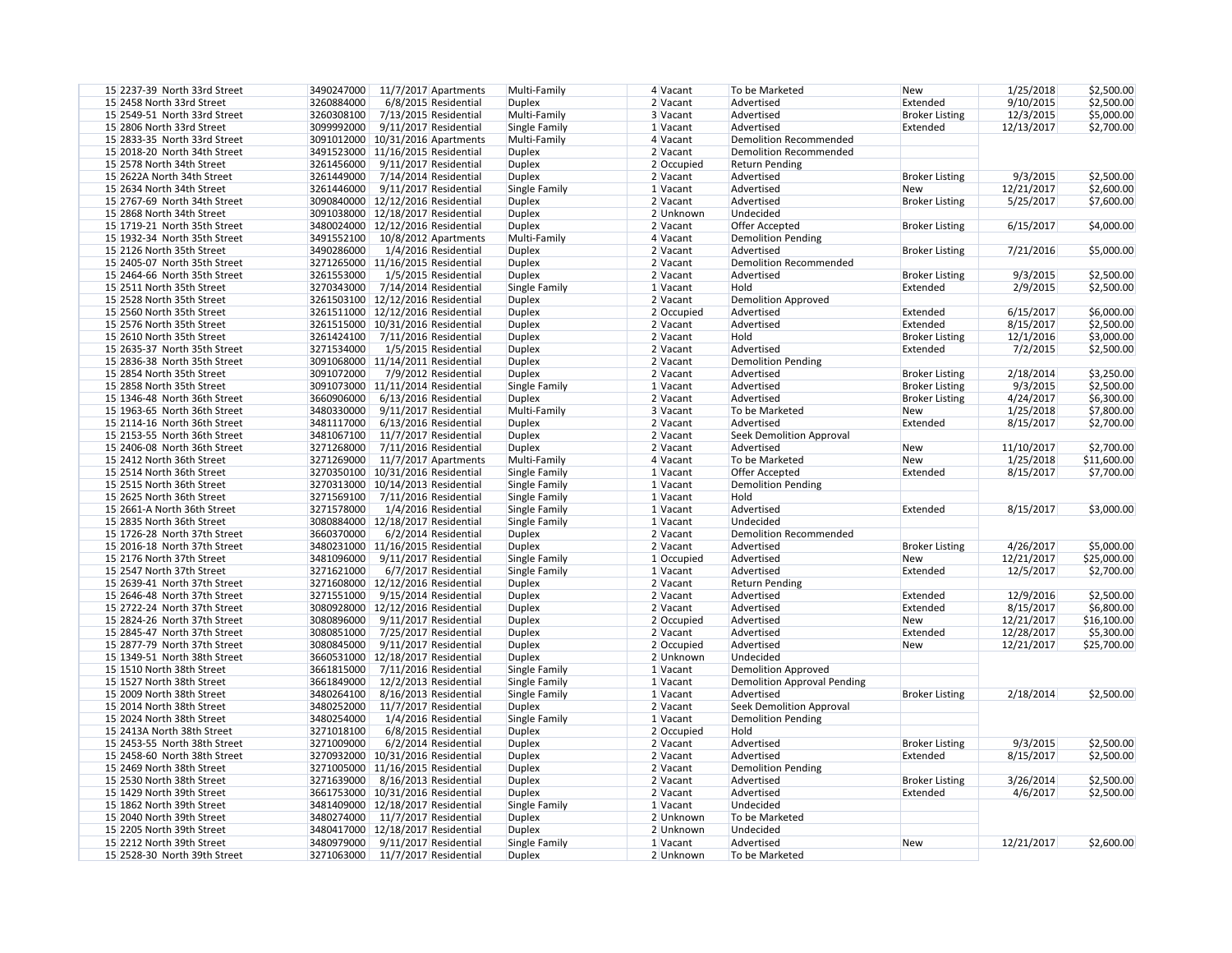| | | | | | | | | | | | |
|---|---|---|---|---|---|---|---|---|---|---|---|
| 15 | 2237-39 North 33rd Street | 3490247000 | 11/7/2017 | Apartments | Multi-Family | 4 | Vacant | To be Marketed | New | 1/25/2018 | $2,500.00 |
| 15 | 2458 North 33rd Street | 3260884000 | 6/8/2015 | Residential | Duplex | 2 | Vacant | Advertised | Extended | 9/10/2015 | $2,500.00 |
| 15 | 2549-51 North 33rd Street | 3260308100 | 7/13/2015 | Residential | Multi-Family | 3 | Vacant | Advertised | Broker Listing | 12/3/2015 | $5,000.00 |
| 15 | 2806 North 33rd Street | 3099992000 | 9/11/2017 | Residential | Single Family | 1 | Vacant | Advertised | Extended | 12/13/2017 | $2,700.00 |
| 15 | 2833-35 North 33rd Street | 3091012000 | 10/31/2016 | Apartments | Multi-Family | 4 | Vacant | Demolition Recommended | | | |
| 15 | 2018-20 North 34th Street | 3491523000 | 11/16/2015 | Residential | Duplex | 2 | Vacant | Demolition Recommended | | | |
| 15 | 2578 North 34th Street | 3261456000 | 9/11/2017 | Residential | Duplex | 2 | Occupied | Return Pending | | | |
| 15 | 2622A North 34th Street | 3261449000 | 7/14/2014 | Residential | Duplex | 2 | Vacant | Advertised | Broker Listing | 9/3/2015 | $2,500.00 |
| 15 | 2634 North 34th Street | 3261446000 | 9/11/2017 | Residential | Single Family | 1 | Vacant | Advertised | New | 12/21/2017 | $2,600.00 |
| 15 | 2767-69 North 34th Street | 3090840000 | 12/12/2016 | Residential | Duplex | 2 | Vacant | Advertised | Broker Listing | 5/25/2017 | $7,600.00 |
| 15 | 2868 North 34th Street | 3091038000 | 12/18/2017 | Residential | Duplex | 2 | Unknown | Undecided | | | |
| 15 | 1719-21 North 35th Street | 3480024000 | 12/12/2016 | Residential | Duplex | 2 | Vacant | Offer Accepted | Broker Listing | 6/15/2017 | $4,000.00 |
| 15 | 1932-34 North 35th Street | 3491552100 | 10/8/2012 | Apartments | Multi-Family | 4 | Vacant | Demolition Pending | | | |
| 15 | 2126 North 35th Street | 3490286000 | 1/4/2016 | Residential | Duplex | 2 | Vacant | Advertised | Broker Listing | 7/21/2016 | $5,000.00 |
| 15 | 2405-07 North 35th Street | 3271265000 | 11/16/2015 | Residential | Duplex | 2 | Vacant | Demolition Recommended | | | |
| 15 | 2464-66 North 35th Street | 3261553000 | 1/5/2015 | Residential | Duplex | 2 | Vacant | Advertised | Broker Listing | 9/3/2015 | $2,500.00 |
| 15 | 2511 North 35th Street | 3270343000 | 7/14/2014 | Residential | Single Family | 1 | Vacant | Hold | Extended | 2/9/2015 | $2,500.00 |
| 15 | 2528 North 35th Street | 3261503100 | 12/12/2016 | Residential | Duplex | 2 | Vacant | Demolition Approved | | | |
| 15 | 2560 North 35th Street | 3261511000 | 12/12/2016 | Residential | Duplex | 2 | Occupied | Advertised | Extended | 6/15/2017 | $6,000.00 |
| 15 | 2576 North 35th Street | 3261515000 | 10/31/2016 | Residential | Duplex | 2 | Vacant | Advertised | Extended | 8/15/2017 | $2,500.00 |
| 15 | 2610 North 35th Street | 3261424100 | 7/11/2016 | Residential | Duplex | 2 | Vacant | Hold | Broker Listing | 12/1/2016 | $3,000.00 |
| 15 | 2635-37 North 35th Street | 3271534000 | 1/5/2015 | Residential | Duplex | 2 | Vacant | Advertised | Extended | 7/2/2015 | $2,500.00 |
| 15 | 2836-38 North 35th Street | 3091068000 | 11/14/2011 | Residential | Duplex | 2 | Vacant | Demolition Pending | | | |
| 15 | 2854 North 35th Street | 3091072000 | 7/9/2012 | Residential | Duplex | 2 | Vacant | Advertised | Broker Listing | 2/18/2014 | $3,250.00 |
| 15 | 2858 North 35th Street | 3091073000 | 11/11/2014 | Residential | Single Family | 1 | Vacant | Advertised | Broker Listing | 9/3/2015 | $2,500.00 |
| 15 | 1346-48 North 36th Street | 3660906000 | 6/13/2016 | Residential | Duplex | 2 | Vacant | Advertised | Broker Listing | 4/24/2017 | $6,300.00 |
| 15 | 1963-65 North 36th Street | 3480330000 | 9/11/2017 | Residential | Multi-Family | 3 | Vacant | To be Marketed | New | 1/25/2018 | $7,800.00 |
| 15 | 2114-16 North 36th Street | 3481117000 | 6/13/2016 | Residential | Duplex | 2 | Vacant | Advertised | Extended | 8/15/2017 | $2,700.00 |
| 15 | 2153-55 North 36th Street | 3481067100 | 11/7/2017 | Residential | Duplex | 2 | Vacant | Seek Demolition Approval | | | |
| 15 | 2406-08 North 36th Street | 3271268000 | 7/11/2016 | Residential | Duplex | 2 | Vacant | Advertised | New | 11/10/2017 | $2,700.00 |
| 15 | 2412 North 36th Street | 3271269000 | 11/7/2017 | Apartments | Multi-Family | 4 | Vacant | To be Marketed | New | 1/25/2018 | $11,600.00 |
| 15 | 2514 North 36th Street | 3270350100 | 10/31/2016 | Residential | Single Family | 1 | Vacant | Offer Accepted | Extended | 8/15/2017 | $7,700.00 |
| 15 | 2515 North 36th Street | 3270313000 | 10/14/2013 | Residential | Single Family | 1 | Vacant | Demolition Pending | | | |
| 15 | 2625 North 36th Street | 3271569100 | 7/11/2016 | Residential | Single Family | 1 | Vacant | Hold | | | |
| 15 | 2661-A North 36th Street | 3271578000 | 1/4/2016 | Residential | Single Family | 1 | Vacant | Advertised | Extended | 8/15/2017 | $3,000.00 |
| 15 | 2835 North 36th Street | 3080884000 | 12/18/2017 | Residential | Single Family | 1 | Vacant | Undecided | | | |
| 15 | 1726-28 North 37th Street | 3660370000 | 6/2/2014 | Residential | Duplex | 2 | Vacant | Demolition Recommended | | | |
| 15 | 2016-18 North 37th Street | 3480231000 | 11/16/2015 | Residential | Duplex | 2 | Vacant | Advertised | Broker Listing | 4/26/2017 | $5,000.00 |
| 15 | 2176 North 37th Street | 3481096000 | 9/11/2017 | Residential | Single Family | 1 | Occupied | Advertised | New | 12/21/2017 | $25,000.00 |
| 15 | 2547 North 37th Street | 3271621000 | 6/7/2017 | Residential | Single Family | 1 | Vacant | Advertised | Extended | 12/5/2017 | $2,700.00 |
| 15 | 2639-41 North 37th Street | 3271608000 | 12/12/2016 | Residential | Duplex | 2 | Vacant | Return Pending | | | |
| 15 | 2646-48 North 37th Street | 3271551000 | 9/15/2014 | Residential | Duplex | 2 | Vacant | Advertised | Extended | 12/9/2016 | $2,500.00 |
| 15 | 2722-24 North 37th Street | 3080928000 | 12/12/2016 | Residential | Duplex | 2 | Vacant | Advertised | Extended | 8/15/2017 | $6,800.00 |
| 15 | 2824-26 North 37th Street | 3080896000 | 9/11/2017 | Residential | Duplex | 2 | Occupied | Advertised | New | 12/21/2017 | $16,100.00 |
| 15 | 2845-47 North 37th Street | 3080851000 | 7/25/2017 | Residential | Duplex | 2 | Vacant | Advertised | Extended | 12/28/2017 | $5,300.00 |
| 15 | 2877-79 North 37th Street | 3080845000 | 9/11/2017 | Residential | Duplex | 2 | Occupied | Advertised | New | 12/21/2017 | $25,700.00 |
| 15 | 1349-51 North 38th Street | 3660531000 | 12/18/2017 | Residential | Duplex | 2 | Unknown | Undecided | | | |
| 15 | 1510 North 38th Street | 3661815000 | 7/11/2016 | Residential | Single Family | 1 | Vacant | Demolition Approved | | | |
| 15 | 1527 North 38th Street | 3661849000 | 12/2/2013 | Residential | Single Family | 1 | Vacant | Demolition Approval Pending | | | |
| 15 | 2009 North 38th Street | 3480264100 | 8/16/2013 | Residential | Single Family | 1 | Vacant | Advertised | Broker Listing | 2/18/2014 | $2,500.00 |
| 15 | 2014 North 38th Street | 3480252000 | 11/7/2017 | Residential | Duplex | 2 | Vacant | Seek Demolition Approval | | | |
| 15 | 2024 North 38th Street | 3480254000 | 1/4/2016 | Residential | Single Family | 1 | Vacant | Demolition Pending | | | |
| 15 | 2413A North 38th Street | 3271018100 | 6/8/2015 | Residential | Duplex | 2 | Occupied | Hold | | | |
| 15 | 2453-55 North 38th Street | 3271009000 | 6/2/2014 | Residential | Duplex | 2 | Vacant | Advertised | Broker Listing | 9/3/2015 | $2,500.00 |
| 15 | 2458-60 North 38th Street | 3270932000 | 10/31/2016 | Residential | Duplex | 2 | Vacant | Advertised | Extended | 8/15/2017 | $2,500.00 |
| 15 | 2469 North 38th Street | 3271005000 | 11/16/2015 | Residential | Duplex | 2 | Vacant | Demolition Pending | | | |
| 15 | 2530 North 38th Street | 3271639000 | 8/16/2013 | Residential | Duplex | 2 | Vacant | Advertised | Broker Listing | 3/26/2014 | $2,500.00 |
| 15 | 1429 North 39th Street | 3661753000 | 10/31/2016 | Residential | Duplex | 2 | Vacant | Advertised | Extended | 4/6/2017 | $2,500.00 |
| 15 | 1862 North 39th Street | 3481409000 | 12/18/2017 | Residential | Single Family | 1 | Vacant | Undecided | | | |
| 15 | 2040 North 39th Street | 3480274000 | 11/7/2017 | Residential | Duplex | 2 | Unknown | To be Marketed | | | |
| 15 | 2205 North 39th Street | 3480417000 | 12/18/2017 | Residential | Duplex | 2 | Unknown | Undecided | | | |
| 15 | 2212 North 39th Street | 3480979000 | 9/11/2017 | Residential | Single Family | 1 | Vacant | Advertised | New | 12/21/2017 | $2,600.00 |
| 15 | 2528-30 North 39th Street | 3271063000 | 11/7/2017 | Residential | Duplex | 2 | Unknown | To be Marketed | | | |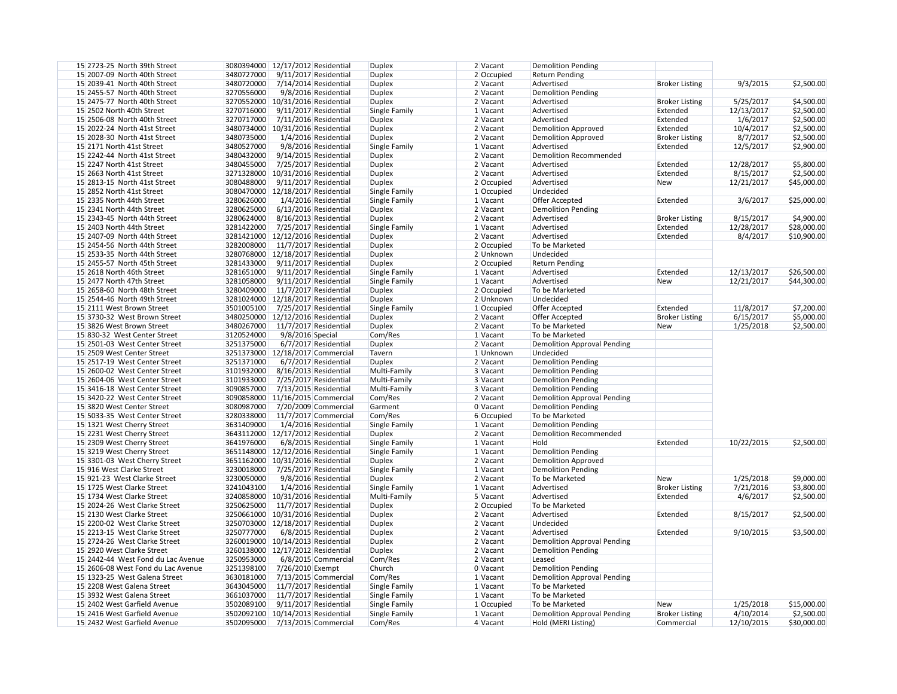| | | | | | | | | | | | |
|---|---|---|---|---|---|---|---|---|---|---|---|
| 15 | 2723-25 North 39th Street | 3080394000 | 12/17/2012 | Residential | Duplex | 2 | Vacant | Demolition Pending | | | |
| 15 | 2007-09 North 40th Street | 3480727000 | 9/11/2017 | Residential | Duplex | 2 | Occupied | Return Pending | | | |
| 15 | 2039-41 North 40th Street | 3480720000 | 7/14/2014 | Residential | Duplex | 2 | Vacant | Advertised | Broker Listing | 9/3/2015 | $2,500.00 |
| 15 | 2455-57 North 40th Street | 3270556000 | 9/8/2016 | Residential | Duplex | 2 | Vacant | Demolition Pending | | | |
| 15 | 2475-77 North 40th Street | 3270552000 | 10/31/2016 | Residential | Duplex | 2 | Vacant | Advertised | Broker Listing | 5/25/2017 | $4,500.00 |
| 15 | 2502 North 40th Street | 3270716000 | 9/11/2017 | Residential | Single Family | 1 | Vacant | Advertised | Extended | 12/13/2017 | $2,500.00 |
| 15 | 2506-08 North 40th Street | 3270717000 | 7/11/2016 | Residential | Duplex | 2 | Vacant | Advertised | Extended | 1/6/2017 | $2,500.00 |
| 15 | 2022-24 North 41st Street | 3480734000 | 10/31/2016 | Residential | Duplex | 2 | Vacant | Demolition Approved | Extended | 10/4/2017 | $2,500.00 |
| 15 | 2028-30 North 41st Street | 3480735000 | 1/4/2016 | Residential | Duplex | 2 | Vacant | Demolition Approved | Broker Listing | 8/7/2017 | $2,500.00 |
| 15 | 2171 North 41st Street | 3480527000 | 9/8/2016 | Residential | Single Family | 1 | Vacant | Advertised | Extended | 12/5/2017 | $2,900.00 |
| 15 | 2242-44 North 41st Street | 3480432000 | 9/14/2015 | Residential | Duplex | 2 | Vacant | Demolition Recommended | | | |
| 15 | 2247 North 41st Street | 3480455000 | 7/25/2017 | Residential | Duplex | 2 | Vacant | Advertised | Extended | 12/28/2017 | $5,800.00 |
| 15 | 2663 North 41st Street | 3271328000 | 10/31/2016 | Residential | Duplex | 2 | Vacant | Advertised | Extended | 8/15/2017 | $2,500.00 |
| 15 | 2813-15 North 41st Street | 3080488000 | 9/11/2017 | Residential | Duplex | 2 | Occupied | Advertised | New | 12/21/2017 | $45,000.00 |
| 15 | 2852 North 41st Street | 3080470000 | 12/18/2017 | Residential | Single Family | 1 | Occupied | Undecided | | | |
| 15 | 2335 North 44th Street | 3280626000 | 1/4/2016 | Residential | Single Family | 1 | Vacant | Offer Accepted | Extended | 3/6/2017 | $25,000.00 |
| 15 | 2341 North 44th Street | 3280625000 | 6/13/2016 | Residential | Duplex | 2 | Vacant | Demolition Pending | | | |
| 15 | 2343-45 North 44th Street | 3280624000 | 8/16/2013 | Residential | Duplex | 2 | Vacant | Advertised | Broker Listing | 8/15/2017 | $4,900.00 |
| 15 | 2403 North 44th Street | 3281422000 | 7/25/2017 | Residential | Single Family | 1 | Vacant | Advertised | Extended | 12/28/2017 | $28,000.00 |
| 15 | 2407-09 North 44th Street | 3281421000 | 12/12/2016 | Residential | Duplex | 2 | Vacant | Advertised | Extended | 8/4/2017 | $10,900.00 |
| 15 | 2454-56 North 44th Street | 3282008000 | 11/7/2017 | Residential | Duplex | 2 | Occupied | To be Marketed | | | |
| 15 | 2533-35 North 44th Street | 3280768000 | 12/18/2017 | Residential | Duplex | 2 | Unknown | Undecided | | | |
| 15 | 2455-57 North 45th Street | 3281433000 | 9/11/2017 | Residential | Duplex | 2 | Occupied | Return Pending | | | |
| 15 | 2618 North 46th Street | 3281651000 | 9/11/2017 | Residential | Single Family | 1 | Vacant | Advertised | Extended | 12/13/2017 | $26,500.00 |
| 15 | 2477 North 47th Street | 3281058000 | 9/11/2017 | Residential | Single Family | 1 | Vacant | Advertised | New | 12/21/2017 | $44,300.00 |
| 15 | 2658-60 North 48th Street | 3280409000 | 11/7/2017 | Residential | Duplex | 2 | Occupied | To be Marketed | | | |
| 15 | 2544-46 North 49th Street | 3281024000 | 12/18/2017 | Residential | Duplex | 2 | Unknown | Undecided | | | |
| 15 | 2111 West Brown Street | 3501005100 | 7/25/2017 | Residential | Single Family | 1 | Occupied | Offer Accepted | Extended | 11/8/2017 | $7,200.00 |
| 15 | 3730-32 West Brown Street | 3480250000 | 12/12/2016 | Residential | Duplex | 2 | Vacant | Offer Accepted | Broker Listing | 6/15/2017 | $5,000.00 |
| 15 | 3826 West Brown Street | 3480267000 | 11/7/2017 | Residential | Duplex | 2 | Vacant | To be Marketed | New | 1/25/2018 | $2,500.00 |
| 15 | 830-32 West Center Street | 3120524000 | 9/8/2016 | Special | Com/Res | 1 | Vacant | To be Marketed | | | |
| 15 | 2501-03 West Center Street | 3251375000 | 6/7/2017 | Residential | Duplex | 2 | Vacant | Demolition Approval Pending | | | |
| 15 | 2509 West Center Street | 3251373000 | 12/18/2017 | Commercial | Tavern | 1 | Unknown | Undecided | | | |
| 15 | 2517-19 West Center Street | 3251371000 | 6/7/2017 | Residential | Duplex | 2 | Vacant | Demolition Pending | | | |
| 15 | 2600-02 West Center Street | 3101932000 | 8/16/2013 | Residential | Multi-Family | 3 | Vacant | Demolition Pending | | | |
| 15 | 2604-06 West Center Street | 3101933000 | 7/25/2017 | Residential | Multi-Family | 3 | Vacant | Demolition Pending | | | |
| 15 | 3416-18 West Center Street | 3090857000 | 7/13/2015 | Residential | Multi-Family | 3 | Vacant | Demolition Pending | | | |
| 15 | 3420-22 West Center Street | 3090858000 | 11/16/2015 | Commercial | Com/Res | 2 | Vacant | Demolition Approval Pending | | | |
| 15 | 3820 West Center Street | 3080987000 | 7/20/2009 | Commercial | Garment | 0 | Vacant | Demolition Pending | | | |
| 15 | 5033-35 West Center Street | 3280338000 | 11/7/2017 | Commercial | Com/Res | 6 | Occupied | To be Marketed | | | |
| 15 | 1321 West Cherry Street | 3631409000 | 1/4/2016 | Residential | Single Family | 1 | Vacant | Demolition Pending | | | |
| 15 | 2231 West Cherry Street | 3643112000 | 12/17/2012 | Residential | Duplex | 2 | Vacant | Demolition Recommended | | | |
| 15 | 2309 West Cherry Street | 3641976000 | 6/8/2015 | Residential | Single Family | 1 | Vacant | Hold | Extended | 10/22/2015 | $2,500.00 |
| 15 | 3219 West Cherry Street | 3651148000 | 12/12/2016 | Residential | Single Family | 1 | Vacant | Demolition Pending | | | |
| 15 | 3301-03 West Cherry Street | 3651162000 | 10/31/2016 | Residential | Duplex | 2 | Vacant | Demolition Approved | | | |
| 15 | 916 West Clarke Street | 3230018000 | 7/25/2017 | Residential | Single Family | 1 | Vacant | Demolition Pending | | | |
| 15 | 921-23 West Clarke Street | 3230050000 | 9/8/2016 | Residential | Duplex | 2 | Vacant | To be Marketed | New | 1/25/2018 | $9,000.00 |
| 15 | 1725 West Clarke Street | 3241043100 | 1/4/2016 | Residential | Single Family | 1 | Vacant | Advertised | Broker Listing | 7/21/2016 | $3,800.00 |
| 15 | 1734 West Clarke Street | 3240858000 | 10/31/2016 | Residential | Multi-Family | 5 | Vacant | Advertised | Extended | 4/6/2017 | $2,500.00 |
| 15 | 2024-26 West Clarke Street | 3250625000 | 11/7/2017 | Residential | Duplex | 2 | Occupied | To be Marketed | | | |
| 15 | 2130 West Clarke Street | 3250661000 | 10/31/2016 | Residential | Duplex | 2 | Vacant | Advertised | Extended | 8/15/2017 | $2,500.00 |
| 15 | 2200-02 West Clarke Street | 3250703000 | 12/18/2017 | Residential | Duplex | 2 | Vacant | Undecided | | | |
| 15 | 2213-15 West Clarke Street | 3250777000 | 6/8/2015 | Residential | Duplex | 2 | Vacant | Advertised | Extended | 9/10/2015 | $3,500.00 |
| 15 | 2724-26 West Clarke Street | 3260019000 | 10/14/2013 | Residential | Duplex | 2 | Vacant | Demolition Approval Pending | | | |
| 15 | 2920 West Clarke Street | 3260138000 | 12/17/2012 | Residential | Duplex | 2 | Vacant | Demolition Pending | | | |
| 15 | 2442-44 West Fond du Lac Avenue | 3250953000 | 6/8/2015 | Commercial | Com/Res | 2 | Vacant | Leased | | | |
| 15 | 2606-08 West Fond du Lac Avenue | 3251398100 | 7/26/2010 | Exempt | Church | 0 | Vacant | Demolition Pending | | | |
| 15 | 1323-25 West Galena Street | 3630181000 | 7/13/2015 | Commercial | Com/Res | 1 | Vacant | Demolition Approval Pending | | | |
| 15 | 2208 West Galena Street | 3643045000 | 11/7/2017 | Residential | Single Family | 1 | Vacant | To be Marketed | | | |
| 15 | 3932 West Galena Street | 3661037000 | 11/7/2017 | Residential | Single Family | 1 | Vacant | To be Marketed | | | |
| 15 | 2402 West Garfield Avenue | 3502089100 | 9/11/2017 | Residential | Single Family | 1 | Occupied | To be Marketed | New | 1/25/2018 | $15,000.00 |
| 15 | 2416 West Garfield Avenue | 3502092100 | 10/14/2013 | Residential | Single Family | 1 | Vacant | Demolition Approval Pending | Broker Listing | 4/10/2014 | $2,500.00 |
| 15 | 2432 West Garfield Avenue | 3502095000 | 7/13/2015 | Commercial | Com/Res | 4 | Vacant | Hold (MERI Listing) | Commercial | 12/10/2015 | $30,000.00 |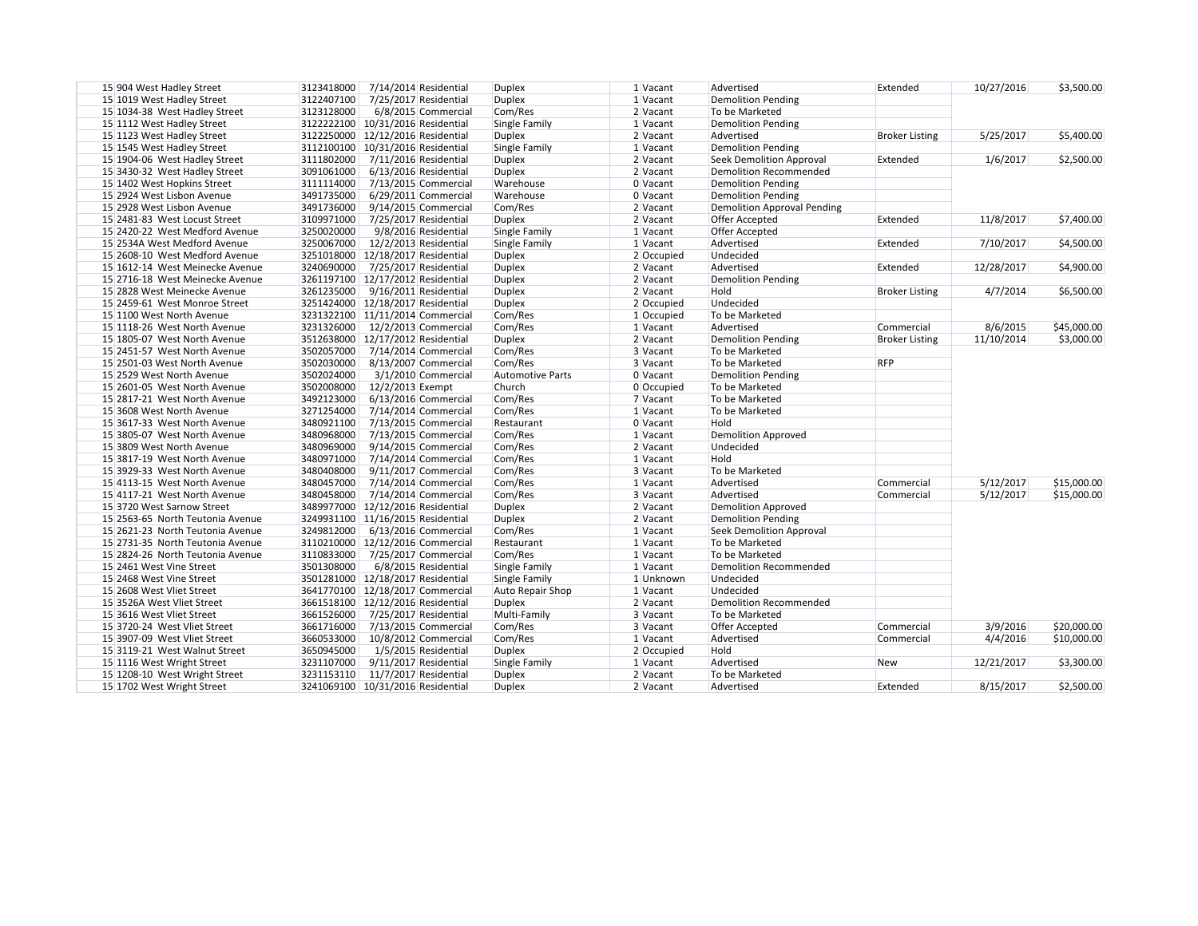| | | | | | | | | | | | |
|---|---|---|---|---|---|---|---|---|---|---|---|
| 15 | 904 West Hadley Street | 3123418000 | 7/14/2014 | Residential | Duplex | 1 | Vacant | Advertised | Extended | 10/27/2016 | $3,500.00 |
| 15 | 1019 West Hadley Street | 3122407100 | 7/25/2017 | Residential | Duplex | 1 | Vacant | Demolition Pending | | | |
| 15 | 1034-38 West Hadley Street | 3123128000 | 6/8/2015 | Commercial | Com/Res | 2 | Vacant | To be Marketed | | | |
| 15 | 1112 West Hadley Street | 3122222100 | 10/31/2016 | Residential | Single Family | 1 | Vacant | Demolition Pending | | | |
| 15 | 1123 West Hadley Street | 3122250000 | 12/12/2016 | Residential | Duplex | 2 | Vacant | Advertised | Broker Listing | 5/25/2017 | $5,400.00 |
| 15 | 1545 West Hadley Street | 3112100100 | 10/31/2016 | Residential | Single Family | 1 | Vacant | Demolition Pending | | | |
| 15 | 1904-06 West Hadley Street | 3111802000 | 7/11/2016 | Residential | Duplex | 2 | Vacant | Seek Demolition Approval | Extended | 1/6/2017 | $2,500.00 |
| 15 | 3430-32 West Hadley Street | 3091061000 | 6/13/2016 | Residential | Duplex | 2 | Vacant | Demolition Recommended | | | |
| 15 | 1402 West Hopkins Street | 3111114000 | 7/13/2015 | Commercial | Warehouse | 0 | Vacant | Demolition Pending | | | |
| 15 | 2924 West Lisbon Avenue | 3491735000 | 6/29/2011 | Commercial | Warehouse | 0 | Vacant | Demolition Pending | | | |
| 15 | 2928 West Lisbon Avenue | 3491736000 | 9/14/2015 | Commercial | Com/Res | 2 | Vacant | Demolition Approval Pending | | | |
| 15 | 2481-83 West Locust Street | 3109971000 | 7/25/2017 | Residential | Duplex | 2 | Vacant | Offer Accepted | Extended | 11/8/2017 | $7,400.00 |
| 15 | 2420-22 West Medford Avenue | 3250020000 | 9/8/2016 | Residential | Single Family | 1 | Vacant | Offer Accepted | | | |
| 15 | 2534A West Medford Avenue | 3250067000 | 12/2/2013 | Residential | Single Family | 1 | Vacant | Advertised | Extended | 7/10/2017 | $4,500.00 |
| 15 | 2608-10 West Medford Avenue | 3251018000 | 12/18/2017 | Residential | Duplex | 2 | Occupied | Undecided | | | |
| 15 | 1612-14 West Meinecke Avenue | 3240690000 | 7/25/2017 | Residential | Duplex | 2 | Vacant | Advertised | Extended | 12/28/2017 | $4,900.00 |
| 15 | 2716-18 West Meinecke Avenue | 3261197100 | 12/17/2012 | Residential | Duplex | 2 | Vacant | Demolition Pending | | | |
| 15 | 2828 West Meinecke Avenue | 3261235000 | 9/16/2011 | Residential | Duplex | 2 | Vacant | Hold | Broker Listing | 4/7/2014 | $6,500.00 |
| 15 | 2459-61 West Monroe Street | 3251424000 | 12/18/2017 | Residential | Duplex | 2 | Occupied | Undecided | | | |
| 15 | 1100 West North Avenue | 3231322100 | 11/11/2014 | Commercial | Com/Res | 1 | Occupied | To be Marketed | | | |
| 15 | 1118-26 West North Avenue | 3231326000 | 12/2/2013 | Commercial | Com/Res | 1 | Vacant | Advertised | Commercial | 8/6/2015 | $45,000.00 |
| 15 | 1805-07 West North Avenue | 3512638000 | 12/17/2012 | Residential | Duplex | 2 | Vacant | Demolition Pending | Broker Listing | 11/10/2014 | $3,000.00 |
| 15 | 2451-57 West North Avenue | 3502057000 | 7/14/2014 | Commercial | Com/Res | 3 | Vacant | To be Marketed | | | |
| 15 | 2501-03 West North Avenue | 3502030000 | 8/13/2007 | Commercial | Com/Res | 3 | Vacant | To be Marketed | RFP | | |
| 15 | 2529 West North Avenue | 3502024000 | 3/1/2010 | Commercial | Automotive Parts | 0 | Vacant | Demolition Pending | | | |
| 15 | 2601-05 West North Avenue | 3502008000 | 12/2/2013 | Exempt | Church | 0 | Occupied | To be Marketed | | | |
| 15 | 2817-21 West North Avenue | 3492123000 | 6/13/2016 | Commercial | Com/Res | 7 | Vacant | To be Marketed | | | |
| 15 | 3608 West North Avenue | 3271254000 | 7/14/2014 | Commercial | Com/Res | 1 | Vacant | To be Marketed | | | |
| 15 | 3617-33 West North Avenue | 3480921100 | 7/13/2015 | Commercial | Restaurant | 0 | Vacant | Hold | | | |
| 15 | 3805-07 West North Avenue | 3480968000 | 7/13/2015 | Commercial | Com/Res | 1 | Vacant | Demolition Approved | | | |
| 15 | 3809 West North Avenue | 3480969000 | 9/14/2015 | Commercial | Com/Res | 2 | Vacant | Undecided | | | |
| 15 | 3817-19 West North Avenue | 3480971000 | 7/14/2014 | Commercial | Com/Res | 1 | Vacant | Hold | | | |
| 15 | 3929-33 West North Avenue | 3480408000 | 9/11/2017 | Commercial | Com/Res | 3 | Vacant | To be Marketed | | | |
| 15 | 4113-15 West North Avenue | 3480457000 | 7/14/2014 | Commercial | Com/Res | 1 | Vacant | Advertised | Commercial | 5/12/2017 | $15,000.00 |
| 15 | 4117-21 West North Avenue | 3480458000 | 7/14/2014 | Commercial | Com/Res | 3 | Vacant | Advertised | Commercial | 5/12/2017 | $15,000.00 |
| 15 | 3720 West Sarnow Street | 3489977000 | 12/12/2016 | Residential | Duplex | 2 | Vacant | Demolition Approved | | | |
| 15 | 2563-65 North Teutonia Avenue | 3249931100 | 11/16/2015 | Residential | Duplex | 2 | Vacant | Demolition Pending | | | |
| 15 | 2621-23 North Teutonia Avenue | 3249812000 | 6/13/2016 | Commercial | Com/Res | 1 | Vacant | Seek Demolition Approval | | | |
| 15 | 2731-35 North Teutonia Avenue | 3110210000 | 12/12/2016 | Commercial | Restaurant | 1 | Vacant | To be Marketed | | | |
| 15 | 2824-26 North Teutonia Avenue | 3110833000 | 7/25/2017 | Commercial | Com/Res | 1 | Vacant | To be Marketed | | | |
| 15 | 2461 West Vine Street | 3501308000 | 6/8/2015 | Residential | Single Family | 1 | Vacant | Demolition Recommended | | | |
| 15 | 2468 West Vine Street | 3501281000 | 12/18/2017 | Residential | Single Family | 1 | Unknown | Undecided | | | |
| 15 | 2608 West Vliet Street | 3641770100 | 12/18/2017 | Commercial | Auto Repair Shop | 1 | Vacant | Undecided | | | |
| 15 | 3526A West Vliet Street | 3661518100 | 12/12/2016 | Residential | Duplex | 2 | Vacant | Demolition Recommended | | | |
| 15 | 3616 West Vliet Street | 3661526000 | 7/25/2017 | Residential | Multi-Family | 3 | Vacant | To be Marketed | | | |
| 15 | 3720-24 West Vliet Street | 3661716000 | 7/13/2015 | Commercial | Com/Res | 3 | Vacant | Offer Accepted | Commercial | 3/9/2016 | $20,000.00 |
| 15 | 3907-09 West Vliet Street | 3660533000 | 10/8/2012 | Commercial | Com/Res | 1 | Vacant | Advertised | Commercial | 4/4/2016 | $10,000.00 |
| 15 | 3119-21 West Walnut Street | 3650945000 | 1/5/2015 | Residential | Duplex | 2 | Occupied | Hold | | | |
| 15 | 1116 West Wright Street | 3231107000 | 9/11/2017 | Residential | Single Family | 1 | Vacant | Advertised | New | 12/21/2017 | $3,300.00 |
| 15 | 1208-10 West Wright Street | 3231153110 | 11/7/2017 | Residential | Duplex | 2 | Vacant | To be Marketed | | | |
| 15 | 1702 West Wright Street | 3241069100 | 10/31/2016 | Residential | Duplex | 2 | Vacant | Advertised | Extended | 8/15/2017 | $2,500.00 |